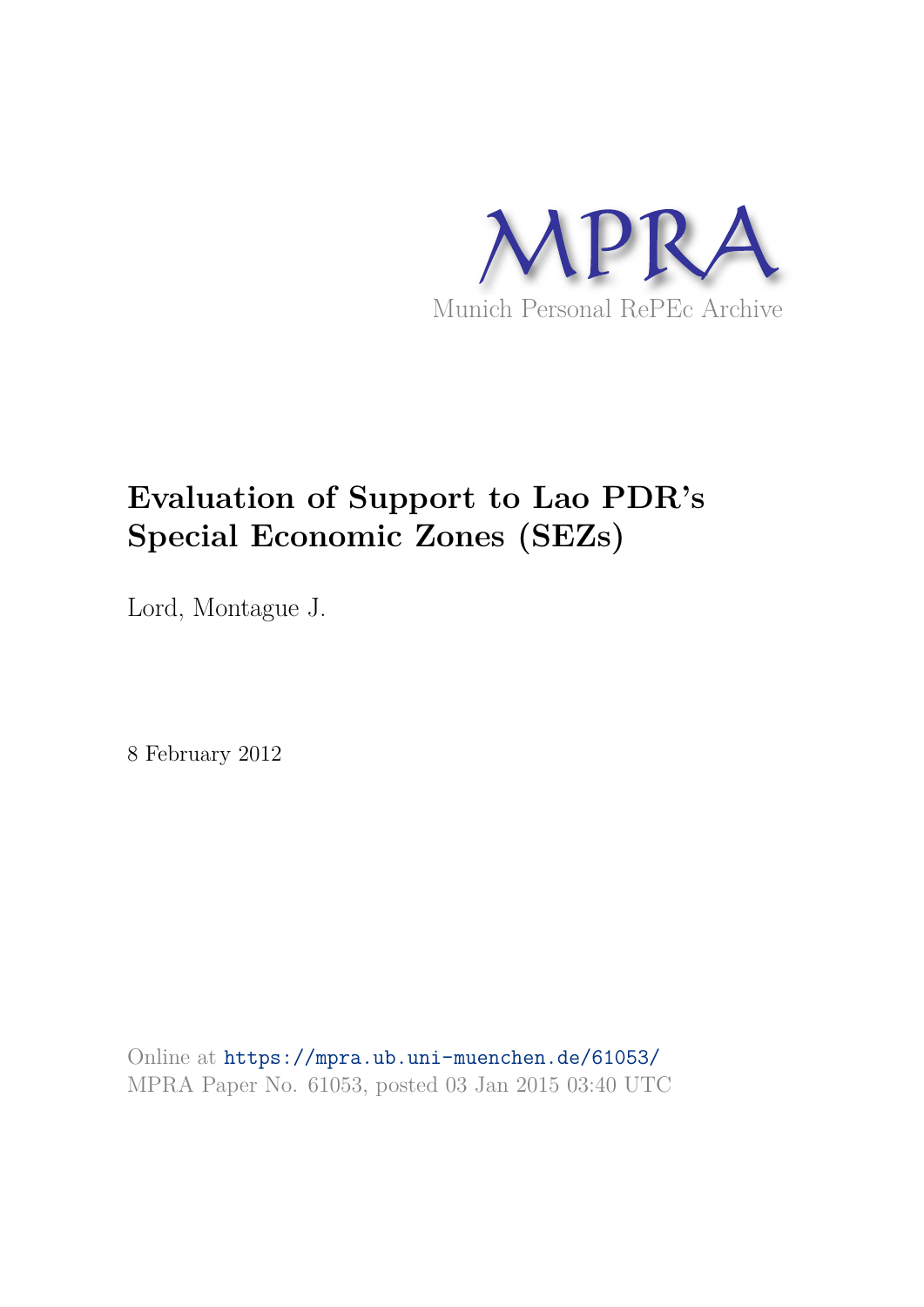MPRA

Munich Personal RePEc Archive

# Evaluation of Support to Lao PDR's Special Economic Zones (SEZs)

Lord, Montague J.

8 February 2012

Online at https://mpra.ub.uni-muenchen.de/61053/
MPRA Paper No. 61053, posted 03 Jan 2015 03:40 UTC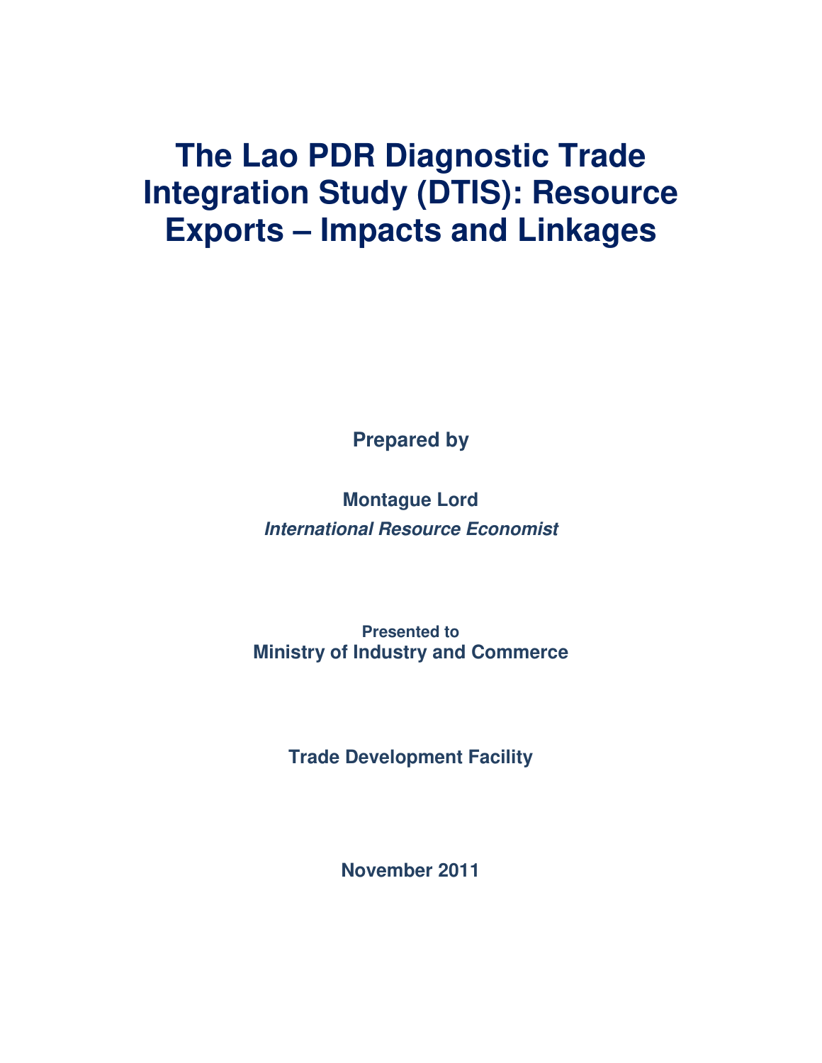# The Lao PDR Diagnostic Trade Integration Study (DTIS): Resource Exports – Impacts and Linkages

**Prepared by**

**Montague Lord**

***International Resource Economist***

**Presented to**
**Ministry of Industry and Commerce**

**Trade Development Facility**

**November 2011**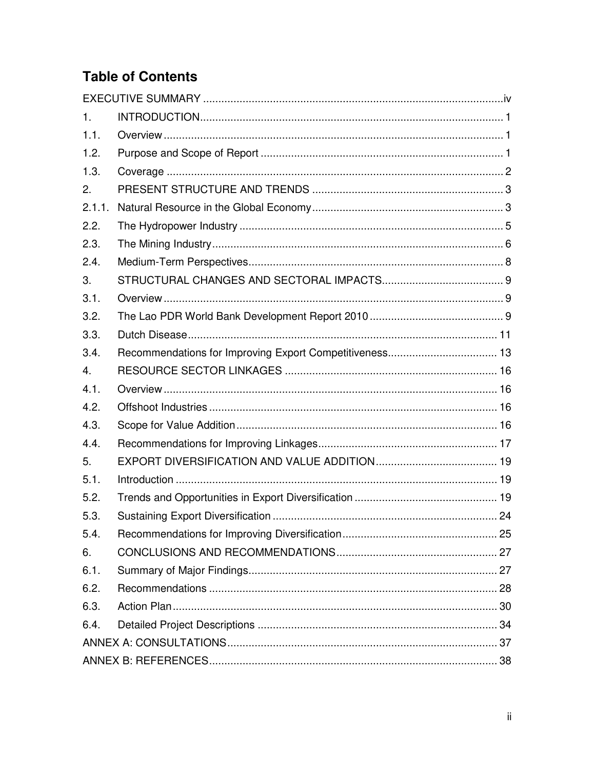## Table of Contents

| | | |
|---|---|---|
| EXECUTIVE SUMMARY | | iv |
| 1. | INTRODUCTION | 1 |
| 1.1. | Overview | 1 |
| 1.2. | Purpose and Scope of Report | 1 |
| 1.3. | Coverage | 2 |
| 2. | PRESENT STRUCTURE AND TRENDS | 3 |
| 2.1.1. | Natural Resource in the Global Economy | 3 |
| 2.2. | The Hydropower Industry | 5 |
| 2.3. | The Mining Industry | 6 |
| 2.4. | Medium-Term Perspectives | 8 |
| 3. | STRUCTURAL CHANGES AND SECTORAL IMPACTS | 9 |
| 3.1. | Overview | 9 |
| 3.2. | The Lao PDR World Bank Development Report 2010 | 9 |
| 3.3. | Dutch Disease | 11 |
| 3.4. | Recommendations for Improving Export Competitiveness | 13 |
| 4. | RESOURCE SECTOR LINKAGES | 16 |
| 4.1. | Overview | 16 |
| 4.2. | Offshoot Industries | 16 |
| 4.3. | Scope for Value Addition | 16 |
| 4.4. | Recommendations for Improving Linkages | 17 |
| 5. | EXPORT DIVERSIFICATION AND VALUE ADDITION | 19 |
| 5.1. | Introduction | 19 |
| 5.2. | Trends and Opportunities in Export Diversification | 19 |
| 5.3. | Sustaining Export Diversification | 24 |
| 5.4. | Recommendations for Improving Diversification | 25 |
| 6. | CONCLUSIONS AND RECOMMENDATIONS | 27 |
| 6.1. | Summary of Major Findings | 27 |
| 6.2. | Recommendations | 28 |
| 6.3. | Action Plan | 30 |
| 6.4. | Detailed Project Descriptions | 34 |
| ANNEX A: CONSULTATIONS | | 37 |
| ANNEX B: REFERENCES | | 38 |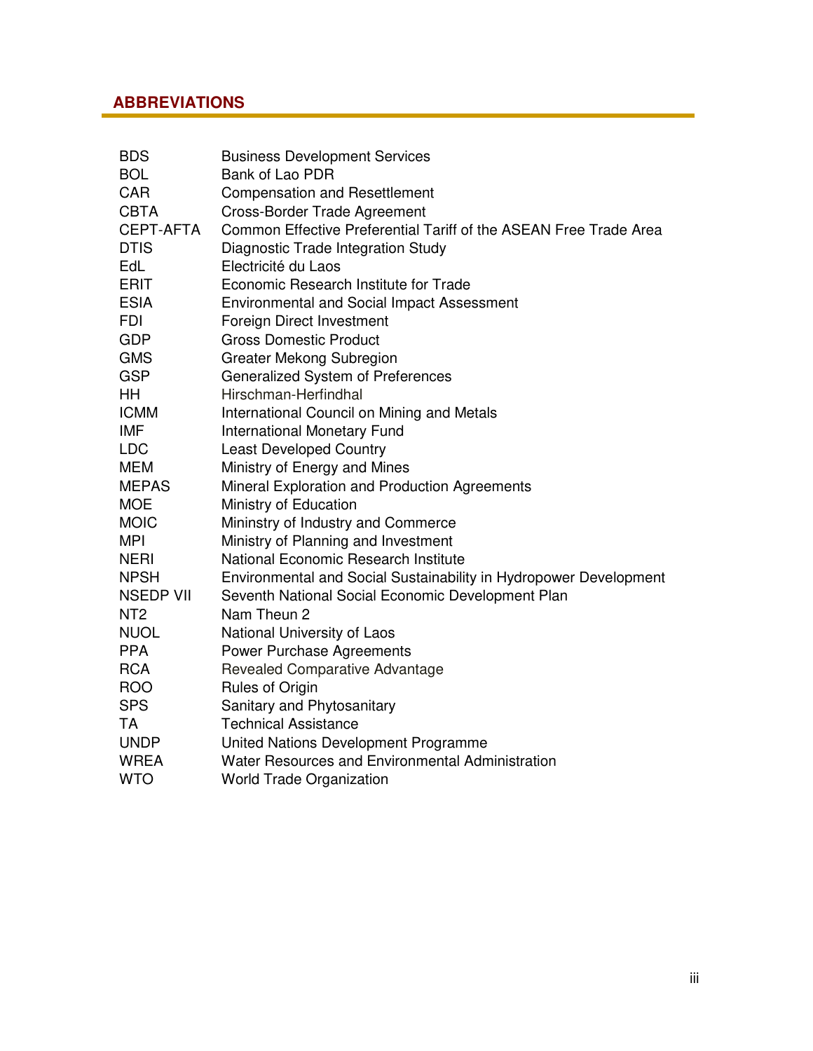## ABBREVIATIONS

| | |
|---|---|
| BDS | Business Development Services |
| BOL | Bank of Lao PDR |
| CAR | Compensation and Resettlement |
| CBTA | Cross-Border Trade Agreement |
| CEPT-AFTA | Common Effective Preferential Tariff of the ASEAN Free Trade Area |
| DTIS | Diagnostic Trade Integration Study |
| EdL | Electricité du Laos |
| ERIT | Economic Research Institute for Trade |
| ESIA | Environmental and Social Impact Assessment |
| FDI | Foreign Direct Investment |
| GDP | Gross Domestic Product |
| GMS | Greater Mekong Subregion |
| GSP | Generalized System of Preferences |
| HH | Hirschman-Herfindhal |
| ICMM | International Council on Mining and Metals |
| IMF | International Monetary Fund |
| LDC | Least Developed Country |
| MEM | Ministry of Energy and Mines |
| MEPAS | Mineral Exploration and Production Agreements |
| MOE | Ministry of Education |
| MOIC | Mininstry of Industry and Commerce |
| MPI | Ministry of Planning and Investment |
| NERI | National Economic Research Institute |
| NPSH | Environmental and Social Sustainability in Hydropower Development |
| NSEDP VII | Seventh National Social Economic Development Plan |
| NT2 | Nam Theun 2 |
| NUOL | National University of Laos |
| PPA | Power Purchase Agreements |
| RCA | Revealed Comparative Advantage |
| ROO | Rules of Origin |
| SPS | Sanitary and Phytosanitary |
| TA | Technical Assistance |
| UNDP | United Nations Development Programme |
| WREA | Water Resources and Environmental Administration |
| WTO | World Trade Organization |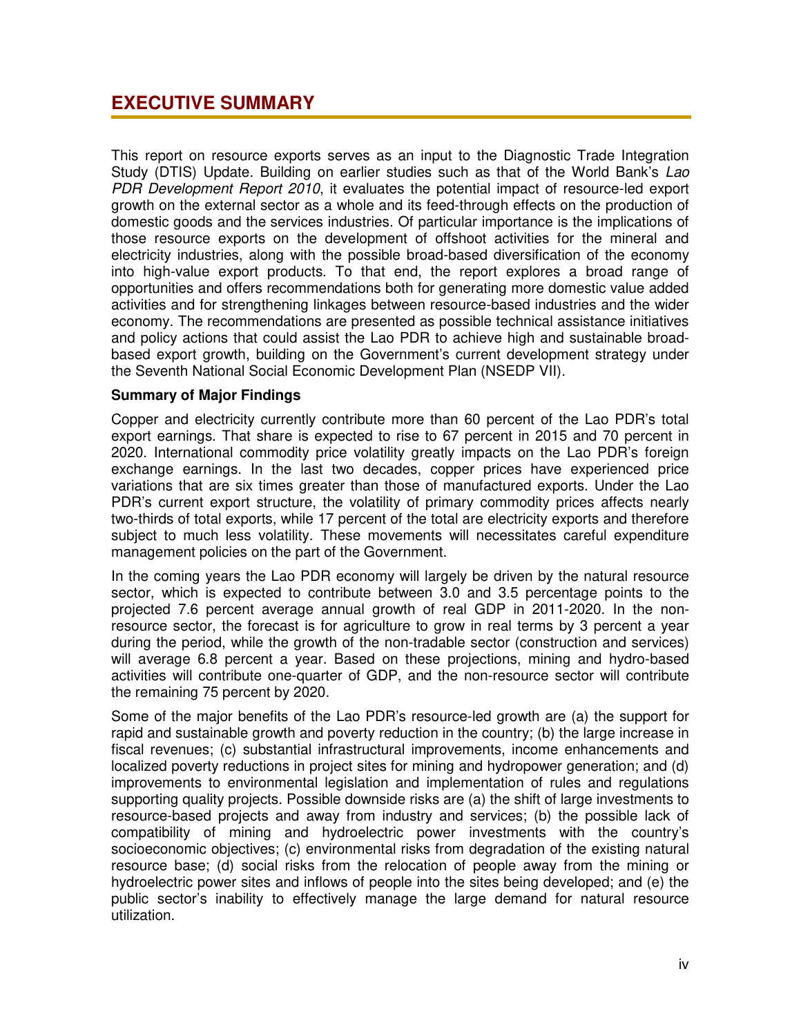# EXECUTIVE SUMMARY

This report on resource exports serves as an input to the Diagnostic Trade Integration Study (DTIS) Update. Building on earlier studies such as that of the World Bank's *Lao PDR Development Report 2010*, it evaluates the potential impact of resource-led export growth on the external sector as a whole and its feed-through effects on the production of domestic goods and the services industries. Of particular importance is the implications of those resource exports on the development of offshoot activities for the mineral and electricity industries, along with the possible broad-based diversification of the economy into high-value export products. To that end, the report explores a broad range of opportunities and offers recommendations both for generating more domestic value added activities and for strengthening linkages between resource-based industries and the wider economy. The recommendations are presented as possible technical assistance initiatives and policy actions that could assist the Lao PDR to achieve high and sustainable broad-based export growth, building on the Government's current development strategy under the Seventh National Social Economic Development Plan (NSEDP VII).

**Summary of Major Findings**

Copper and electricity currently contribute more than 60 percent of the Lao PDR's total export earnings. That share is expected to rise to 67 percent in 2015 and 70 percent in 2020. International commodity price volatility greatly impacts on the Lao PDR's foreign exchange earnings. In the last two decades, copper prices have experienced price variations that are six times greater than those of manufactured exports. Under the Lao PDR's current export structure, the volatility of primary commodity prices affects nearly two-thirds of total exports, while 17 percent of the total are electricity exports and therefore subject to much less volatility. These movements will necessitates careful expenditure management policies on the part of the Government.

In the coming years the Lao PDR economy will largely be driven by the natural resource sector, which is expected to contribute between 3.0 and 3.5 percentage points to the projected 7.6 percent average annual growth of real GDP in 2011-2020. In the non-resource sector, the forecast is for agriculture to grow in real terms by 3 percent a year during the period, while the growth of the non-tradable sector (construction and services) will average 6.8 percent a year. Based on these projections, mining and hydro-based activities will contribute one-quarter of GDP, and the non-resource sector will contribute the remaining 75 percent by 2020.

Some of the major benefits of the Lao PDR's resource-led growth are (a) the support for rapid and sustainable growth and poverty reduction in the country; (b) the large increase in fiscal revenues; (c) substantial infrastructural improvements, income enhancements and localized poverty reductions in project sites for mining and hydropower generation; and (d) improvements to environmental legislation and implementation of rules and regulations supporting quality projects. Possible downside risks are (a) the shift of large investments to resource-based projects and away from industry and services; (b) the possible lack of compatibility of mining and hydroelectric power investments with the country's socioeconomic objectives; (c) environmental risks from degradation of the existing natural resource base; (d) social risks from the relocation of people away from the mining or hydroelectric power sites and inflows of people into the sites being developed; and (e) the public sector's inability to effectively manage the large demand for natural resource utilization.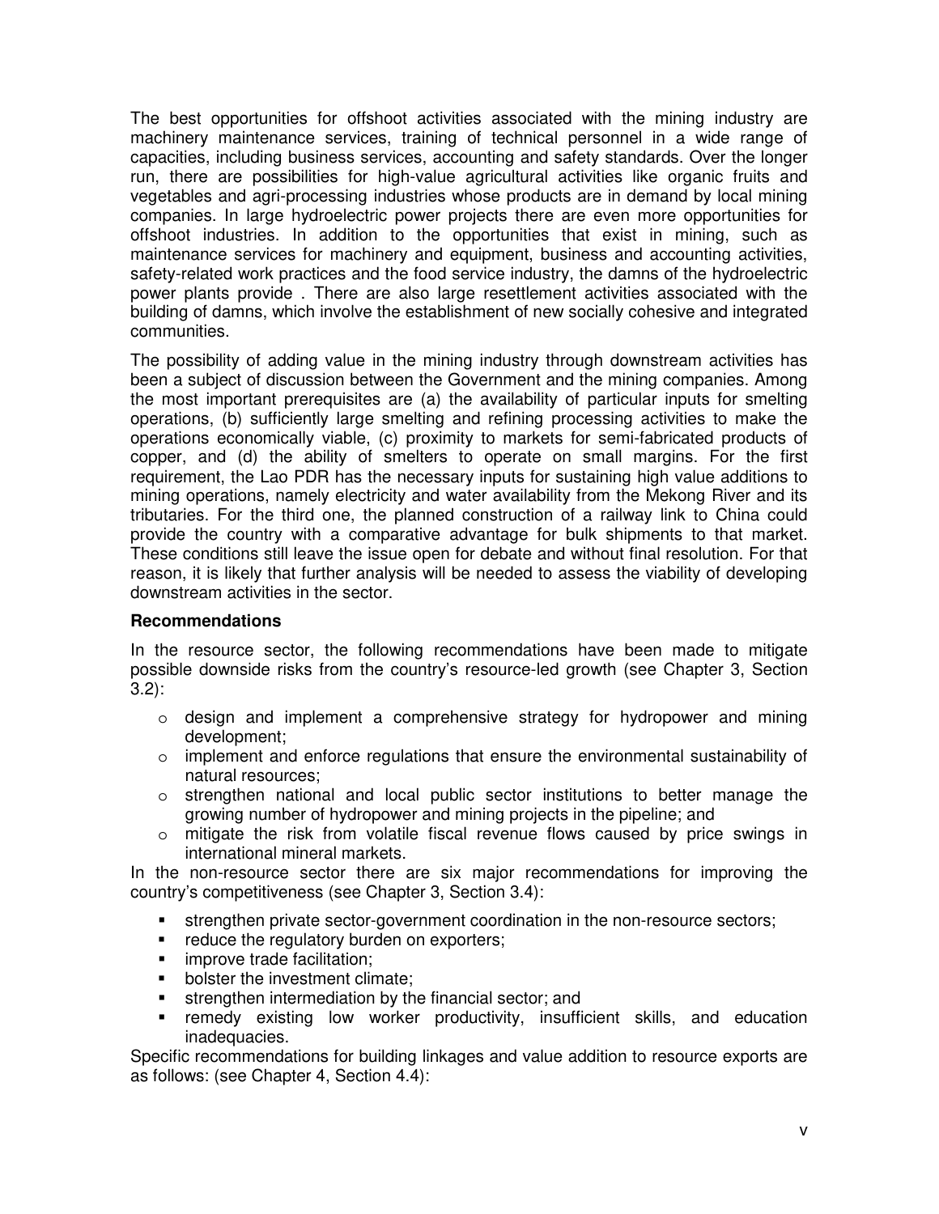The best opportunities for offshoot activities associated with the mining industry are machinery maintenance services, training of technical personnel in a wide range of capacities, including business services, accounting and safety standards. Over the longer run, there are possibilities for high-value agricultural activities like organic fruits and vegetables and agri-processing industries whose products are in demand by local mining companies. In large hydroelectric power projects there are even more opportunities for offshoot industries. In addition to the opportunities that exist in mining, such as maintenance services for machinery and equipment, business and accounting activities, safety-related work practices and the food service industry, the damns of the hydroelectric power plants provide . There are also large resettlement activities associated with the building of damns, which involve the establishment of new socially cohesive and integrated communities.

The possibility of adding value in the mining industry through downstream activities has been a subject of discussion between the Government and the mining companies. Among the most important prerequisites are (a) the availability of particular inputs for smelting operations, (b) sufficiently large smelting and refining processing activities to make the operations economically viable, (c) proximity to markets for semi-fabricated products of copper, and (d) the ability of smelters to operate on small margins. For the first requirement, the Lao PDR has the necessary inputs for sustaining high value additions to mining operations, namely electricity and water availability from the Mekong River and its tributaries. For the third one, the planned construction of a railway link to China could provide the country with a comparative advantage for bulk shipments to that market. These conditions still leave the issue open for debate and without final resolution. For that reason, it is likely that further analysis will be needed to assess the viability of developing downstream activities in the sector.

**Recommendations**

In the resource sector, the following recommendations have been made to mitigate possible downside risks from the country's resource-led growth (see Chapter 3, Section 3.2):

- design and implement a comprehensive strategy for hydropower and mining development;
- implement and enforce regulations that ensure the environmental sustainability of natural resources;
- strengthen national and local public sector institutions to better manage the growing number of hydropower and mining projects in the pipeline; and
- mitigate the risk from volatile fiscal revenue flows caused by price swings in international mineral markets.

In the non-resource sector there are six major recommendations for improving the country's competitiveness (see Chapter 3, Section 3.4):

- strengthen private sector-government coordination in the non-resource sectors;
- reduce the regulatory burden on exporters;
- improve trade facilitation;
- bolster the investment climate;
- strengthen intermediation by the financial sector; and
- remedy existing low worker productivity, insufficient skills, and education inadequacies.

Specific recommendations for building linkages and value addition to resource exports are as follows: (see Chapter 4, Section 4.4):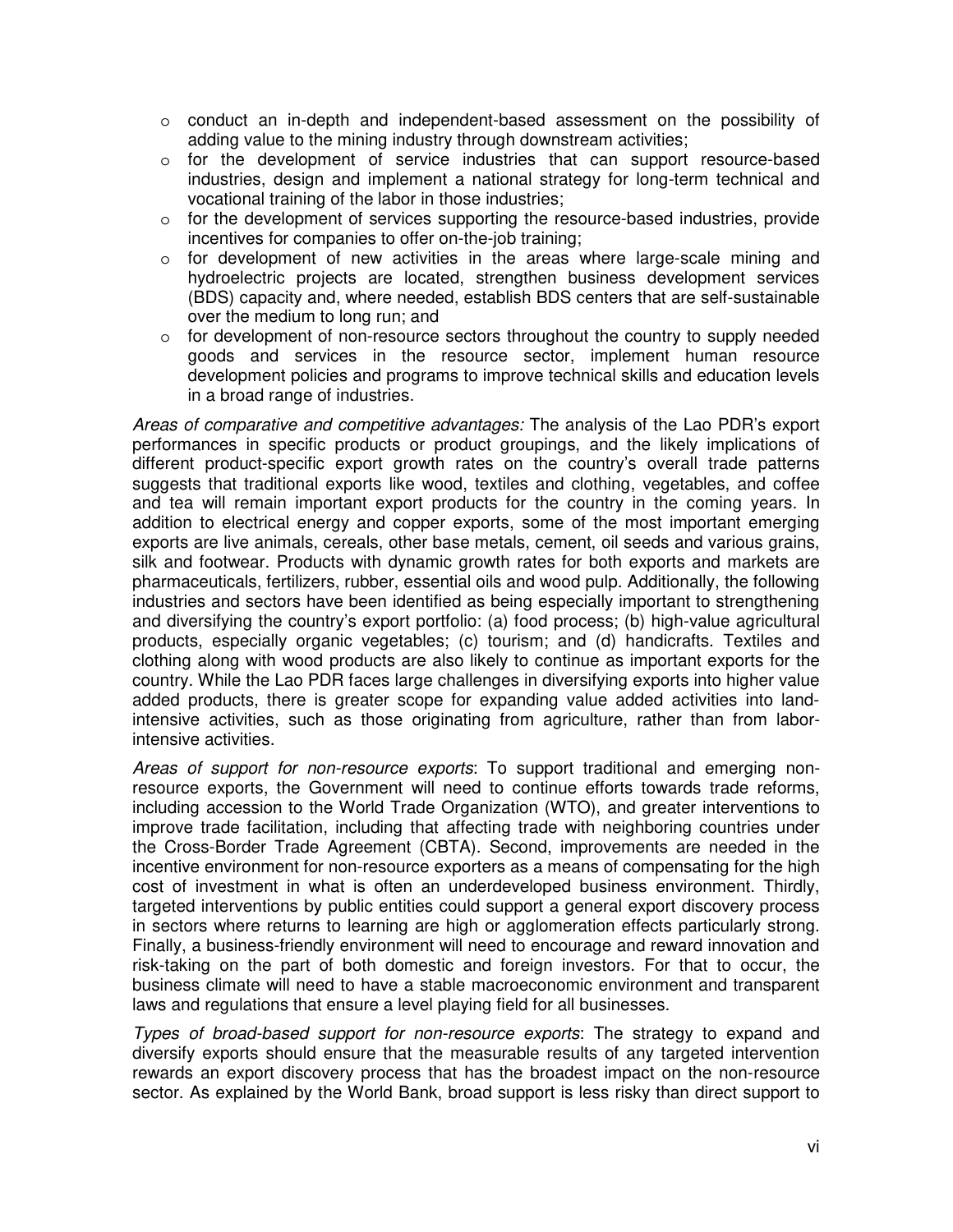- conduct an in-depth and independent-based assessment on the possibility of adding value to the mining industry through downstream activities;
- for the development of service industries that can support resource-based industries, design and implement a national strategy for long-term technical and vocational training of the labor in those industries;
- for the development of services supporting the resource-based industries, provide incentives for companies to offer on-the-job training;
- for development of new activities in the areas where large-scale mining and hydroelectric projects are located, strengthen business development services (BDS) capacity and, where needed, establish BDS centers that are self-sustainable over the medium to long run; and
- for development of non-resource sectors throughout the country to supply needed goods and services in the resource sector, implement human resource development policies and programs to improve technical skills and education levels in a broad range of industries.

*Areas of comparative and competitive advantages:* The analysis of the Lao PDR's export performances in specific products or product groupings, and the likely implications of different product-specific export growth rates on the country's overall trade patterns suggests that traditional exports like wood, textiles and clothing, vegetables, and coffee and tea will remain important export products for the country in the coming years. In addition to electrical energy and copper exports, some of the most important emerging exports are live animals, cereals, other base metals, cement, oil seeds and various grains, silk and footwear. Products with dynamic growth rates for both exports and markets are pharmaceuticals, fertilizers, rubber, essential oils and wood pulp. Additionally, the following industries and sectors have been identified as being especially important to strengthening and diversifying the country's export portfolio: (a) food process; (b) high-value agricultural products, especially organic vegetables; (c) tourism; and (d) handicrafts. Textiles and clothing along with wood products are also likely to continue as important exports for the country. While the Lao PDR faces large challenges in diversifying exports into higher value added products, there is greater scope for expanding value added activities into land-intensive activities, such as those originating from agriculture, rather than from labor-intensive activities.

*Areas of support for non-resource exports*: To support traditional and emerging non-resource exports, the Government will need to continue efforts towards trade reforms, including accession to the World Trade Organization (WTO), and greater interventions to improve trade facilitation, including that affecting trade with neighboring countries under the Cross-Border Trade Agreement (CBTA). Second, improvements are needed in the incentive environment for non-resource exporters as a means of compensating for the high cost of investment in what is often an underdeveloped business environment. Thirdly, targeted interventions by public entities could support a general export discovery process in sectors where returns to learning are high or agglomeration effects particularly strong. Finally, a business-friendly environment will need to encourage and reward innovation and risk-taking on the part of both domestic and foreign investors. For that to occur, the business climate will need to have a stable macroeconomic environment and transparent laws and regulations that ensure a level playing field for all businesses.

*Types of broad-based support for non-resource exports*: The strategy to expand and diversify exports should ensure that the measurable results of any targeted intervention rewards an export discovery process that has the broadest impact on the non-resource sector. As explained by the World Bank, broad support is less risky than direct support to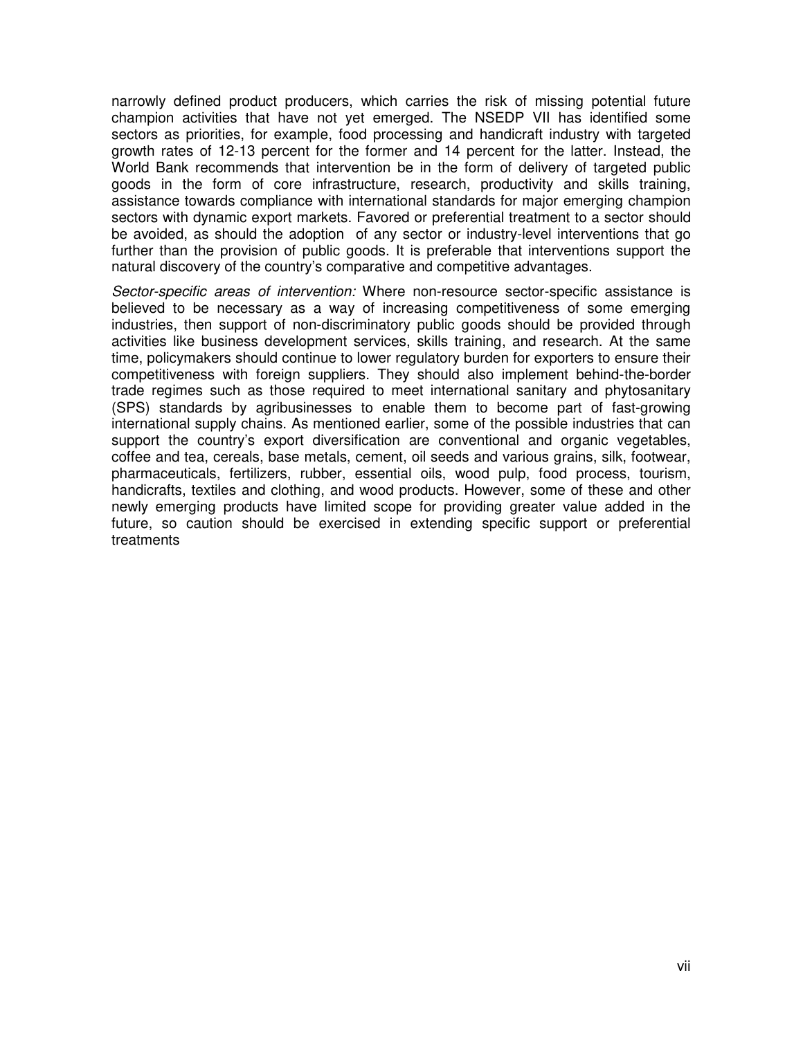narrowly defined product producers, which carries the risk of missing potential future champion activities that have not yet emerged. The NSEDP VII has identified some sectors as priorities, for example, food processing and handicraft industry with targeted growth rates of 12-13 percent for the former and 14 percent for the latter. Instead, the World Bank recommends that intervention be in the form of delivery of targeted public goods in the form of core infrastructure, research, productivity and skills training, assistance towards compliance with international standards for major emerging champion sectors with dynamic export markets. Favored or preferential treatment to a sector should be avoided, as should the adoption of any sector or industry-level interventions that go further than the provision of public goods. It is preferable that interventions support the natural discovery of the country's comparative and competitive advantages.

*Sector-specific areas of intervention:* Where non-resource sector-specific assistance is believed to be necessary as a way of increasing competitiveness of some emerging industries, then support of non-discriminatory public goods should be provided through activities like business development services, skills training, and research. At the same time, policymakers should continue to lower regulatory burden for exporters to ensure their competitiveness with foreign suppliers. They should also implement behind-the-border trade regimes such as those required to meet international sanitary and phytosanitary (SPS) standards by agribusinesses to enable them to become part of fast-growing international supply chains. As mentioned earlier, some of the possible industries that can support the country's export diversification are conventional and organic vegetables, coffee and tea, cereals, base metals, cement, oil seeds and various grains, silk, footwear, pharmaceuticals, fertilizers, rubber, essential oils, wood pulp, food process, tourism, handicrafts, textiles and clothing, and wood products. However, some of these and other newly emerging products have limited scope for providing greater value added in the future, so caution should be exercised in extending specific support or preferential treatments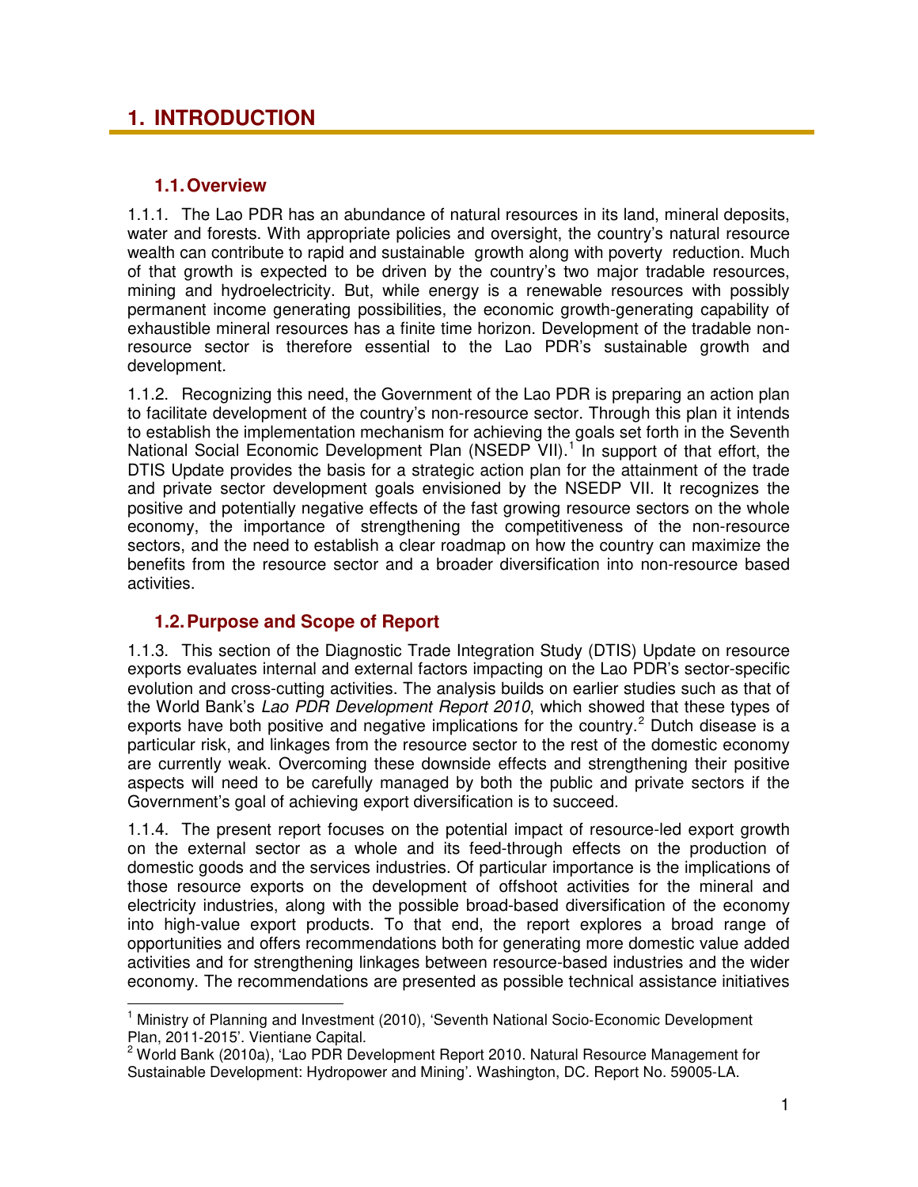# 1. INTRODUCTION

## 1.1. Overview

1.1.1. The Lao PDR has an abundance of natural resources in its land, mineral deposits, water and forests. With appropriate policies and oversight, the country's natural resource wealth can contribute to rapid and sustainable growth along with poverty reduction. Much of that growth is expected to be driven by the country's two major tradable resources, mining and hydroelectricity. But, while energy is a renewable resources with possibly permanent income generating possibilities, the economic growth-generating capability of exhaustible mineral resources has a finite time horizon. Development of the tradable non-resource sector is therefore essential to the Lao PDR's sustainable growth and development.

1.1.2. Recognizing this need, the Government of the Lao PDR is preparing an action plan to facilitate development of the country's non-resource sector. Through this plan it intends to establish the implementation mechanism for achieving the goals set forth in the Seventh National Social Economic Development Plan (NSEDP VII).[1] In support of that effort, the DTIS Update provides the basis for a strategic action plan for the attainment of the trade and private sector development goals envisioned by the NSEDP VII. It recognizes the positive and potentially negative effects of the fast growing resource sectors on the whole economy, the importance of strengthening the competitiveness of the non-resource sectors, and the need to establish a clear roadmap on how the country can maximize the benefits from the resource sector and a broader diversification into non-resource based activities.

## 1.2. Purpose and Scope of Report

1.1.3. This section of the Diagnostic Trade Integration Study (DTIS) Update on resource exports evaluates internal and external factors impacting on the Lao PDR's sector-specific evolution and cross-cutting activities. The analysis builds on earlier studies such as that of the World Bank's *Lao PDR Development Report 2010*, which showed that these types of exports have both positive and negative implications for the country.[2] Dutch disease is a particular risk, and linkages from the resource sector to the rest of the domestic economy are currently weak. Overcoming these downside effects and strengthening their positive aspects will need to be carefully managed by both the public and private sectors if the Government's goal of achieving export diversification is to succeed.

1.1.4. The present report focuses on the potential impact of resource-led export growth on the external sector as a whole and its feed-through effects on the production of domestic goods and the services industries. Of particular importance is the implications of those resource exports on the development of offshoot activities for the mineral and electricity industries, along with the possible broad-based diversification of the economy into high-value export products. To that end, the report explores a broad range of opportunities and offers recommendations both for generating more domestic value added activities and for strengthening linkages between resource-based industries and the wider economy. The recommendations are presented as possible technical assistance initiatives

---

[1] Ministry of Planning and Investment (2010), 'Seventh National Socio-Economic Development Plan, 2011-2015'. Vientiane Capital.

[2] World Bank (2010a), 'Lao PDR Development Report 2010. Natural Resource Management for Sustainable Development: Hydropower and Mining'. Washington, DC. Report No. 59005-LA.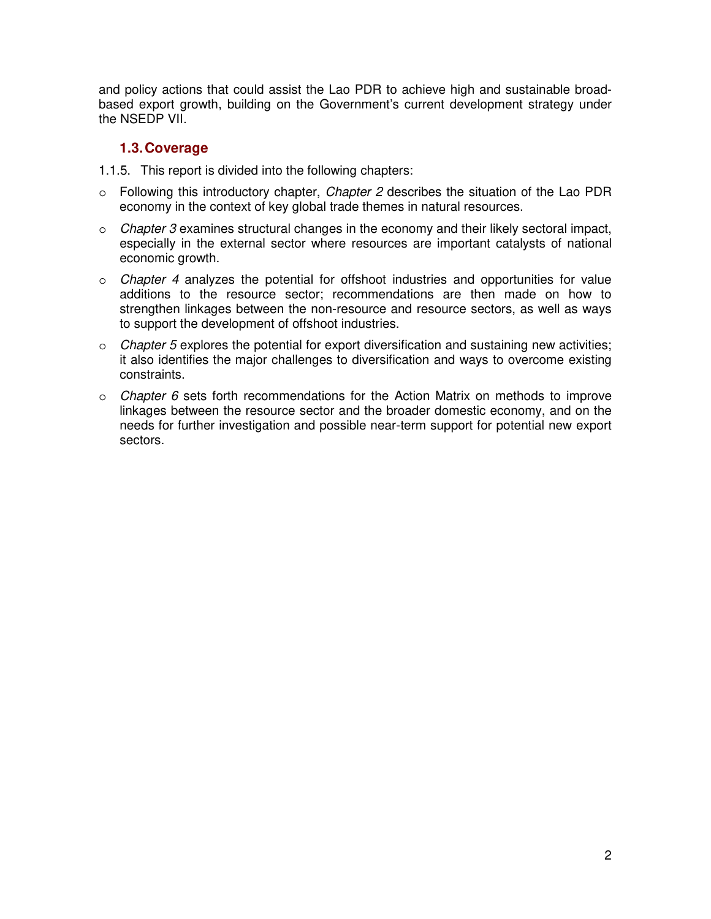and policy actions that could assist the Lao PDR to achieve high and sustainable broad-based export growth, building on the Government's current development strategy under the NSEDP VII.

### 1.3. Coverage

1.1.5. This report is divided into the following chapters:

- Following this introductory chapter, *Chapter 2* describes the situation of the Lao PDR economy in the context of key global trade themes in natural resources.
- *Chapter 3* examines structural changes in the economy and their likely sectoral impact, especially in the external sector where resources are important catalysts of national economic growth.
- *Chapter 4* analyzes the potential for offshoot industries and opportunities for value additions to the resource sector; recommendations are then made on how to strengthen linkages between the non-resource and resource sectors, as well as ways to support the development of offshoot industries.
- *Chapter 5* explores the potential for export diversification and sustaining new activities; it also identifies the major challenges to diversification and ways to overcome existing constraints.
- *Chapter 6* sets forth recommendations for the Action Matrix on methods to improve linkages between the resource sector and the broader domestic economy, and on the needs for further investigation and possible near-term support for potential new export sectors.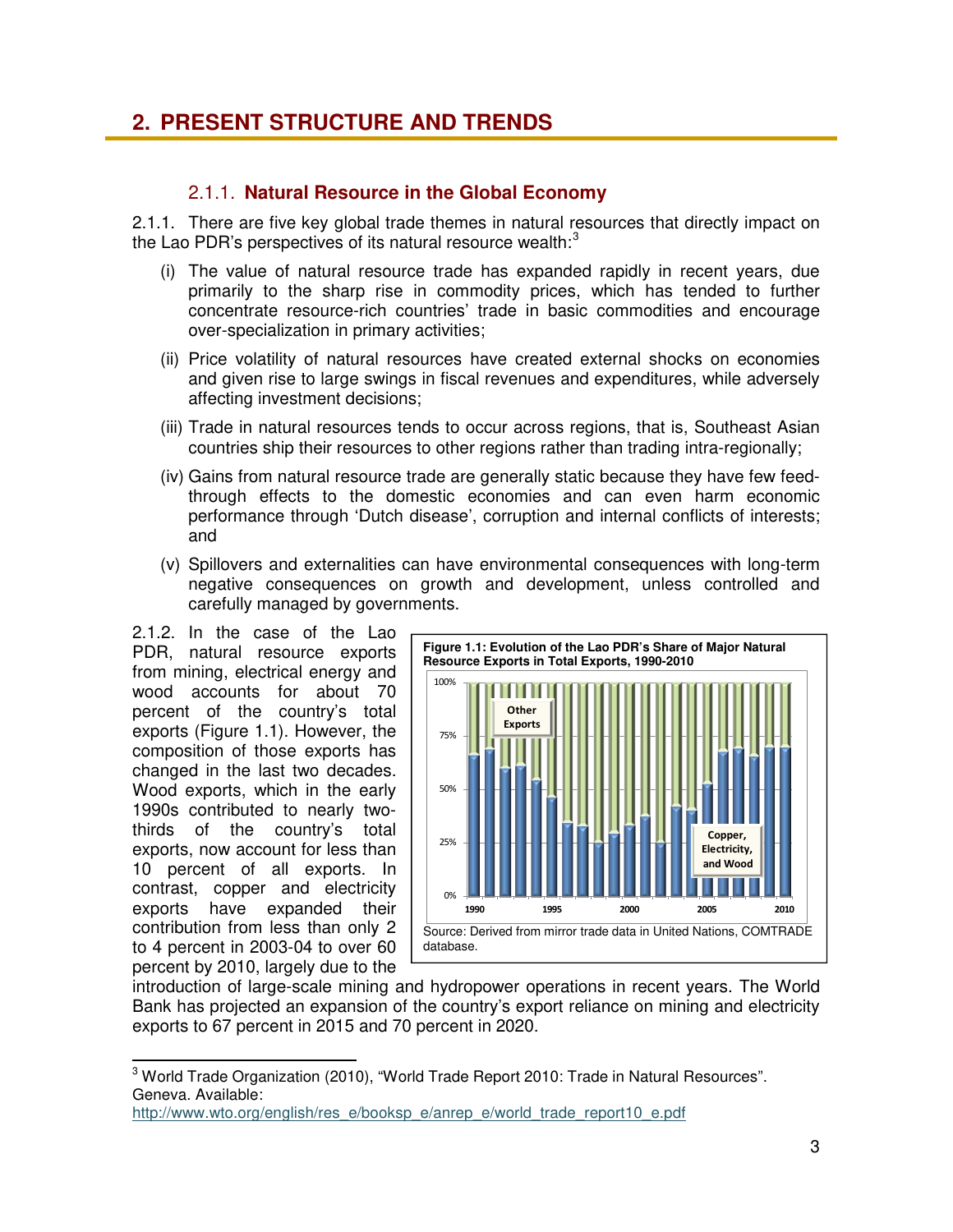## 2. PRESENT STRUCTURE AND TRENDS

### 2.1.1. Natural Resource in the Global Economy

2.1.1. There are five key global trade themes in natural resources that directly impact on the Lao PDR's perspectives of its natural resource wealth:[3]

(i) The value of natural resource trade has expanded rapidly in recent years, due primarily to the sharp rise in commodity prices, which has tended to further concentrate resource-rich countries' trade in basic commodities and encourage over-specialization in primary activities;

(ii) Price volatility of natural resources have created external shocks on economies and given rise to large swings in fiscal revenues and expenditures, while adversely affecting investment decisions;

(iii) Trade in natural resources tends to occur across regions, that is, Southeast Asian countries ship their resources to other regions rather than trading intra-regionally;

(iv) Gains from natural resource trade are generally static because they have few feed-through effects to the domestic economies and can even harm economic performance through 'Dutch disease', corruption and internal conflicts of interests; and

(v) Spillovers and externalities can have environmental consequences with long-term negative consequences on growth and development, unless controlled and carefully managed by governments.

2.1.2. In the case of the Lao PDR, natural resource exports from mining, electrical energy and wood accounts for about 70 percent of the country's total exports (Figure 1.1). However, the composition of those exports has changed in the last two decades. Wood exports, which in the early 1990s contributed to nearly two-thirds of the country's total exports, now account for less than 10 percent of all exports. In contrast, copper and electricity exports have expanded their contribution from less than only 2 to 4 percent in 2003-04 to over 60 percent by 2010, largely due to the introduction of large-scale mining and hydropower operations in recent years. The World Bank has projected an expansion of the country's export reliance on mining and electricity exports to 67 percent in 2015 and 70 percent in 2020.

**Figure 1.1: Evolution of the Lao PDR's Share of Major Natural Resource Exports in Total Exports, 1990-2010**

Source: Derived from mirror trade data in United Nations, COMTRADE database.

[3] World Trade Organization (2010), "World Trade Report 2010: Trade in Natural Resources". Geneva. Available: http://www.wto.org/english/res_e/booksp_e/anrep_e/world_trade_report10_e.pdf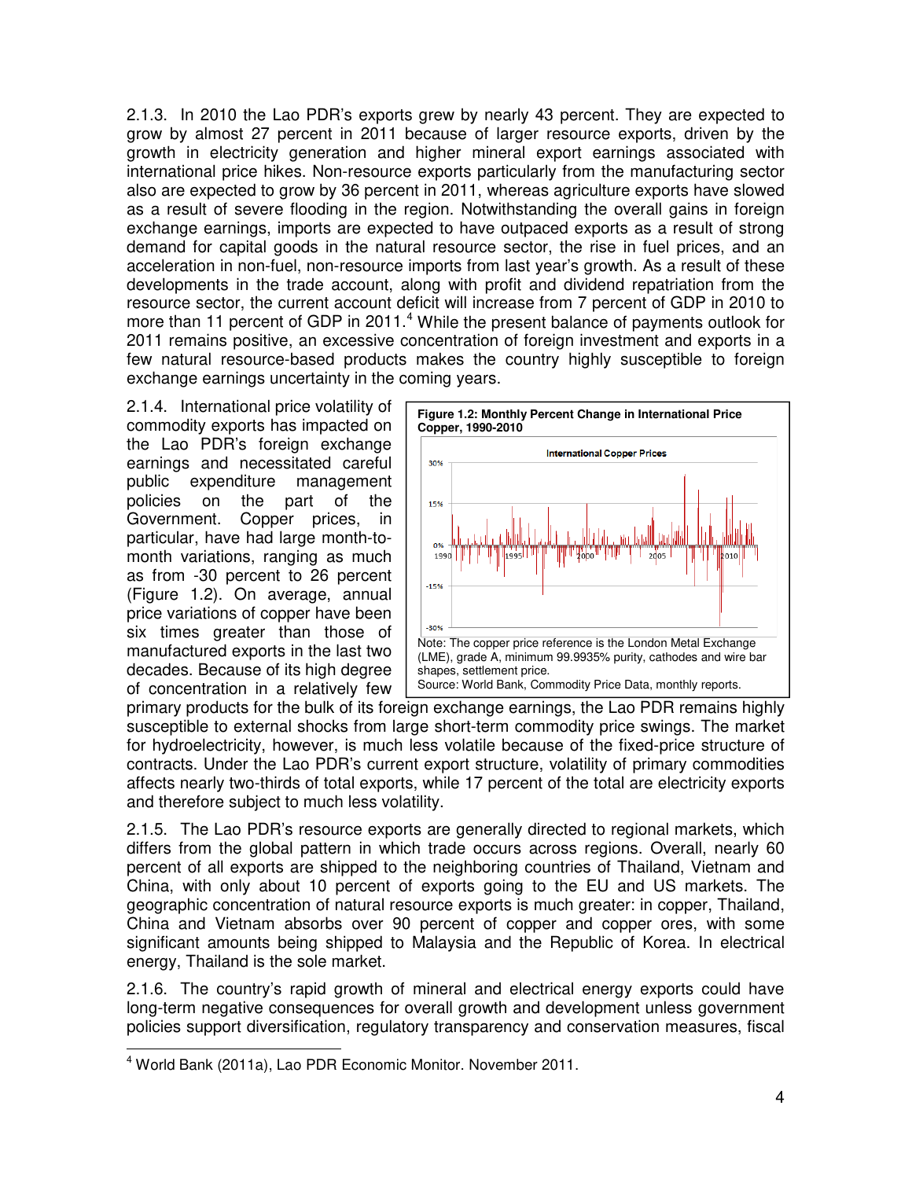2.1.3. In 2010 the Lao PDR's exports grew by nearly 43 percent. They are expected to grow by almost 27 percent in 2011 because of larger resource exports, driven by the growth in electricity generation and higher mineral export earnings associated with international price hikes. Non-resource exports particularly from the manufacturing sector also are expected to grow by 36 percent in 2011, whereas agriculture exports have slowed as a result of severe flooding in the region. Notwithstanding the overall gains in foreign exchange earnings, imports are expected to have outpaced exports as a result of strong demand for capital goods in the natural resource sector, the rise in fuel prices, and an acceleration in non-fuel, non-resource imports from last year's growth. As a result of these developments in the trade account, along with profit and dividend repatriation from the resource sector, the current account deficit will increase from 7 percent of GDP in 2010 to more than 11 percent of GDP in 2011.[4] While the present balance of payments outlook for 2011 remains positive, an excessive concentration of foreign investment and exports in a few natural resource-based products makes the country highly susceptible to foreign exchange earnings uncertainty in the coming years.

2.1.4. International price volatility of commodity exports has impacted on the Lao PDR's foreign exchange earnings and necessitated careful public expenditure management policies on the part of the Government. Copper prices, in particular, have had large month-to-month variations, ranging as much as from -30 percent to 26 percent (Figure 1.2). On average, annual price variations of copper have been six times greater than those of manufactured exports in the last two decades. Because of its high degree of concentration in a relatively few primary products for the bulk of its foreign exchange earnings, the Lao PDR remains highly susceptible to external shocks from large short-term commodity price swings. The market for hydroelectricity, however, is much less volatile because of the fixed-price structure of contracts. Under the Lao PDR's current export structure, volatility of primary commodities affects nearly two-thirds of total exports, while 17 percent of the total are electricity exports and therefore subject to much less volatility.

**Figure 1.2: Monthly Percent Change in International Price Copper, 1990-2010**

Note: The copper price reference is the London Metal Exchange (LME), grade A, minimum 99.9935% purity, cathodes and wire bar shapes, settlement price.
Source: World Bank, Commodity Price Data, monthly reports.

2.1.5. The Lao PDR's resource exports are generally directed to regional markets, which differs from the global pattern in which trade occurs across regions. Overall, nearly 60 percent of all exports are shipped to the neighboring countries of Thailand, Vietnam and China, with only about 10 percent of exports going to the EU and US markets. The geographic concentration of natural resource exports is much greater: in copper, Thailand, China and Vietnam absorbs over 90 percent of copper and copper ores, with some significant amounts being shipped to Malaysia and the Republic of Korea. In electrical energy, Thailand is the sole market.

2.1.6. The country's rapid growth of mineral and electrical energy exports could have long-term negative consequences for overall growth and development unless government policies support diversification, regulatory transparency and conservation measures, fiscal

[4] World Bank (2011a), Lao PDR Economic Monitor. November 2011.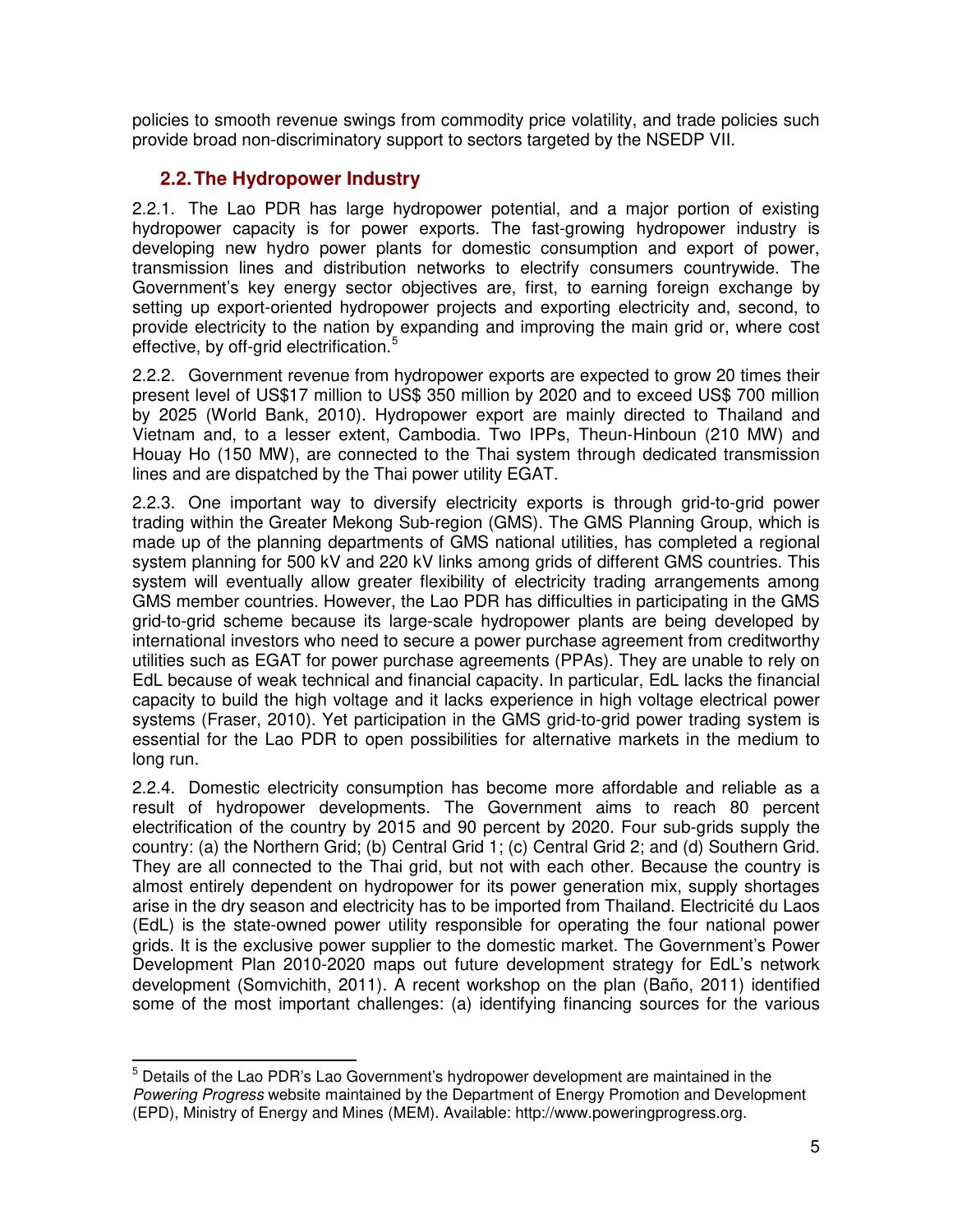policies to smooth revenue swings from commodity price volatility, and trade policies such provide broad non-discriminatory support to sectors targeted by the NSEDP VII.

## 2.2. The Hydropower Industry

2.2.1. The Lao PDR has large hydropower potential, and a major portion of existing hydropower capacity is for power exports. The fast-growing hydropower industry is developing new hydro power plants for domestic consumption and export of power, transmission lines and distribution networks to electrify consumers countrywide. The Government's key energy sector objectives are, first, to earning foreign exchange by setting up export-oriented hydropower projects and exporting electricity and, second, to provide electricity to the nation by expanding and improving the main grid or, where cost effective, by off-grid electrification.[5]

2.2.2. Government revenue from hydropower exports are expected to grow 20 times their present level of US$17 million to US$ 350 million by 2020 and to exceed US$ 700 million by 2025 (World Bank, 2010). Hydropower export are mainly directed to Thailand and Vietnam and, to a lesser extent, Cambodia. Two IPPs, Theun-Hinboun (210 MW) and Houay Ho (150 MW), are connected to the Thai system through dedicated transmission lines and are dispatched by the Thai power utility EGAT.

2.2.3. One important way to diversify electricity exports is through grid-to-grid power trading within the Greater Mekong Sub-region (GMS). The GMS Planning Group, which is made up of the planning departments of GMS national utilities, has completed a regional system planning for 500 kV and 220 kV links among grids of different GMS countries. This system will eventually allow greater flexibility of electricity trading arrangements among GMS member countries. However, the Lao PDR has difficulties in participating in the GMS grid-to-grid scheme because its large-scale hydropower plants are being developed by international investors who need to secure a power purchase agreement from creditworthy utilities such as EGAT for power purchase agreements (PPAs). They are unable to rely on EdL because of weak technical and financial capacity. In particular, EdL lacks the financial capacity to build the high voltage and it lacks experience in high voltage electrical power systems (Fraser, 2010). Yet participation in the GMS grid-to-grid power trading system is essential for the Lao PDR to open possibilities for alternative markets in the medium to long run.

2.2.4. Domestic electricity consumption has become more affordable and reliable as a result of hydropower developments. The Government aims to reach 80 percent electrification of the country by 2015 and 90 percent by 2020. Four sub-grids supply the country: (a) the Northern Grid; (b) Central Grid 1; (c) Central Grid 2; and (d) Southern Grid. They are all connected to the Thai grid, but not with each other. Because the country is almost entirely dependent on hydropower for its power generation mix, supply shortages arise in the dry season and electricity has to be imported from Thailand. Electricité du Laos (EdL) is the state-owned power utility responsible for operating the four national power grids. It is the exclusive power supplier to the domestic market. The Government's Power Development Plan 2010-2020 maps out future development strategy for EdL's network development (Somvichith, 2011). A recent workshop on the plan (Baño, 2011) identified some of the most important challenges: (a) identifying financing sources for the various

---

[5] Details of the Lao PDR's Lao Government's hydropower development are maintained in the *Powering Progress* website maintained by the Department of Energy Promotion and Development (EPD), Ministry of Energy and Mines (MEM). Available: http://www.poweringprogress.org.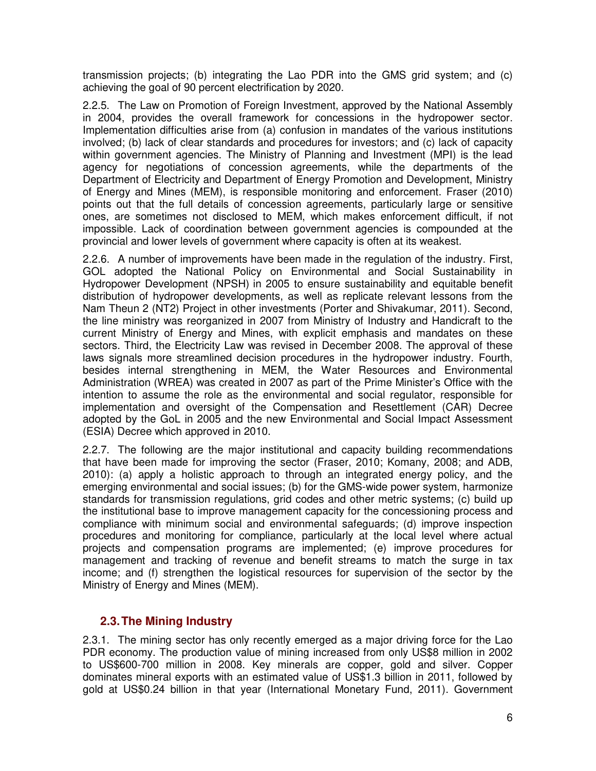transmission projects; (b) integrating the Lao PDR into the GMS grid system; and (c) achieving the goal of 90 percent electrification by 2020.

2.2.5. The Law on Promotion of Foreign Investment, approved by the National Assembly in 2004, provides the overall framework for concessions in the hydropower sector. Implementation difficulties arise from (a) confusion in mandates of the various institutions involved; (b) lack of clear standards and procedures for investors; and (c) lack of capacity within government agencies. The Ministry of Planning and Investment (MPI) is the lead agency for negotiations of concession agreements, while the departments of the Department of Electricity and Department of Energy Promotion and Development, Ministry of Energy and Mines (MEM), is responsible monitoring and enforcement. Fraser (2010) points out that the full details of concession agreements, particularly large or sensitive ones, are sometimes not disclosed to MEM, which makes enforcement difficult, if not impossible. Lack of coordination between government agencies is compounded at the provincial and lower levels of government where capacity is often at its weakest.

2.2.6. A number of improvements have been made in the regulation of the industry. First, GOL adopted the National Policy on Environmental and Social Sustainability in Hydropower Development (NPSH) in 2005 to ensure sustainability and equitable benefit distribution of hydropower developments, as well as replicate relevant lessons from the Nam Theun 2 (NT2) Project in other investments (Porter and Shivakumar, 2011). Second, the line ministry was reorganized in 2007 from Ministry of Industry and Handicraft to the current Ministry of Energy and Mines, with explicit emphasis and mandates on these sectors. Third, the Electricity Law was revised in December 2008. The approval of these laws signals more streamlined decision procedures in the hydropower industry. Fourth, besides internal strengthening in MEM, the Water Resources and Environmental Administration (WREA) was created in 2007 as part of the Prime Minister's Office with the intention to assume the role as the environmental and social regulator, responsible for implementation and oversight of the Compensation and Resettlement (CAR) Decree adopted by the GoL in 2005 and the new Environmental and Social Impact Assessment (ESIA) Decree which approved in 2010.

2.2.7. The following are the major institutional and capacity building recommendations that have been made for improving the sector (Fraser, 2010; Komany, 2008; and ADB, 2010): (a) apply a holistic approach to through an integrated energy policy, and the emerging environmental and social issues; (b) for the GMS-wide power system, harmonize standards for transmission regulations, grid codes and other metric systems; (c) build up the institutional base to improve management capacity for the concessioning process and compliance with minimum social and environmental safeguards; (d) improve inspection procedures and monitoring for compliance, particularly at the local level where actual projects and compensation programs are implemented; (e) improve procedures for management and tracking of revenue and benefit streams to match the surge in tax income; and (f) strengthen the logistical resources for supervision of the sector by the Ministry of Energy and Mines (MEM).

## 2.3. The Mining Industry

2.3.1. The mining sector has only recently emerged as a major driving force for the Lao PDR economy. The production value of mining increased from only US$8 million in 2002 to US$600-700 million in 2008. Key minerals are copper, gold and silver. Copper dominates mineral exports with an estimated value of US$1.3 billion in 2011, followed by gold at US$0.24 billion in that year (International Monetary Fund, 2011). Government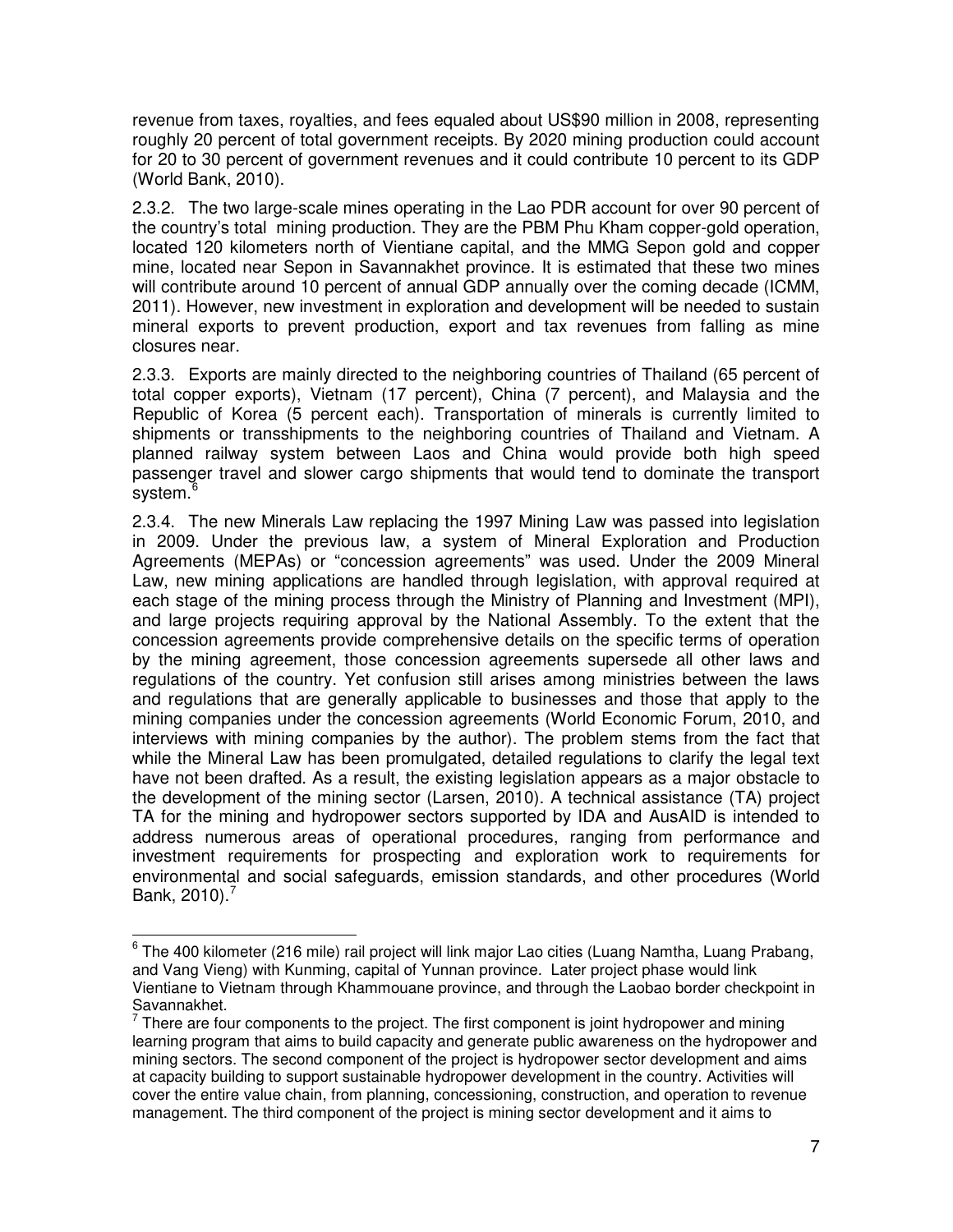revenue from taxes, royalties, and fees equaled about US$90 million in 2008, representing roughly 20 percent of total government receipts. By 2020 mining production could account for 20 to 30 percent of government revenues and it could contribute 10 percent to its GDP (World Bank, 2010).

2.3.2. The two large-scale mines operating in the Lao PDR account for over 90 percent of the country's total mining production. They are the PBM Phu Kham copper-gold operation, located 120 kilometers north of Vientiane capital, and the MMG Sepon gold and copper mine, located near Sepon in Savannakhet province. It is estimated that these two mines will contribute around 10 percent of annual GDP annually over the coming decade (ICMM, 2011). However, new investment in exploration and development will be needed to sustain mineral exports to prevent production, export and tax revenues from falling as mine closures near.

2.3.3. Exports are mainly directed to the neighboring countries of Thailand (65 percent of total copper exports), Vietnam (17 percent), China (7 percent), and Malaysia and the Republic of Korea (5 percent each). Transportation of minerals is currently limited to shipments or transshipments to the neighboring countries of Thailand and Vietnam. A planned railway system between Laos and China would provide both high speed passenger travel and slower cargo shipments that would tend to dominate the transport system.[6]

2.3.4. The new Minerals Law replacing the 1997 Mining Law was passed into legislation in 2009. Under the previous law, a system of Mineral Exploration and Production Agreements (MEPAs) or "concession agreements" was used. Under the 2009 Mineral Law, new mining applications are handled through legislation, with approval required at each stage of the mining process through the Ministry of Planning and Investment (MPI), and large projects requiring approval by the National Assembly. To the extent that the concession agreements provide comprehensive details on the specific terms of operation by the mining agreement, those concession agreements supersede all other laws and regulations of the country. Yet confusion still arises among ministries between the laws and regulations that are generally applicable to businesses and those that apply to the mining companies under the concession agreements (World Economic Forum, 2010, and interviews with mining companies by the author). The problem stems from the fact that while the Mineral Law has been promulgated, detailed regulations to clarify the legal text have not been drafted. As a result, the existing legislation appears as a major obstacle to the development of the mining sector (Larsen, 2010). A technical assistance (TA) project TA for the mining and hydropower sectors supported by IDA and AusAID is intended to address numerous areas of operational procedures, ranging from performance and investment requirements for prospecting and exploration work to requirements for environmental and social safeguards, emission standards, and other procedures (World Bank, 2010).[7]

---

[6] The 400 kilometer (216 mile) rail project will link major Lao cities (Luang Namtha, Luang Prabang, and Vang Vieng) with Kunming, capital of Yunnan province. Later project phase would link Vientiane to Vietnam through Khammouane province, and through the Laobao border checkpoint in Savannakhet.

[7] There are four components to the project. The first component is joint hydropower and mining learning program that aims to build capacity and generate public awareness on the hydropower and mining sectors. The second component of the project is hydropower sector development and aims at capacity building to support sustainable hydropower development in the country. Activities will cover the entire value chain, from planning, concessioning, construction, and operation to revenue management. The third component of the project is mining sector development and it aims to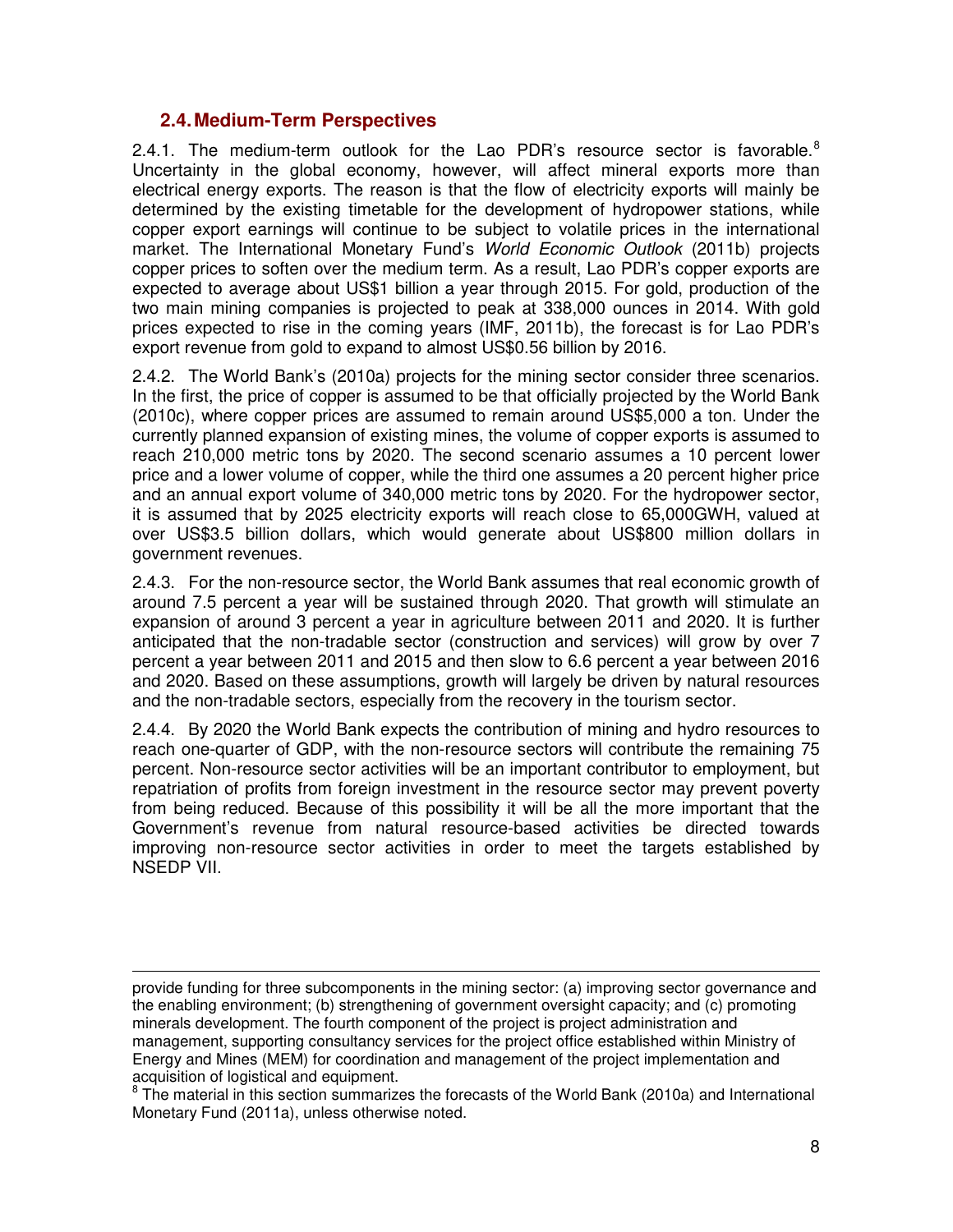## 2.4. Medium-Term Perspectives

2.4.1. The medium-term outlook for the Lao PDR's resource sector is favorable.[8] Uncertainty in the global economy, however, will affect mineral exports more than electrical energy exports. The reason is that the flow of electricity exports will mainly be determined by the existing timetable for the development of hydropower stations, while copper export earnings will continue to be subject to volatile prices in the international market. The International Monetary Fund's *World Economic Outlook* (2011b) projects copper prices to soften over the medium term. As a result, Lao PDR's copper exports are expected to average about US$1 billion a year through 2015. For gold, production of the two main mining companies is projected to peak at 338,000 ounces in 2014. With gold prices expected to rise in the coming years (IMF, 2011b), the forecast is for Lao PDR's export revenue from gold to expand to almost US$0.56 billion by 2016.

2.4.2. The World Bank's (2010a) projects for the mining sector consider three scenarios. In the first, the price of copper is assumed to be that officially projected by the World Bank (2010c), where copper prices are assumed to remain around US$5,000 a ton. Under the currently planned expansion of existing mines, the volume of copper exports is assumed to reach 210,000 metric tons by 2020. The second scenario assumes a 10 percent lower price and a lower volume of copper, while the third one assumes a 20 percent higher price and an annual export volume of 340,000 metric tons by 2020. For the hydropower sector, it is assumed that by 2025 electricity exports will reach close to 65,000GWH, valued at over US$3.5 billion dollars, which would generate about US$800 million dollars in government revenues.

2.4.3. For the non-resource sector, the World Bank assumes that real economic growth of around 7.5 percent a year will be sustained through 2020. That growth will stimulate an expansion of around 3 percent a year in agriculture between 2011 and 2020. It is further anticipated that the non-tradable sector (construction and services) will grow by over 7 percent a year between 2011 and 2015 and then slow to 6.6 percent a year between 2016 and 2020. Based on these assumptions, growth will largely be driven by natural resources and the non-tradable sectors, especially from the recovery in the tourism sector.

2.4.4. By 2020 the World Bank expects the contribution of mining and hydro resources to reach one-quarter of GDP, with the non-resource sectors will contribute the remaining 75 percent. Non-resource sector activities will be an important contributor to employment, but repatriation of profits from foreign investment in the resource sector may prevent poverty from being reduced. Because of this possibility it will be all the more important that the Government's revenue from natural resource-based activities be directed towards improving non-resource sector activities in order to meet the targets established by NSEDP VII.

---

provide funding for three subcomponents in the mining sector: (a) improving sector governance and the enabling environment; (b) strengthening of government oversight capacity; and (c) promoting minerals development. The fourth component of the project is project administration and management, supporting consultancy services for the project office established within Ministry of Energy and Mines (MEM) for coordination and management of the project implementation and acquisition of logistical and equipment.

[8] The material in this section summarizes the forecasts of the World Bank (2010a) and International Monetary Fund (2011a), unless otherwise noted.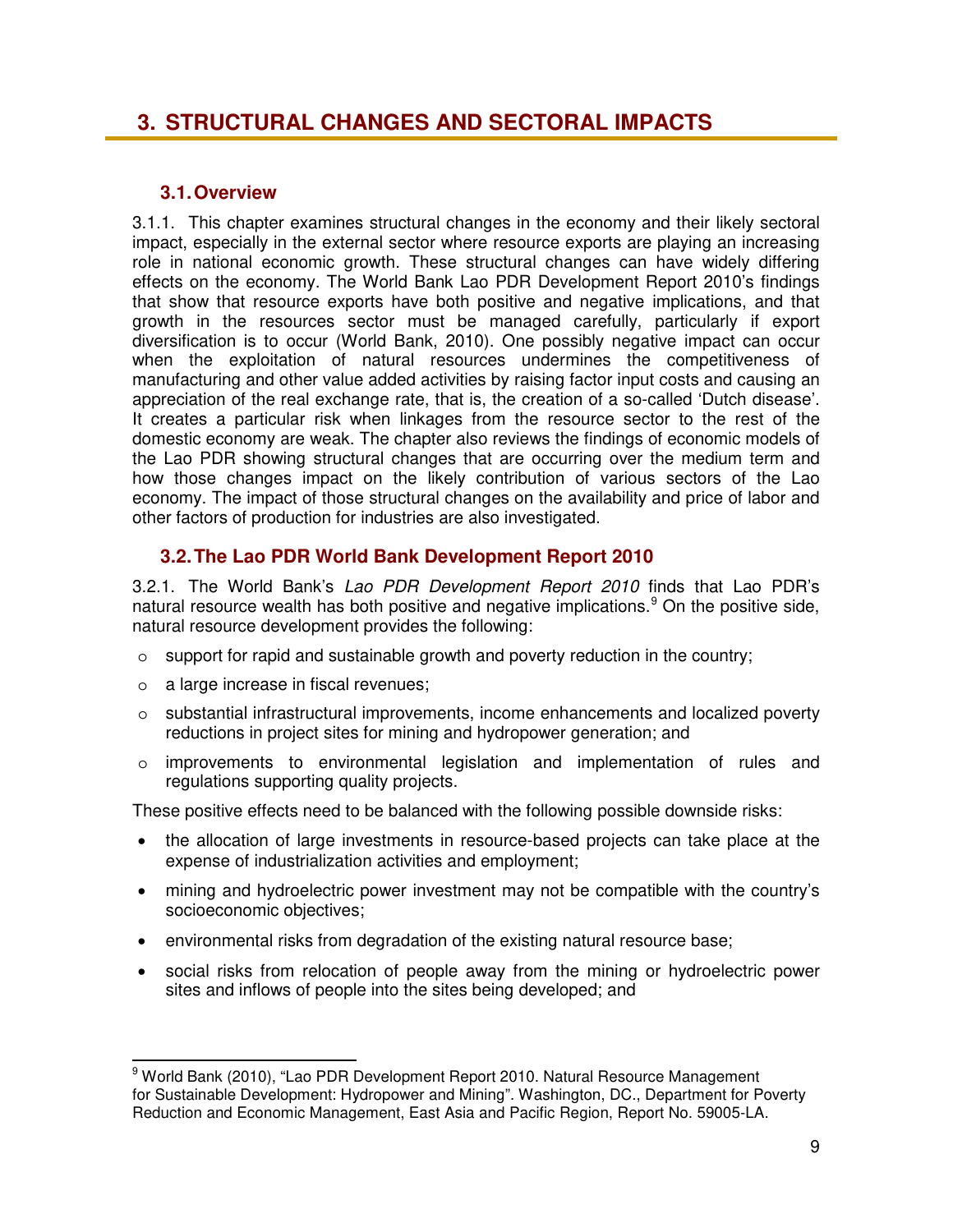# 3. STRUCTURAL CHANGES AND SECTORAL IMPACTS

## 3.1. Overview

3.1.1. This chapter examines structural changes in the economy and their likely sectoral impact, especially in the external sector where resource exports are playing an increasing role in national economic growth. These structural changes can have widely differing effects on the economy. The World Bank Lao PDR Development Report 2010's findings that show that resource exports have both positive and negative implications, and that growth in the resources sector must be managed carefully, particularly if export diversification is to occur (World Bank, 2010). One possibly negative impact can occur when the exploitation of natural resources undermines the competitiveness of manufacturing and other value added activities by raising factor input costs and causing an appreciation of the real exchange rate, that is, the creation of a so-called 'Dutch disease'. It creates a particular risk when linkages from the resource sector to the rest of the domestic economy are weak. The chapter also reviews the findings of economic models of the Lao PDR showing structural changes that are occurring over the medium term and how those changes impact on the likely contribution of various sectors of the Lao economy. The impact of those structural changes on the availability and price of labor and other factors of production for industries are also investigated.

## 3.2. The Lao PDR World Bank Development Report 2010

3.2.1. The World Bank's *Lao PDR Development Report 2010* finds that Lao PDR's natural resource wealth has both positive and negative implications.[9] On the positive side, natural resource development provides the following:

- support for rapid and sustainable growth and poverty reduction in the country;
- a large increase in fiscal revenues;
- substantial infrastructural improvements, income enhancements and localized poverty reductions in project sites for mining and hydropower generation; and
- improvements to environmental legislation and implementation of rules and regulations supporting quality projects.

These positive effects need to be balanced with the following possible downside risks:

- the allocation of large investments in resource-based projects can take place at the expense of industrialization activities and employment;
- mining and hydroelectric power investment may not be compatible with the country's socioeconomic objectives;
- environmental risks from degradation of the existing natural resource base;
- social risks from relocation of people away from the mining or hydroelectric power sites and inflows of people into the sites being developed; and

[9] World Bank (2010), "Lao PDR Development Report 2010. Natural Resource Management for Sustainable Development: Hydropower and Mining". Washington, DC., Department for Poverty Reduction and Economic Management, East Asia and Pacific Region, Report No. 59005-LA.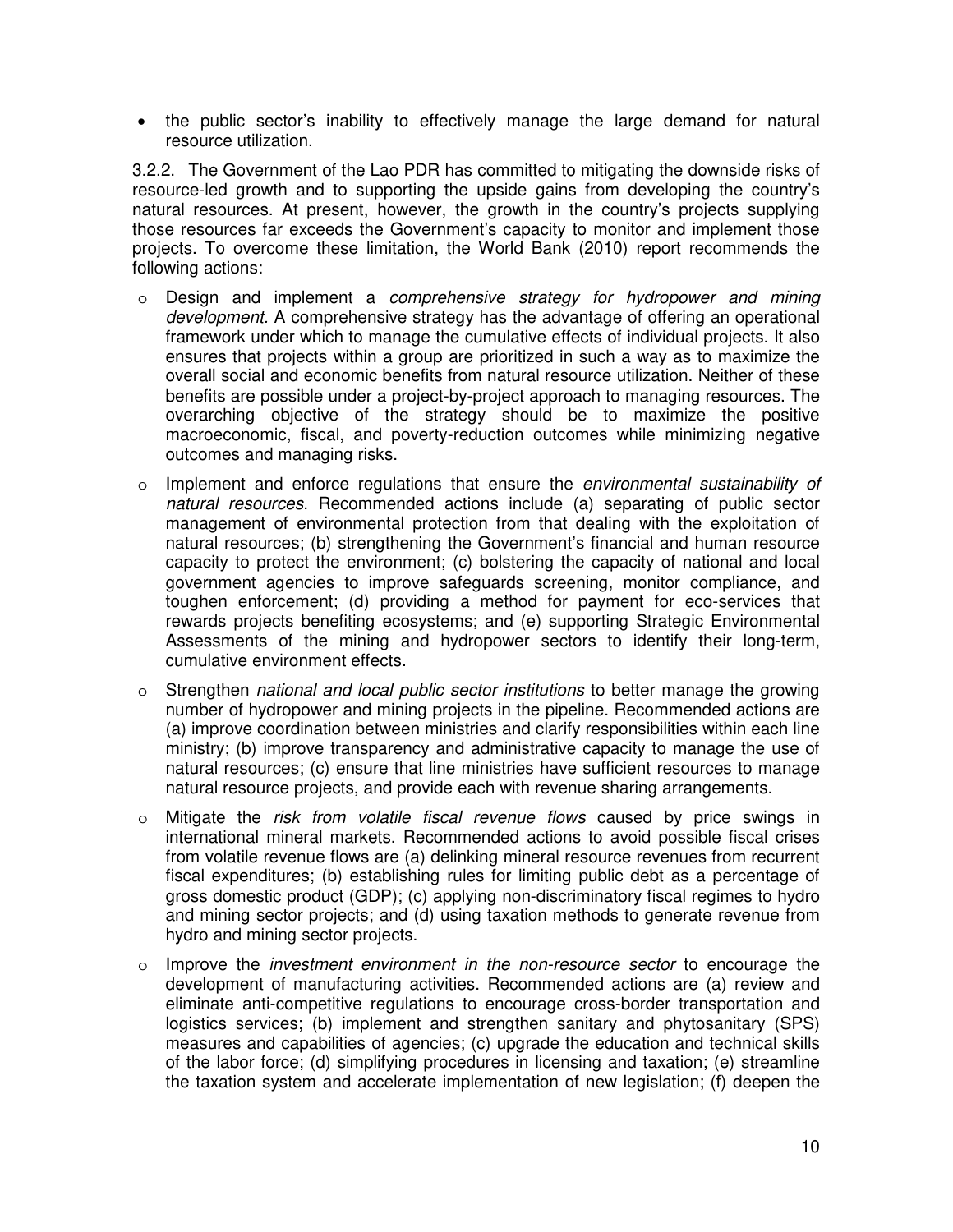- the public sector's inability to effectively manage the large demand for natural resource utilization.

3.2.2. The Government of the Lao PDR has committed to mitigating the downside risks of resource-led growth and to supporting the upside gains from developing the country's natural resources. At present, however, the growth in the country's projects supplying those resources far exceeds the Government's capacity to monitor and implement those projects. To overcome these limitation, the World Bank (2010) report recommends the following actions:

- Design and implement a *comprehensive strategy for hydropower and mining development.* A comprehensive strategy has the advantage of offering an operational framework under which to manage the cumulative effects of individual projects. It also ensures that projects within a group are prioritized in such a way as to maximize the overall social and economic benefits from natural resource utilization. Neither of these benefits are possible under a project-by-project approach to managing resources. The overarching objective of the strategy should be to maximize the positive macroeconomic, fiscal, and poverty-reduction outcomes while minimizing negative outcomes and managing risks.
- Implement and enforce regulations that ensure the *environmental sustainability of natural resources*. Recommended actions include (a) separating of public sector management of environmental protection from that dealing with the exploitation of natural resources; (b) strengthening the Government's financial and human resource capacity to protect the environment; (c) bolstering the capacity of national and local government agencies to improve safeguards screening, monitor compliance, and toughen enforcement; (d) providing a method for payment for eco-services that rewards projects benefiting ecosystems; and (e) supporting Strategic Environmental Assessments of the mining and hydropower sectors to identify their long-term, cumulative environment effects.
- Strengthen *national and local public sector institutions* to better manage the growing number of hydropower and mining projects in the pipeline. Recommended actions are (a) improve coordination between ministries and clarify responsibilities within each line ministry; (b) improve transparency and administrative capacity to manage the use of natural resources; (c) ensure that line ministries have sufficient resources to manage natural resource projects, and provide each with revenue sharing arrangements.
- Mitigate the *risk from volatile fiscal revenue flows* caused by price swings in international mineral markets. Recommended actions to avoid possible fiscal crises from volatile revenue flows are (a) delinking mineral resource revenues from recurrent fiscal expenditures; (b) establishing rules for limiting public debt as a percentage of gross domestic product (GDP); (c) applying non-discriminatory fiscal regimes to hydro and mining sector projects; and (d) using taxation methods to generate revenue from hydro and mining sector projects.
- Improve the *investment environment in the non-resource sector* to encourage the development of manufacturing activities. Recommended actions are (a) review and eliminate anti-competitive regulations to encourage cross-border transportation and logistics services; (b) implement and strengthen sanitary and phytosanitary (SPS) measures and capabilities of agencies; (c) upgrade the education and technical skills of the labor force; (d) simplifying procedures in licensing and taxation; (e) streamline the taxation system and accelerate implementation of new legislation; (f) deepen the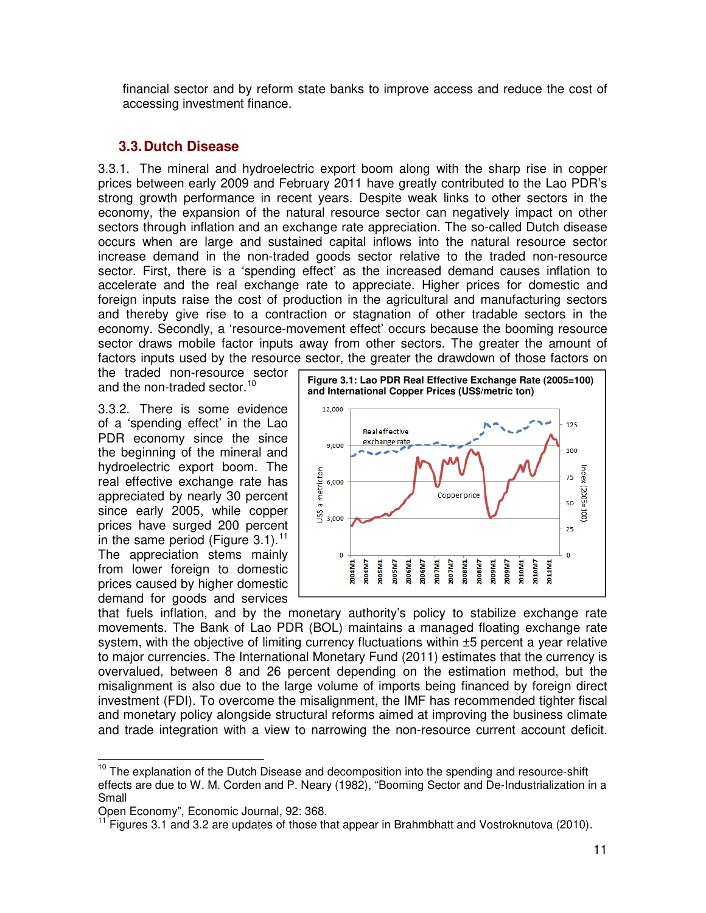financial sector and by reform state banks to improve access and reduce the cost of accessing investment finance.

## 3.3. Dutch Disease

3.3.1. The mineral and hydroelectric export boom along with the sharp rise in copper prices between early 2009 and February 2011 have greatly contributed to the Lao PDR's strong growth performance in recent years. Despite weak links to other sectors in the economy, the expansion of the natural resource sector can negatively impact on other sectors through inflation and an exchange rate appreciation. The so-called Dutch disease occurs when are large and sustained capital inflows into the natural resource sector increase demand in the non-traded goods sector relative to the traded non-resource sector. First, there is a 'spending effect' as the increased demand causes inflation to accelerate and the real exchange rate to appreciate. Higher prices for domestic and foreign inputs raise the cost of production in the agricultural and manufacturing sectors and thereby give rise to a contraction or stagnation of other tradable sectors in the economy. Secondly, a 'resource-movement effect' occurs because the booming resource sector draws mobile factor inputs away from other sectors. The greater the amount of factors inputs used by the resource sector, the greater the drawdown of those factors on the traded non-resource sector and the non-traded sector.[10]

3.3.2. There is some evidence of a 'spending effect' in the Lao PDR economy since the since the beginning of the mineral and hydroelectric export boom. The real effective exchange rate has appreciated by nearly 30 percent since early 2005, while copper prices have surged 200 percent in the same period (Figure 3.1).[11] The appreciation stems mainly from lower foreign to domestic prices caused by higher domestic demand for goods and services that fuels inflation, and by the monetary authority's policy to stabilize exchange rate movements. The Bank of Lao PDR (BOL) maintains a managed floating exchange rate system, with the objective of limiting currency fluctuations within ±5 percent a year relative to major currencies. The International Monetary Fund (2011) estimates that the currency is overvalued, between 8 and 26 percent depending on the estimation method, but the misalignment is also due to the large volume of imports being financed by foreign direct investment (FDI). To overcome the misalignment, the IMF has recommended tighter fiscal and monetary policy alongside structural reforms aimed at improving the business climate and trade integration with a view to narrowing the non-resource current account deficit.

**Figure 3.1: Lao PDR Real Effective Exchange Rate (2005=100) and International Copper Prices (US$/metric ton)**

---

[10] The explanation of the Dutch Disease and decomposition into the spending and resource-shift effects are due to W. M. Corden and P. Neary (1982), "Booming Sector and De-Industrialization in a Small Open Economy", Economic Journal, 92: 368.

[11] Figures 3.1 and 3.2 are updates of those that appear in Brahmbhatt and Vostroknutova (2010).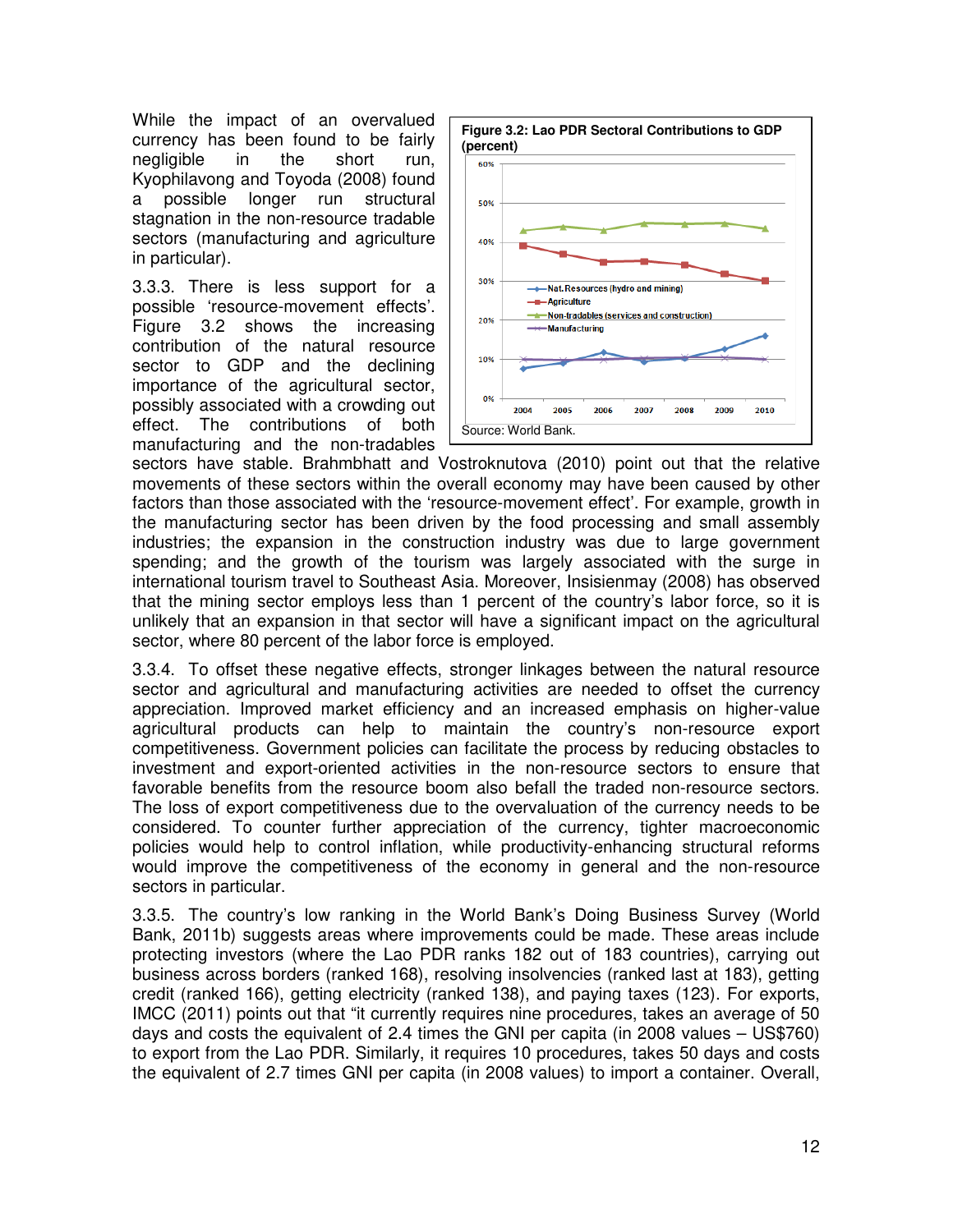While the impact of an overvalued currency has been found to be fairly negligible in the short run, Kyophilavong and Toyoda (2008) found a possible longer run structural stagnation in the non-resource tradable sectors (manufacturing and agriculture in particular).

**Figure 3.2: Lao PDR Sectoral Contributions to GDP (percent)**

Source: World Bank.

3.3.3. There is less support for a possible 'resource-movement effects'. Figure 3.2 shows the increasing contribution of the natural resource sector to GDP and the declining importance of the agricultural sector, possibly associated with a crowding out effect. The contributions of both manufacturing and the non-tradables sectors have stable. Brahmbhatt and Vostroknutova (2010) point out that the relative movements of these sectors within the overall economy may have been caused by other factors than those associated with the 'resource-movement effect'. For example, growth in the manufacturing sector has been driven by the food processing and small assembly industries; the expansion in the construction industry was due to large government spending; and the growth of the tourism was largely associated with the surge in international tourism travel to Southeast Asia. Moreover, Insisienmay (2008) has observed that the mining sector employs less than 1 percent of the country's labor force, so it is unlikely that an expansion in that sector will have a significant impact on the agricultural sector, where 80 percent of the labor force is employed.

3.3.4. To offset these negative effects, stronger linkages between the natural resource sector and agricultural and manufacturing activities are needed to offset the currency appreciation. Improved market efficiency and an increased emphasis on higher-value agricultural products can help to maintain the country's non-resource export competitiveness. Government policies can facilitate the process by reducing obstacles to investment and export-oriented activities in the non-resource sectors to ensure that favorable benefits from the resource boom also befall the traded non-resource sectors. The loss of export competitiveness due to the overvaluation of the currency needs to be considered. To counter further appreciation of the currency, tighter macroeconomic policies would help to control inflation, while productivity-enhancing structural reforms would improve the competitiveness of the economy in general and the non-resource sectors in particular.

3.3.5. The country's low ranking in the World Bank's Doing Business Survey (World Bank, 2011b) suggests areas where improvements could be made. These areas include protecting investors (where the Lao PDR ranks 182 out of 183 countries), carrying out business across borders (ranked 168), resolving insolvencies (ranked last at 183), getting credit (ranked 166), getting electricity (ranked 138), and paying taxes (123). For exports, IMCC (2011) points out that "it currently requires nine procedures, takes an average of 50 days and costs the equivalent of 2.4 times the GNI per capita (in 2008 values – US$760) to export from the Lao PDR. Similarly, it requires 10 procedures, takes 50 days and costs the equivalent of 2.7 times GNI per capita (in 2008 values) to import a container. Overall,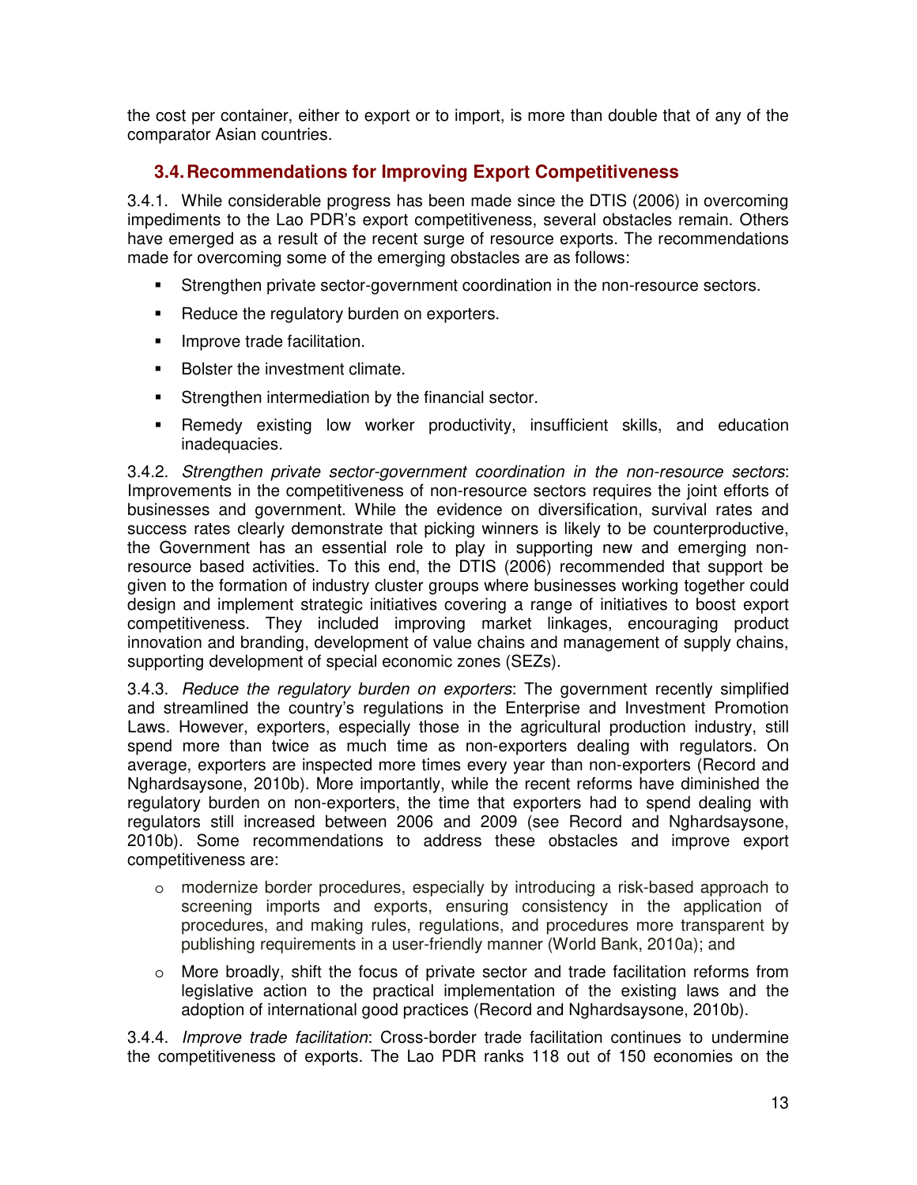the cost per container, either to export or to import, is more than double that of any of the comparator Asian countries.

## 3.4. Recommendations for Improving Export Competitiveness

3.4.1. While considerable progress has been made since the DTIS (2006) in overcoming impediments to the Lao PDR's export competitiveness, several obstacles remain. Others have emerged as a result of the recent surge of resource exports. The recommendations made for overcoming some of the emerging obstacles are as follows:

- Strengthen private sector-government coordination in the non-resource sectors.
- Reduce the regulatory burden on exporters.
- Improve trade facilitation.
- Bolster the investment climate.
- Strengthen intermediation by the financial sector.
- Remedy existing low worker productivity, insufficient skills, and education inadequacies.

3.4.2. *Strengthen private sector-government coordination in the non-resource sectors*: Improvements in the competitiveness of non-resource sectors requires the joint efforts of businesses and government. While the evidence on diversification, survival rates and success rates clearly demonstrate that picking winners is likely to be counterproductive, the Government has an essential role to play in supporting new and emerging non-resource based activities. To this end, the DTIS (2006) recommended that support be given to the formation of industry cluster groups where businesses working together could design and implement strategic initiatives covering a range of initiatives to boost export competitiveness. They included improving market linkages, encouraging product innovation and branding, development of value chains and management of supply chains, supporting development of special economic zones (SEZs).

3.4.3. *Reduce the regulatory burden on exporters*: The government recently simplified and streamlined the country's regulations in the Enterprise and Investment Promotion Laws. However, exporters, especially those in the agricultural production industry, still spend more than twice as much time as non-exporters dealing with regulators. On average, exporters are inspected more times every year than non-exporters (Record and Nghardsaysone, 2010b). More importantly, while the recent reforms have diminished the regulatory burden on non-exporters, the time that exporters had to spend dealing with regulators still increased between 2006 and 2009 (see Record and Nghardsaysone, 2010b). Some recommendations to address these obstacles and improve export competitiveness are:

- modernize border procedures, especially by introducing a risk-based approach to screening imports and exports, ensuring consistency in the application of procedures, and making rules, regulations, and procedures more transparent by publishing requirements in a user-friendly manner (World Bank, 2010a); and
- More broadly, shift the focus of private sector and trade facilitation reforms from legislative action to the practical implementation of the existing laws and the adoption of international good practices (Record and Nghardsaysone, 2010b).

3.4.4. *Improve trade facilitation*: Cross-border trade facilitation continues to undermine the competitiveness of exports. The Lao PDR ranks 118 out of 150 economies on the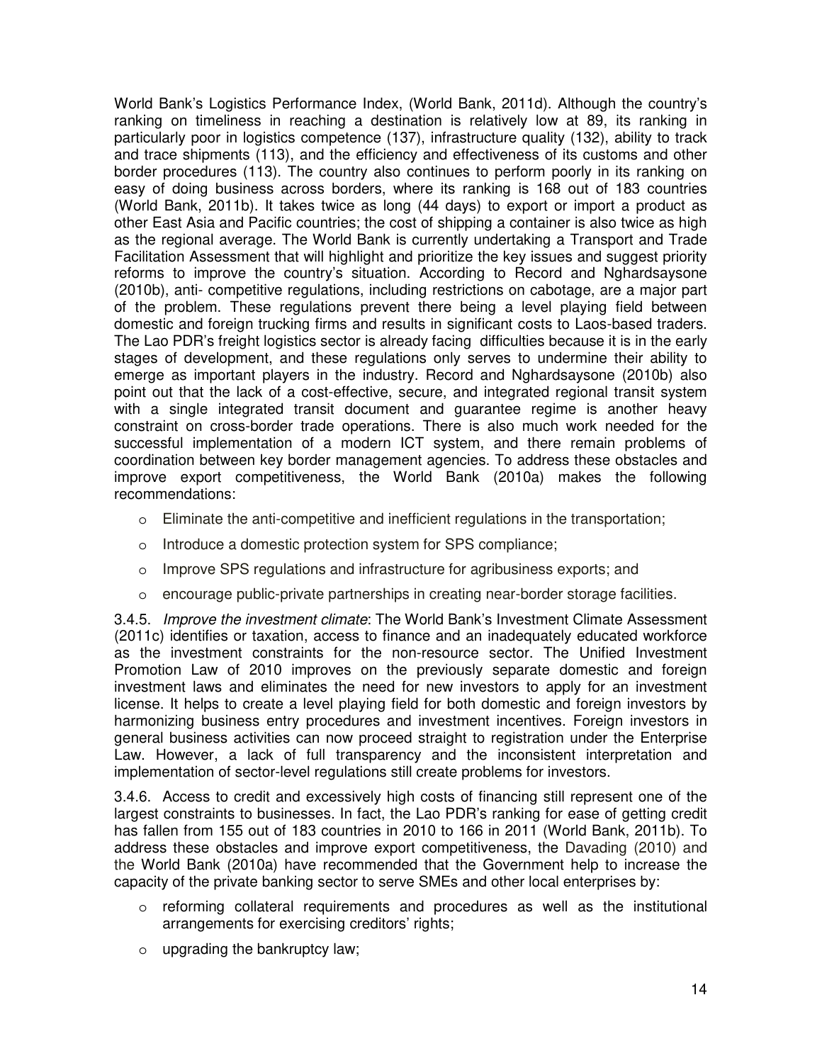World Bank's Logistics Performance Index, (World Bank, 2011d). Although the country's ranking on timeliness in reaching a destination is relatively low at 89, its ranking in particularly poor in logistics competence (137), infrastructure quality (132), ability to track and trace shipments (113), and the efficiency and effectiveness of its customs and other border procedures (113). The country also continues to perform poorly in its ranking on easy of doing business across borders, where its ranking is 168 out of 183 countries (World Bank, 2011b). It takes twice as long (44 days) to export or import a product as other East Asia and Pacific countries; the cost of shipping a container is also twice as high as the regional average. The World Bank is currently undertaking a Transport and Trade Facilitation Assessment that will highlight and prioritize the key issues and suggest priority reforms to improve the country's situation. According to Record and Nghardsaysone (2010b), anti- competitive regulations, including restrictions on cabotage, are a major part of the problem. These regulations prevent there being a level playing field between domestic and foreign trucking firms and results in significant costs to Laos-based traders. The Lao PDR's freight logistics sector is already facing difficulties because it is in the early stages of development, and these regulations only serves to undermine their ability to emerge as important players in the industry. Record and Nghardsaysone (2010b) also point out that the lack of a cost-effective, secure, and integrated regional transit system with a single integrated transit document and guarantee regime is another heavy constraint on cross-border trade operations. There is also much work needed for the successful implementation of a modern ICT system, and there remain problems of coordination between key border management agencies. To address these obstacles and improve export competitiveness, the World Bank (2010a) makes the following recommendations:

- Eliminate the anti-competitive and inefficient regulations in the transportation;
- Introduce a domestic protection system for SPS compliance;
- Improve SPS regulations and infrastructure for agribusiness exports; and
- encourage public-private partnerships in creating near-border storage facilities.

3.4.5. *Improve the investment climate*: The World Bank's Investment Climate Assessment (2011c) identifies or taxation, access to finance and an inadequately educated workforce as the investment constraints for the non-resource sector. The Unified Investment Promotion Law of 2010 improves on the previously separate domestic and foreign investment laws and eliminates the need for new investors to apply for an investment license. It helps to create a level playing field for both domestic and foreign investors by harmonizing business entry procedures and investment incentives. Foreign investors in general business activities can now proceed straight to registration under the Enterprise Law. However, a lack of full transparency and the inconsistent interpretation and implementation of sector-level regulations still create problems for investors.

3.4.6. Access to credit and excessively high costs of financing still represent one of the largest constraints to businesses. In fact, the Lao PDR's ranking for ease of getting credit has fallen from 155 out of 183 countries in 2010 to 166 in 2011 (World Bank, 2011b). To address these obstacles and improve export competitiveness, the Davading (2010) and the World Bank (2010a) have recommended that the Government help to increase the capacity of the private banking sector to serve SMEs and other local enterprises by:

- reforming collateral requirements and procedures as well as the institutional arrangements for exercising creditors' rights;
- upgrading the bankruptcy law;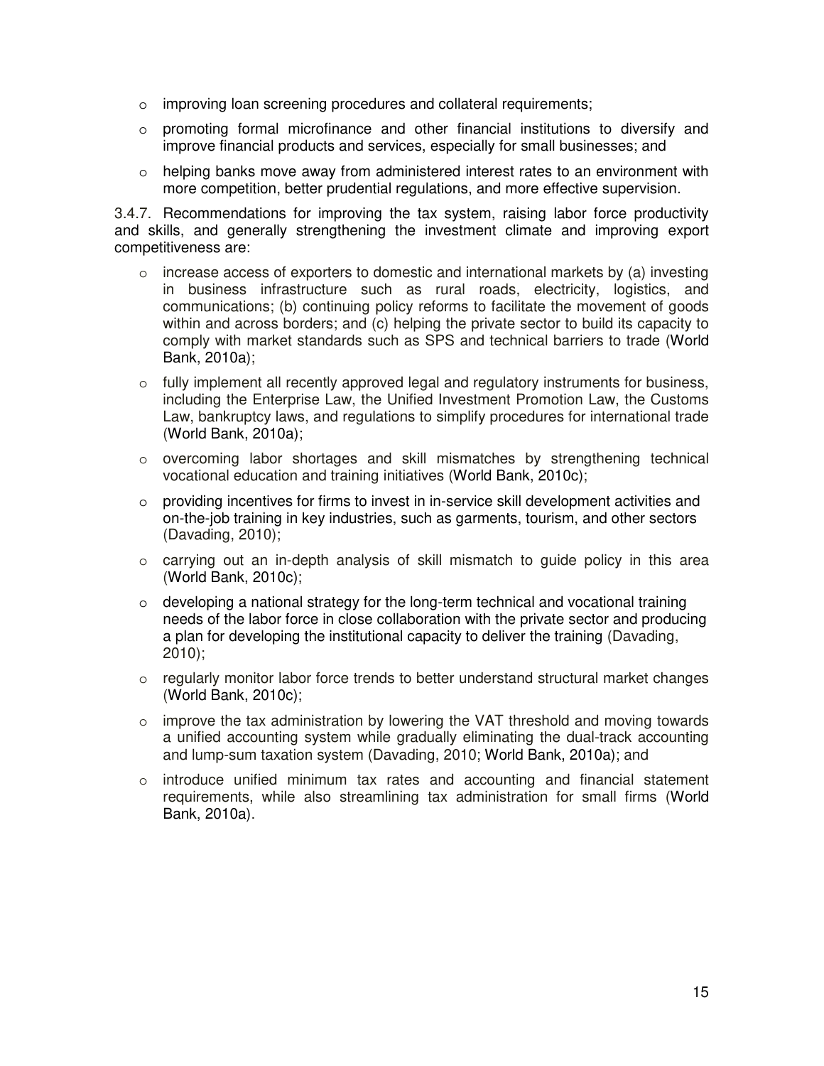- improving loan screening procedures and collateral requirements;
- promoting formal microfinance and other financial institutions to diversify and improve financial products and services, especially for small businesses; and
- helping banks move away from administered interest rates to an environment with more competition, better prudential regulations, and more effective supervision.

3.4.7. Recommendations for improving the tax system, raising labor force productivity and skills, and generally strengthening the investment climate and improving export competitiveness are:

- increase access of exporters to domestic and international markets by (a) investing in business infrastructure such as rural roads, electricity, logistics, and communications; (b) continuing policy reforms to facilitate the movement of goods within and across borders; and (c) helping the private sector to build its capacity to comply with market standards such as SPS and technical barriers to trade (World Bank, 2010a);
- fully implement all recently approved legal and regulatory instruments for business, including the Enterprise Law, the Unified Investment Promotion Law, the Customs Law, bankruptcy laws, and regulations to simplify procedures for international trade (World Bank, 2010a);
- overcoming labor shortages and skill mismatches by strengthening technical vocational education and training initiatives (World Bank, 2010c);
- providing incentives for firms to invest in in-service skill development activities and on-the-job training in key industries, such as garments, tourism, and other sectors (Davading, 2010);
- carrying out an in-depth analysis of skill mismatch to guide policy in this area (World Bank, 2010c);
- developing a national strategy for the long-term technical and vocational training needs of the labor force in close collaboration with the private sector and producing a plan for developing the institutional capacity to deliver the training (Davading, 2010);
- regularly monitor labor force trends to better understand structural market changes (World Bank, 2010c);
- improve the tax administration by lowering the VAT threshold and moving towards a unified accounting system while gradually eliminating the dual-track accounting and lump-sum taxation system (Davading, 2010; World Bank, 2010a); and
- introduce unified minimum tax rates and accounting and financial statement requirements, while also streamlining tax administration for small firms (World Bank, 2010a).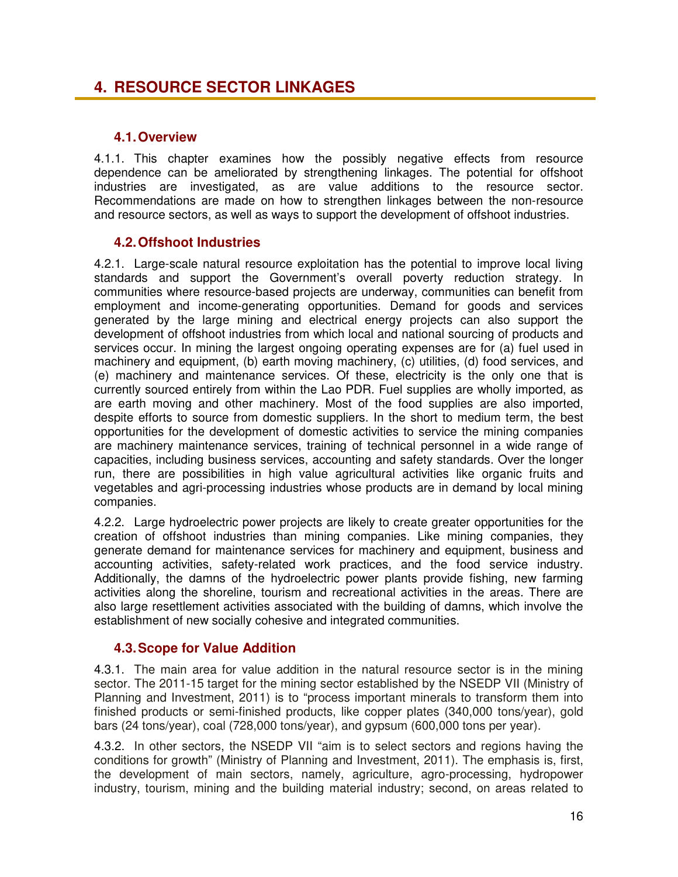# 4. RESOURCE SECTOR LINKAGES

## 4.1. Overview

4.1.1. This chapter examines how the possibly negative effects from resource dependence can be ameliorated by strengthening linkages. The potential for offshoot industries are investigated, as are value additions to the resource sector. Recommendations are made on how to strengthen linkages between the non-resource and resource sectors, as well as ways to support the development of offshoot industries.

## 4.2. Offshoot Industries

4.2.1. Large-scale natural resource exploitation has the potential to improve local living standards and support the Government's overall poverty reduction strategy. In communities where resource-based projects are underway, communities can benefit from employment and income-generating opportunities. Demand for goods and services generated by the large mining and electrical energy projects can also support the development of offshoot industries from which local and national sourcing of products and services occur. In mining the largest ongoing operating expenses are for (a) fuel used in machinery and equipment, (b) earth moving machinery, (c) utilities, (d) food services, and (e) machinery and maintenance services. Of these, electricity is the only one that is currently sourced entirely from within the Lao PDR. Fuel supplies are wholly imported, as are earth moving and other machinery. Most of the food supplies are also imported, despite efforts to source from domestic suppliers. In the short to medium term, the best opportunities for the development of domestic activities to service the mining companies are machinery maintenance services, training of technical personnel in a wide range of capacities, including business services, accounting and safety standards. Over the longer run, there are possibilities in high value agricultural activities like organic fruits and vegetables and agri-processing industries whose products are in demand by local mining companies.

4.2.2. Large hydroelectric power projects are likely to create greater opportunities for the creation of offshoot industries than mining companies. Like mining companies, they generate demand for maintenance services for machinery and equipment, business and accounting activities, safety-related work practices, and the food service industry. Additionally, the damns of the hydroelectric power plants provide fishing, new farming activities along the shoreline, tourism and recreational activities in the areas. There are also large resettlement activities associated with the building of damns, which involve the establishment of new socially cohesive and integrated communities.

## 4.3. Scope for Value Addition

4.3.1. The main area for value addition in the natural resource sector is in the mining sector. The 2011-15 target for the mining sector established by the NSEDP VII (Ministry of Planning and Investment, 2011) is to "process important minerals to transform them into finished products or semi-finished products, like copper plates (340,000 tons/year), gold bars (24 tons/year), coal (728,000 tons/year), and gypsum (600,000 tons per year).

4.3.2. In other sectors, the NSEDP VII "aim is to select sectors and regions having the conditions for growth" (Ministry of Planning and Investment, 2011). The emphasis is, first, the development of main sectors, namely, agriculture, agro-processing, hydropower industry, tourism, mining and the building material industry; second, on areas related to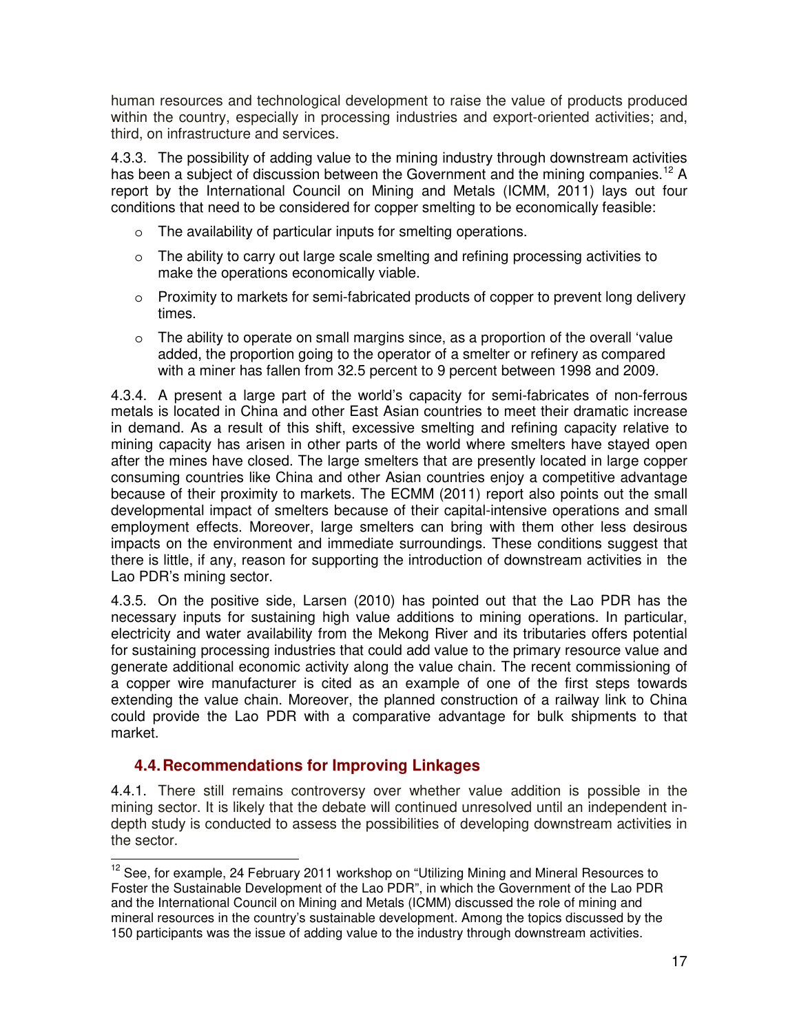human resources and technological development to raise the value of products produced within the country, especially in processing industries and export-oriented activities; and, third, on infrastructure and services.

4.3.3. The possibility of adding value to the mining industry through downstream activities has been a subject of discussion between the Government and the mining companies.[12] A report by the International Council on Mining and Metals (ICMM, 2011) lays out four conditions that need to be considered for copper smelting to be economically feasible:

- The availability of particular inputs for smelting operations.
- The ability to carry out large scale smelting and refining processing activities to make the operations economically viable.
- Proximity to markets for semi-fabricated products of copper to prevent long delivery times.
- The ability to operate on small margins since, as a proportion of the overall 'value added, the proportion going to the operator of a smelter or refinery as compared with a miner has fallen from 32.5 percent to 9 percent between 1998 and 2009.

4.3.4. A present a large part of the world's capacity for semi-fabricates of non-ferrous metals is located in China and other East Asian countries to meet their dramatic increase in demand. As a result of this shift, excessive smelting and refining capacity relative to mining capacity has arisen in other parts of the world where smelters have stayed open after the mines have closed. The large smelters that are presently located in large copper consuming countries like China and other Asian countries enjoy a competitive advantage because of their proximity to markets. The ECMM (2011) report also points out the small developmental impact of smelters because of their capital-intensive operations and small employment effects. Moreover, large smelters can bring with them other less desirous impacts on the environment and immediate surroundings. These conditions suggest that there is little, if any, reason for supporting the introduction of downstream activities in the Lao PDR's mining sector.

4.3.5. On the positive side, Larsen (2010) has pointed out that the Lao PDR has the necessary inputs for sustaining high value additions to mining operations. In particular, electricity and water availability from the Mekong River and its tributaries offers potential for sustaining processing industries that could add value to the primary resource value and generate additional economic activity along the value chain. The recent commissioning of a copper wire manufacturer is cited as an example of one of the first steps towards extending the value chain. Moreover, the planned construction of a railway link to China could provide the Lao PDR with a comparative advantage for bulk shipments to that market.

## 4.4. Recommendations for Improving Linkages

4.4.1. There still remains controversy over whether value addition is possible in the mining sector. It is likely that the debate will continued unresolved until an independent in-depth study is conducted to assess the possibilities of developing downstream activities in the sector.

---

[12] See, for example, 24 February 2011 workshop on "Utilizing Mining and Mineral Resources to Foster the Sustainable Development of the Lao PDR", in which the Government of the Lao PDR and the International Council on Mining and Metals (ICMM) discussed the role of mining and mineral resources in the country's sustainable development. Among the topics discussed by the 150 participants was the issue of adding value to the industry through downstream activities.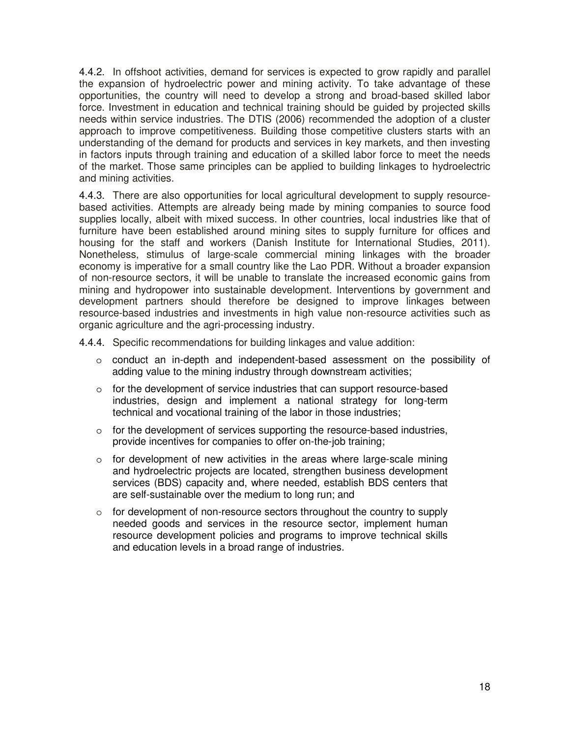4.4.2. In offshoot activities, demand for services is expected to grow rapidly and parallel the expansion of hydroelectric power and mining activity. To take advantage of these opportunities, the country will need to develop a strong and broad-based skilled labor force. Investment in education and technical training should be guided by projected skills needs within service industries. The DTIS (2006) recommended the adoption of a cluster approach to improve competitiveness. Building those competitive clusters starts with an understanding of the demand for products and services in key markets, and then investing in factors inputs through training and education of a skilled labor force to meet the needs of the market. Those same principles can be applied to building linkages to hydroelectric and mining activities.

4.4.3. There are also opportunities for local agricultural development to supply resource-based activities. Attempts are already being made by mining companies to source food supplies locally, albeit with mixed success. In other countries, local industries like that of furniture have been established around mining sites to supply furniture for offices and housing for the staff and workers (Danish Institute for International Studies, 2011). Nonetheless, stimulus of large-scale commercial mining linkages with the broader economy is imperative for a small country like the Lao PDR. Without a broader expansion of non-resource sectors, it will be unable to translate the increased economic gains from mining and hydropower into sustainable development. Interventions by government and development partners should therefore be designed to improve linkages between resource-based industries and investments in high value non-resource activities such as organic agriculture and the agri-processing industry.

4.4.4. Specific recommendations for building linkages and value addition:

- conduct an in-depth and independent-based assessment on the possibility of adding value to the mining industry through downstream activities;
- for the development of service industries that can support resource-based industries, design and implement a national strategy for long-term technical and vocational training of the labor in those industries;
- for the development of services supporting the resource-based industries, provide incentives for companies to offer on-the-job training;
- for development of new activities in the areas where large-scale mining and hydroelectric projects are located, strengthen business development services (BDS) capacity and, where needed, establish BDS centers that are self-sustainable over the medium to long run; and
- for development of non-resource sectors throughout the country to supply needed goods and services in the resource sector, implement human resource development policies and programs to improve technical skills and education levels in a broad range of industries.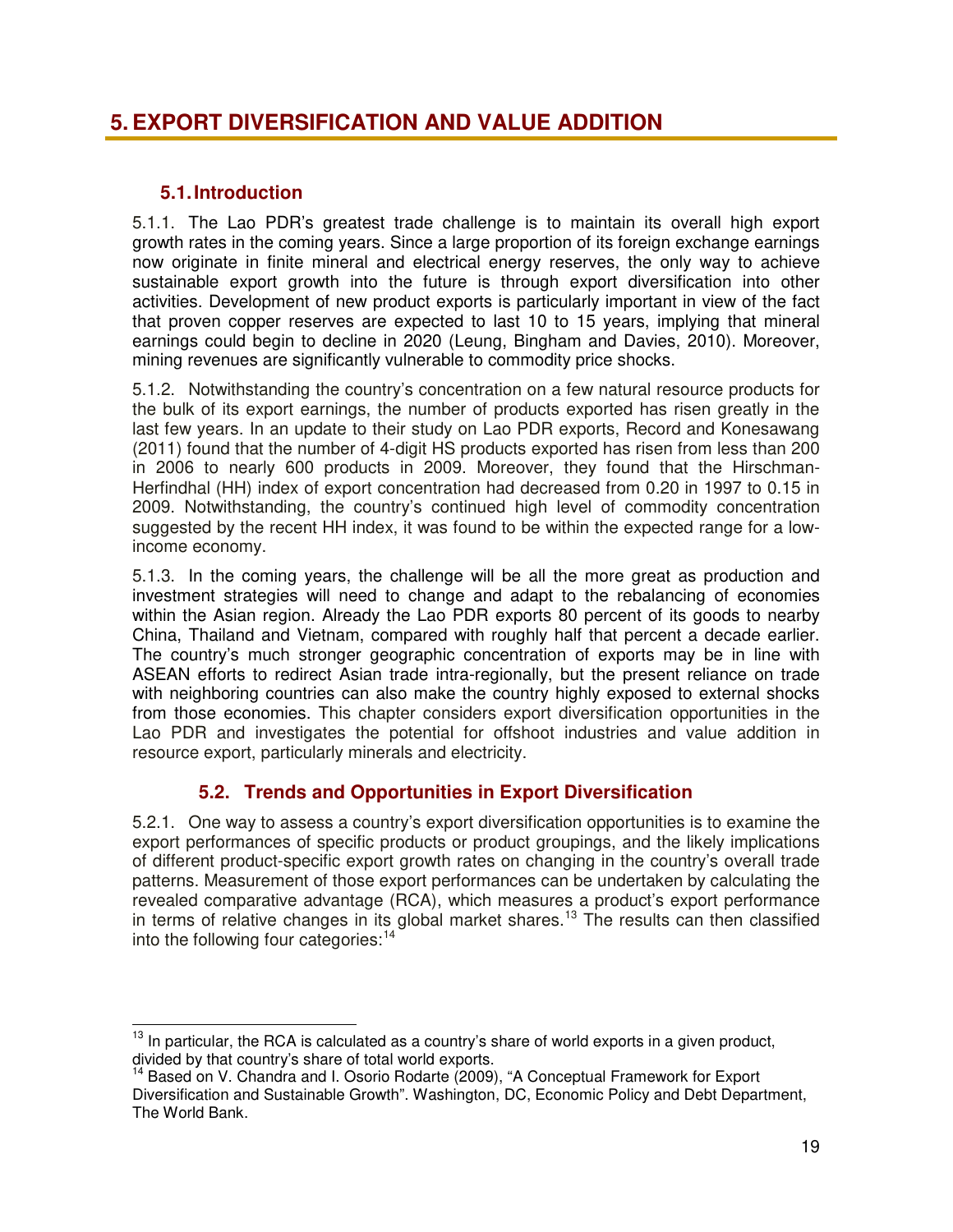# 5. EXPORT DIVERSIFICATION AND VALUE ADDITION

## 5.1. Introduction

5.1.1. The Lao PDR's greatest trade challenge is to maintain its overall high export growth rates in the coming years. Since a large proportion of its foreign exchange earnings now originate in finite mineral and electrical energy reserves, the only way to achieve sustainable export growth into the future is through export diversification into other activities. Development of new product exports is particularly important in view of the fact that proven copper reserves are expected to last 10 to 15 years, implying that mineral earnings could begin to decline in 2020 (Leung, Bingham and Davies, 2010). Moreover, mining revenues are significantly vulnerable to commodity price shocks.

5.1.2. Notwithstanding the country's concentration on a few natural resource products for the bulk of its export earnings, the number of products exported has risen greatly in the last few years. In an update to their study on Lao PDR exports, Record and Konesawang (2011) found that the number of 4-digit HS products exported has risen from less than 200 in 2006 to nearly 600 products in 2009. Moreover, they found that the Hirschman-Herfindhal (HH) index of export concentration had decreased from 0.20 in 1997 to 0.15 in 2009. Notwithstanding, the country's continued high level of commodity concentration suggested by the recent HH index, it was found to be within the expected range for a low-income economy.

5.1.3. In the coming years, the challenge will be all the more great as production and investment strategies will need to change and adapt to the rebalancing of economies within the Asian region. Already the Lao PDR exports 80 percent of its goods to nearby China, Thailand and Vietnam, compared with roughly half that percent a decade earlier. The country's much stronger geographic concentration of exports may be in line with ASEAN efforts to redirect Asian trade intra-regionally, but the present reliance on trade with neighboring countries can also make the country highly exposed to external shocks from those economies. This chapter considers export diversification opportunities in the Lao PDR and investigates the potential for offshoot industries and value addition in resource export, particularly minerals and electricity.

## 5.2. Trends and Opportunities in Export Diversification

5.2.1. One way to assess a country's export diversification opportunities is to examine the export performances of specific products or product groupings, and the likely implications of different product-specific export growth rates on changing in the country's overall trade patterns. Measurement of those export performances can be undertaken by calculating the revealed comparative advantage (RCA), which measures a product's export performance in terms of relative changes in its global market shares.[13] The results can then classified into the following four categories:[14]

---

[13] In particular, the RCA is calculated as a country's share of world exports in a given product, divided by that country's share of total world exports.

[14] Based on V. Chandra and I. Osorio Rodarte (2009), "A Conceptual Framework for Export Diversification and Sustainable Growth". Washington, DC, Economic Policy and Debt Department, The World Bank.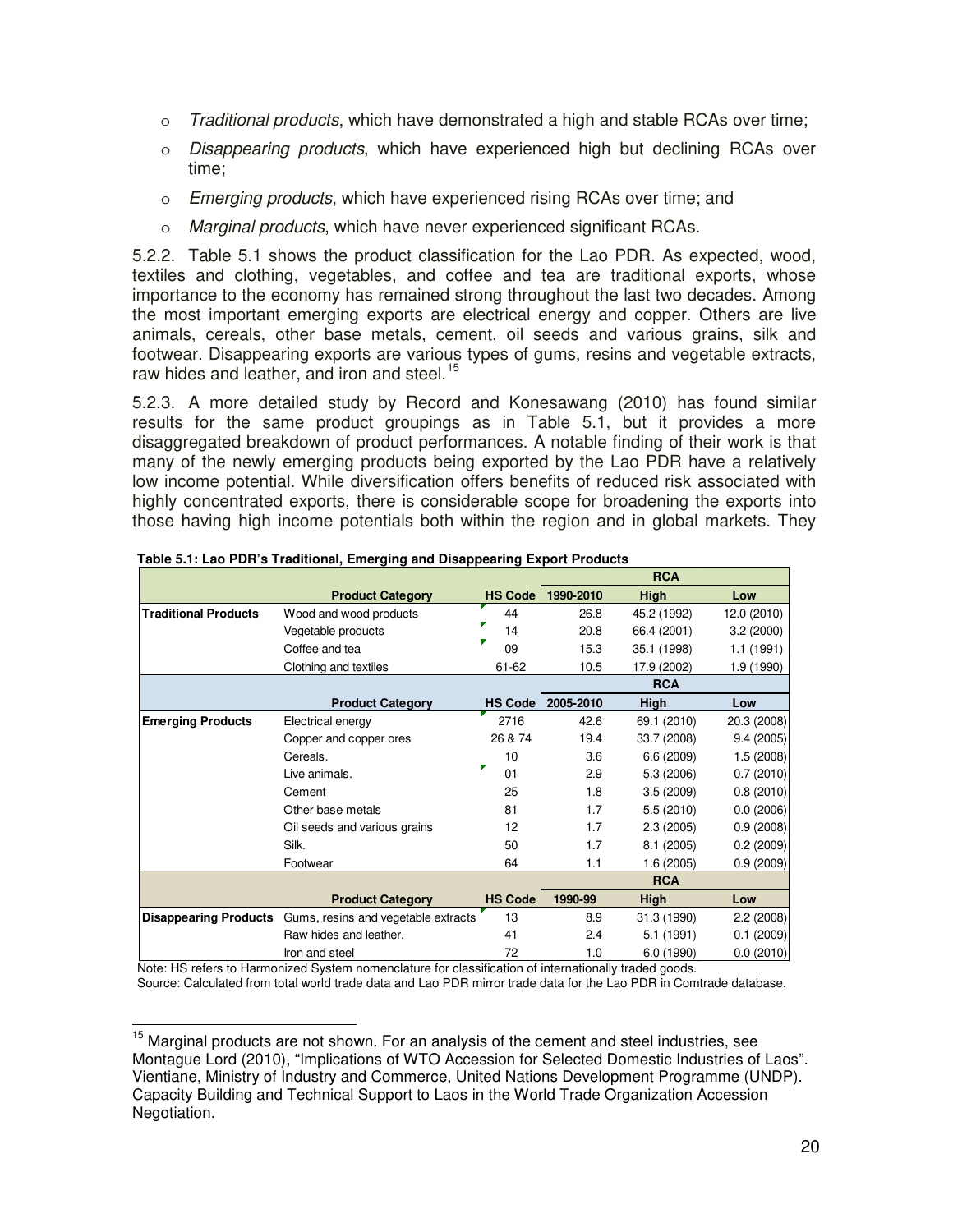- *Traditional products*, which have demonstrated a high and stable RCAs over time;
- *Disappearing products*, which have experienced high but declining RCAs over time;
- *Emerging products*, which have experienced rising RCAs over time; and
- *Marginal products*, which have never experienced significant RCAs.

5.2.2. Table 5.1 shows the product classification for the Lao PDR. As expected, wood, textiles and clothing, vegetables, and coffee and tea are traditional exports, whose importance to the economy has remained strong throughout the last two decades. Among the most important emerging exports are electrical energy and copper. Others are live animals, cereals, other base metals, cement, oil seeds and various grains, silk and footwear. Disappearing exports are various types of gums, resins and vegetable extracts, raw hides and leather, and iron and steel.[15]

5.2.3. A more detailed study by Record and Konesawang (2010) has found similar results for the same product groupings as in Table 5.1, but it provides a more disaggregated breakdown of product performances. A notable finding of their work is that many of the newly emerging products being exported by the Lao PDR have a relatively low income potential. While diversification offers benefits of reduced risk associated with highly concentrated exports, there is considerable scope for broadening the exports into those having high income potentials both within the region and in global markets. They

**Table 5.1: Lao PDR's Traditional, Emerging and Disappearing Export Products**

| | | | RCA | | |
|---|---|---|---|---|---|
| | **Product Category** | **HS Code** | **1990-2010** | **High** | **Low** |
| **Traditional Products** | Wood and wood products | 44 | 26.8 | 45.2 (1992) | 12.0 (2010) |
| | Vegetable products | 14 | 20.8 | 66.4 (2001) | 3.2 (2000) |
| | Coffee and tea | 09 | 15.3 | 35.1 (1998) | 1.1 (1991) |
| | Clothing and textiles | 61-62 | 10.5 | 17.9 (2002) | 1.9 (1990) |
| | | | RCA | | |
| | **Product Category** | **HS Code** | **2005-2010** | **High** | **Low** |
| **Emerging Products** | Electrical energy | 2716 | 42.6 | 69.1 (2010) | 20.3 (2008) |
| | Copper and copper ores | 26 & 74 | 19.4 | 33.7 (2008) | 9.4 (2005) |
| | Cereals. | 10 | 3.6 | 6.6 (2009) | 1.5 (2008) |
| | Live animals. | 01 | 2.9 | 5.3 (2006) | 0.7 (2010) |
| | Cement | 25 | 1.8 | 3.5 (2009) | 0.8 (2010) |
| | Other base metals | 81 | 1.7 | 5.5 (2010) | 0.0 (2006) |
| | Oil seeds and various grains | 12 | 1.7 | 2.3 (2005) | 0.9 (2008) |
| | Silk. | 50 | 1.7 | 8.1 (2005) | 0.2 (2009) |
| | Footwear | 64 | 1.1 | 1.6 (2005) | 0.9 (2009) |
| | | | RCA | | |
| | **Product Category** | **HS Code** | **1990-99** | **High** | **Low** |
| **Disappearing Products** | Gums, resins and vegetable extracts | 13 | 8.9 | 31.3 (1990) | 2.2 (2008) |
| | Raw hides and leather. | 41 | 2.4 | 5.1 (1991) | 0.1 (2009) |
| | Iron and steel | 72 | 1.0 | 6.0 (1990) | 0.0 (2010) |

Note: HS refers to Harmonized System nomenclature for classification of internationally traded goods.
Source: Calculated from total world trade data and Lao PDR mirror trade data for the Lao PDR in Comtrade database.

[15] Marginal products are not shown. For an analysis of the cement and steel industries, see Montague Lord (2010), "Implications of WTO Accession for Selected Domestic Industries of Laos". Vientiane, Ministry of Industry and Commerce, United Nations Development Programme (UNDP). Capacity Building and Technical Support to Laos in the World Trade Organization Accession Negotiation.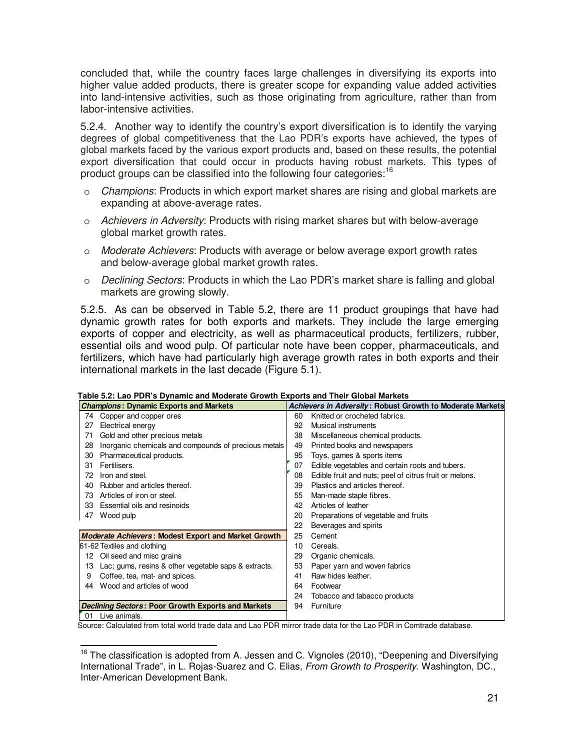concluded that, while the country faces large challenges in diversifying its exports into higher value added products, there is greater scope for expanding value added activities into land-intensive activities, such as those originating from agriculture, rather than from labor-intensive activities.

5.2.4. Another way to identify the country's export diversification is to identify the varying degrees of global competitiveness that the Lao PDR's exports have achieved, the types of global markets faced by the various export products and, based on these results, the potential export diversification that could occur in products having robust markets. This types of product groups can be classified into the following four categories:[16]

- *Champions*: Products in which export market shares are rising and global markets are expanding at above-average rates.
- *Achievers in Adversity*: Products with rising market shares but with below-average global market growth rates.
- *Moderate Achievers*: Products with average or below average export growth rates and below-average global market growth rates.
- *Declining Sectors*: Products in which the Lao PDR's market share is falling and global markets are growing slowly.

5.2.5. As can be observed in Table 5.2, there are 11 product groupings that have had dynamic growth rates for both exports and markets. They include the large emerging exports of copper and electricity, as well as pharmaceutical products, fertilizers, rubber, essential oils and wood pulp. Of particular note have been copper, pharmaceuticals, and fertilizers, which have had particularly high average growth rates in both exports and their international markets in the last decade (Figure 5.1).

**Table 5.2: Lao PDR's Dynamic and Moderate Growth Exports and Their Global Markets**

| ***Champions*: Dynamic Exports and Markets** | | ***Achievers in Adversity*: Robust Growth to Moderate Markets** | |
|---|---|---|---|
| 74 | Copper and copper ores | 60 | Knitted or crocheted fabrics. |
| 27 | Electrical energy | 92 | Musical instruments |
| 71 | Gold and other precious metals | 38 | Miscellaneous chemical products. |
| 28 | Inorganic chemicals and compounds of precious metals | 49 | Printed books and newspapers |
| 30 | Pharmaceutical products. | 95 | Toys, games & sports items |
| 31 | Fertilisers. | 07 | Edible vegetables and certain roots and tubers. |
| 72 | Iron and steel. | 08 | Edible fruit and nuts; peel of citrus fruit or melons. |
| 40 | Rubber and articles thereof. | 39 | Plastics and articles thereof. |
| 73 | Articles of iron or steel. | 55 | Man-made staple fibres. |
| 33 | Essential oils and resinoids | 42 | Articles of leather |
| 47 | Wood pulp | 20 | Preparations of vegetable and fruits |
| | | 22 | Beverages and spirits |
| ***Moderate Achievers*: Modest Export and Market Growth** | | 25 | Cement |
| 61-62 | Textiles and clothing | 10 | Cereals. |
| 12 | Oil seed and misc grains | 29 | Organic chemicals. |
| 13 | Lac; gums, resins & other vegetable saps & extracts. | 53 | Paper yarn and woven fabrics |
| 9 | Coffee, tea, mat- and spices. | 41 | Raw hides leather. |
| 44 | Wood and articles of wood | 64 | Footwear |
| | | 24 | Tobacco and tabacco products |
| ***Declining Sectors*: Poor Growth Exports and Markets** | | 94 | Furniture |
| 01 | Live animals. | | |

Source: Calculated from total world trade data and Lao PDR mirror trade data for the Lao PDR in Comtrade database.

[16] The classification is adopted from A. Jessen and C. Vignoles (2010), "Deepening and Diversifying International Trade", in L. Rojas-Suarez and C. Elias, *From Growth to Prosperity*. Washington, DC., Inter-American Development Bank.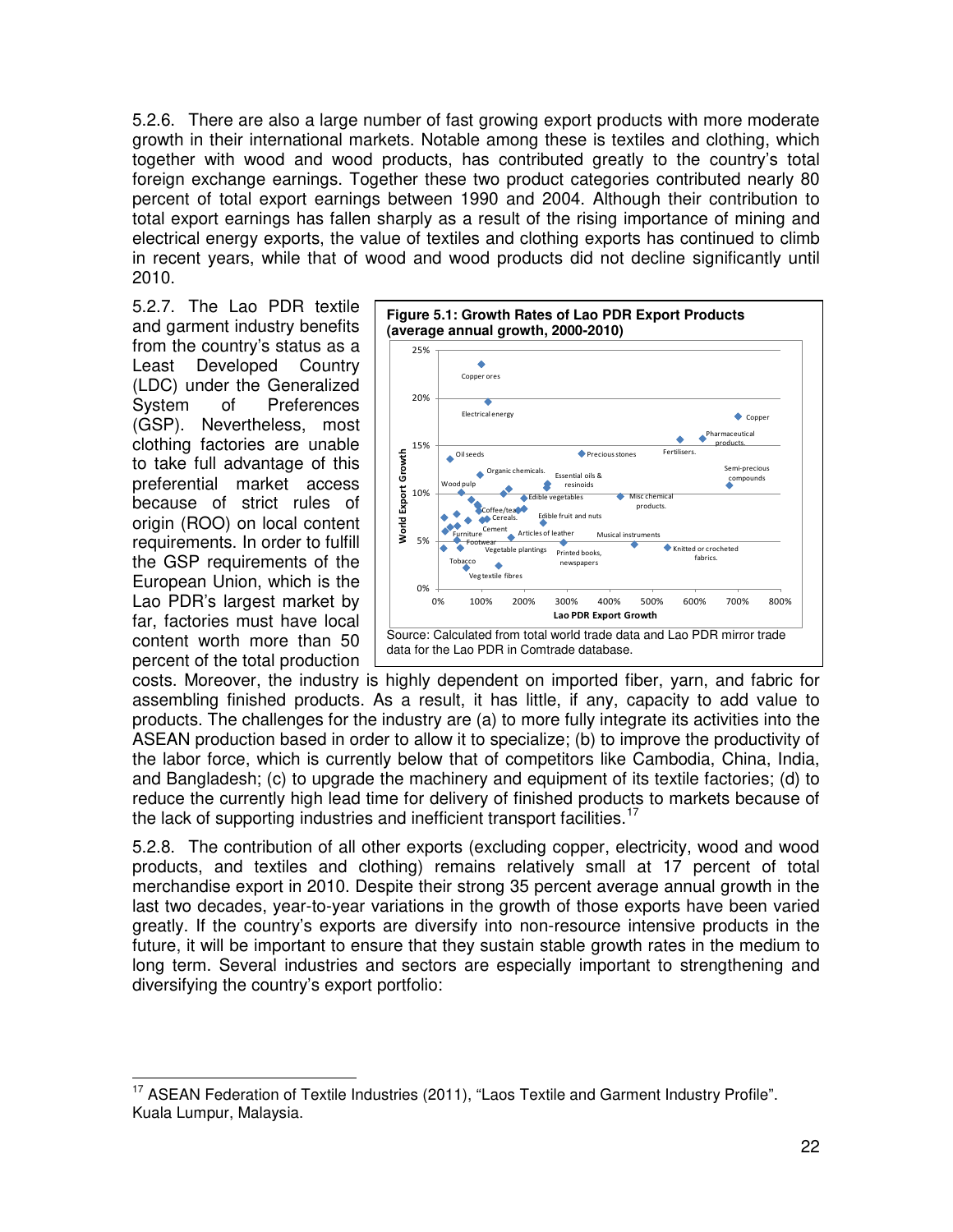5.2.6. There are also a large number of fast growing export products with more moderate growth in their international markets. Notable among these is textiles and clothing, which together with wood and wood products, has contributed greatly to the country's total foreign exchange earnings. Together these two product categories contributed nearly 80 percent of total export earnings between 1990 and 2004. Although their contribution to total export earnings has fallen sharply as a result of the rising importance of mining and electrical energy exports, the value of textiles and clothing exports has continued to climb in recent years, while that of wood and wood products did not decline significantly until 2010.

5.2.7. The Lao PDR textile and garment industry benefits from the country's status as a Least Developed Country (LDC) under the Generalized System of Preferences (GSP). Nevertheless, most clothing factories are unable to take full advantage of this preferential market access because of strict rules of origin (ROO) on local content requirements. In order to fulfill the GSP requirements of the European Union, which is the Lao PDR's largest market by far, factories must have local content worth more than 50 percent of the total production costs. Moreover, the industry is highly dependent on imported fiber, yarn, and fabric for assembling finished products. As a result, it has little, if any, capacity to add value to products. The challenges for the industry are (a) to more fully integrate its activities into the ASEAN production based in order to allow it to specialize; (b) to improve the productivity of the labor force, which is currently below that of competitors like Cambodia, China, India, and Bangladesh; (c) to upgrade the machinery and equipment of its textile factories; (d) to reduce the currently high lead time for delivery of finished products to markets because of the lack of supporting industries and inefficient transport facilities.[17]

**Figure 5.1: Growth Rates of Lao PDR Export Products (average annual growth, 2000-2010)**

Source: Calculated from total world trade data and Lao PDR mirror trade data for the Lao PDR in Comtrade database.

5.2.8. The contribution of all other exports (excluding copper, electricity, wood and wood products, and textiles and clothing) remains relatively small at 17 percent of total merchandise export in 2010. Despite their strong 35 percent average annual growth in the last two decades, year-to-year variations in the growth of those exports have been varied greatly. If the country's exports are diversify into non-resource intensive products in the future, it will be important to ensure that they sustain stable growth rates in the medium to long term. Several industries and sectors are especially important to strengthening and diversifying the country's export portfolio:

[17] ASEAN Federation of Textile Industries (2011), "Laos Textile and Garment Industry Profile". Kuala Lumpur, Malaysia.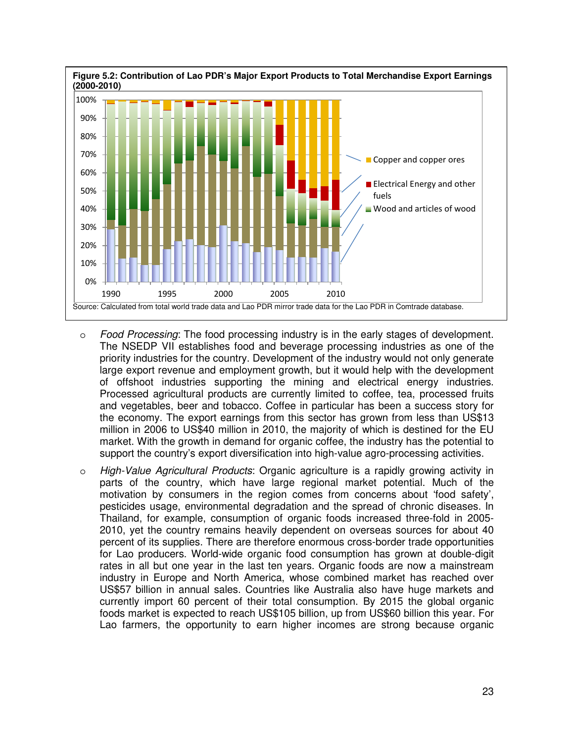**Figure 5.2: Contribution of Lao PDR's Major Export Products to Total Merchandise Export Earnings (2000-2010)**

Source: Calculated from total world trade data and Lao PDR mirror trade data for the Lao PDR in Comtrade database.

- *Food Processing*: The food processing industry is in the early stages of development. The NSEDP VII establishes food and beverage processing industries as one of the priority industries for the country. Development of the industry would not only generate large export revenue and employment growth, but it would help with the development of offshoot industries supporting the mining and electrical energy industries. Processed agricultural products are currently limited to coffee, tea, processed fruits and vegetables, beer and tobacco. Coffee in particular has been a success story for the economy. The export earnings from this sector has grown from less than US$13 million in 2006 to US$40 million in 2010, the majority of which is destined for the EU market. With the growth in demand for organic coffee, the industry has the potential to support the country's export diversification into high-value agro-processing activities.

- *High-Value Agricultural Products*: Organic agriculture is a rapidly growing activity in parts of the country, which have large regional market potential. Much of the motivation by consumers in the region comes from concerns about 'food safety', pesticides usage, environmental degradation and the spread of chronic diseases. In Thailand, for example, consumption of organic foods increased three-fold in 2005-2010, yet the country remains heavily dependent on overseas sources for about 40 percent of its supplies. There are therefore enormous cross-border trade opportunities for Lao producers. World-wide organic food consumption has grown at double-digit rates in all but one year in the last ten years. Organic foods are now a mainstream industry in Europe and North America, whose combined market has reached over US$57 billion in annual sales. Countries like Australia also have huge markets and currently import 60 percent of their total consumption. By 2015 the global organic foods market is expected to reach US$105 billion, up from US$60 billion this year. For Lao farmers, the opportunity to earn higher incomes are strong because organic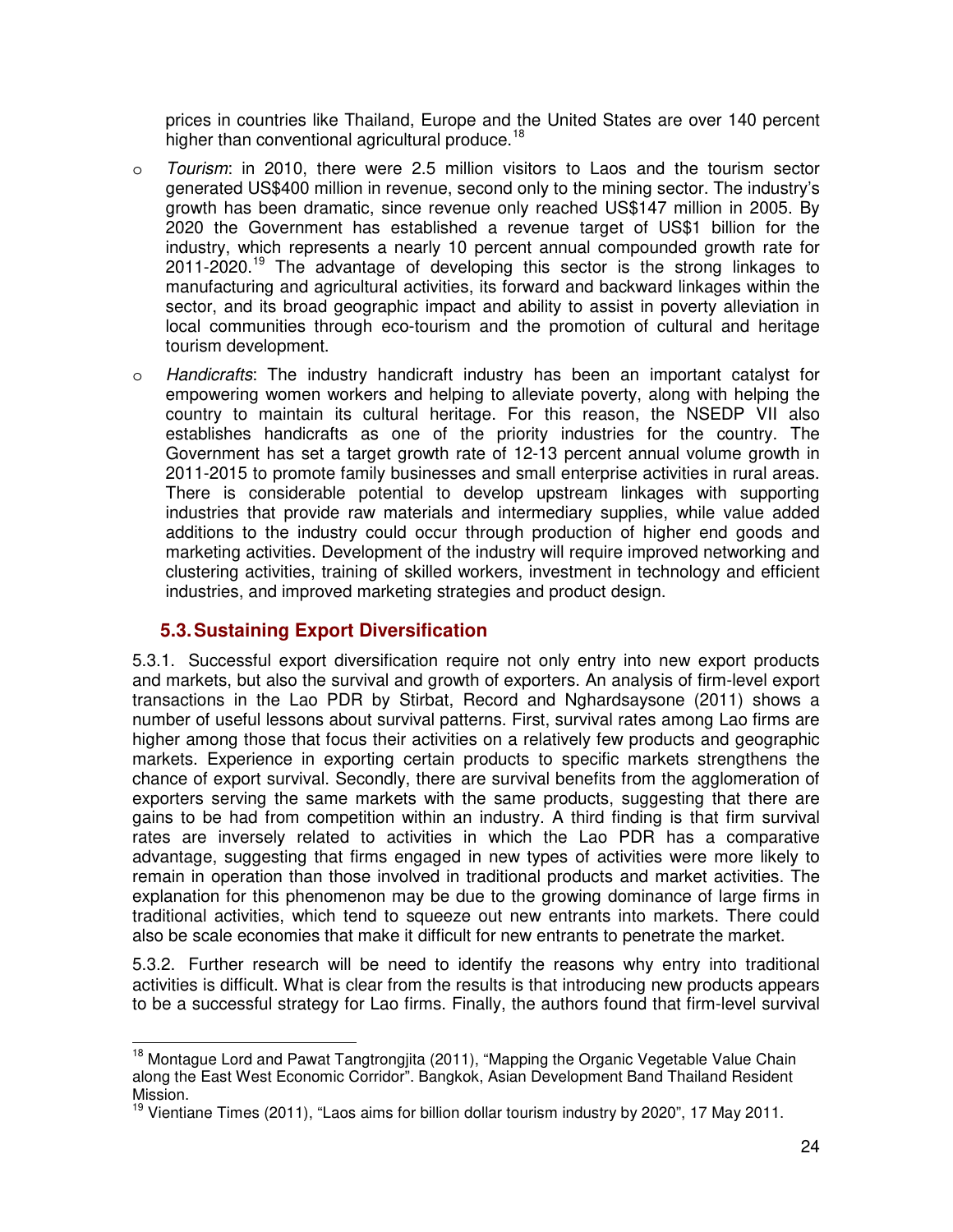prices in countries like Thailand, Europe and the United States are over 140 percent higher than conventional agricultural produce.[18]

- *Tourism*: in 2010, there were 2.5 million visitors to Laos and the tourism sector generated US$400 million in revenue, second only to the mining sector. The industry's growth has been dramatic, since revenue only reached US$147 million in 2005. By 2020 the Government has established a revenue target of US$1 billion for the industry, which represents a nearly 10 percent annual compounded growth rate for 2011-2020.[19] The advantage of developing this sector is the strong linkages to manufacturing and agricultural activities, its forward and backward linkages within the sector, and its broad geographic impact and ability to assist in poverty alleviation in local communities through eco-tourism and the promotion of cultural and heritage tourism development.
- *Handicrafts*: The industry handicraft industry has been an important catalyst for empowering women workers and helping to alleviate poverty, along with helping the country to maintain its cultural heritage. For this reason, the NSEDP VII also establishes handicrafts as one of the priority industries for the country. The Government has set a target growth rate of 12-13 percent annual volume growth in 2011-2015 to promote family businesses and small enterprise activities in rural areas. There is considerable potential to develop upstream linkages with supporting industries that provide raw materials and intermediary supplies, while value added additions to the industry could occur through production of higher end goods and marketing activities. Development of the industry will require improved networking and clustering activities, training of skilled workers, investment in technology and efficient industries, and improved marketing strategies and product design.

## 5.3. Sustaining Export Diversification

5.3.1. Successful export diversification require not only entry into new export products and markets, but also the survival and growth of exporters. An analysis of firm-level export transactions in the Lao PDR by Stirbat, Record and Nghardsaysone (2011) shows a number of useful lessons about survival patterns. First, survival rates among Lao firms are higher among those that focus their activities on a relatively few products and geographic markets. Experience in exporting certain products to specific markets strengthens the chance of export survival. Secondly, there are survival benefits from the agglomeration of exporters serving the same markets with the same products, suggesting that there are gains to be had from competition within an industry. A third finding is that firm survival rates are inversely related to activities in which the Lao PDR has a comparative advantage, suggesting that firms engaged in new types of activities were more likely to remain in operation than those involved in traditional products and market activities. The explanation for this phenomenon may be due to the growing dominance of large firms in traditional activities, which tend to squeeze out new entrants into markets. There could also be scale economies that make it difficult for new entrants to penetrate the market.

5.3.2. Further research will be need to identify the reasons why entry into traditional activities is difficult. What is clear from the results is that introducing new products appears to be a successful strategy for Lao firms. Finally, the authors found that firm-level survival

---

[18] Montague Lord and Pawat Tangtrongjita (2011), "Mapping the Organic Vegetable Value Chain along the East West Economic Corridor". Bangkok, Asian Development Band Thailand Resident Mission.

[19] Vientiane Times (2011), "Laos aims for billion dollar tourism industry by 2020", 17 May 2011.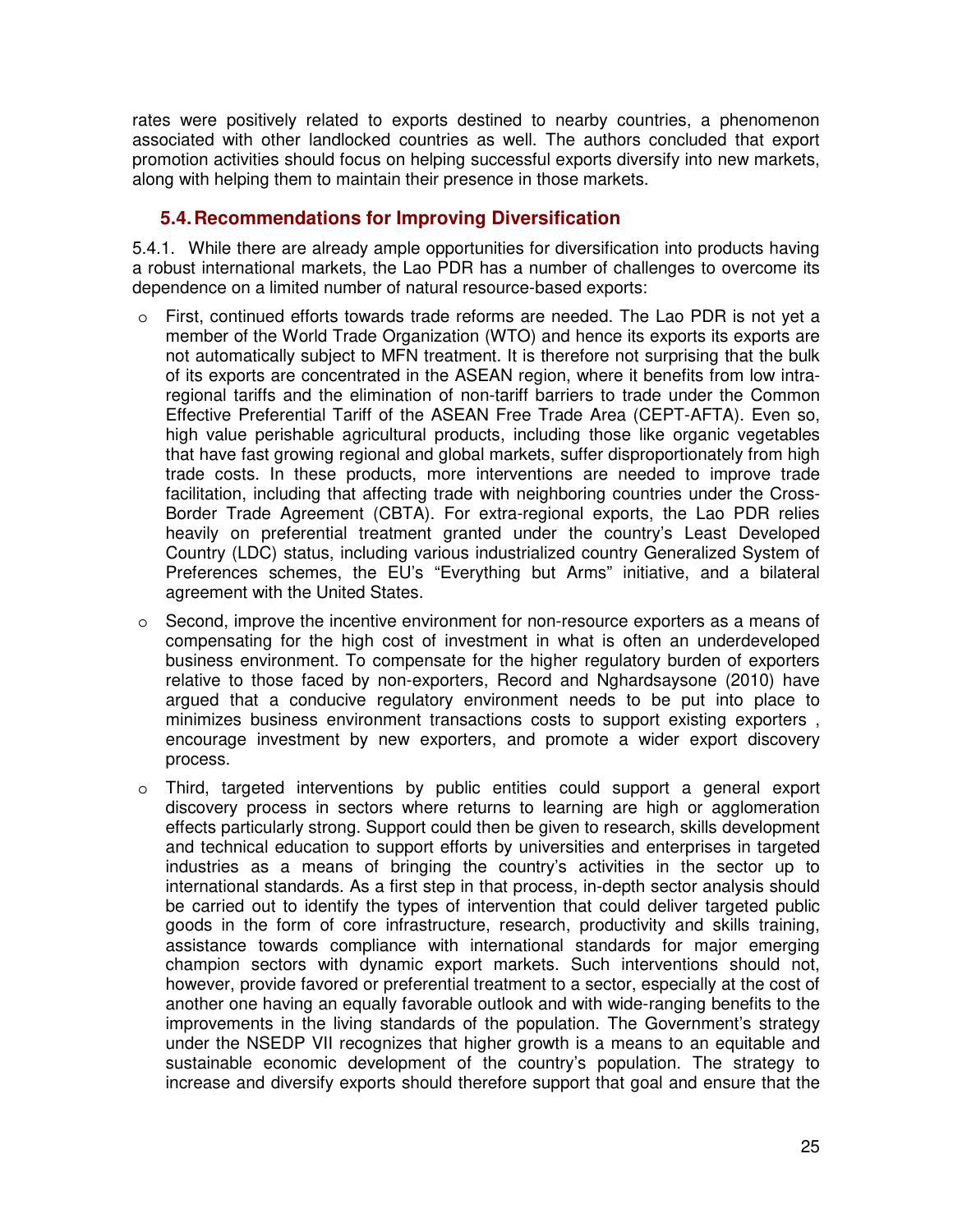rates were positively related to exports destined to nearby countries, a phenomenon associated with other landlocked countries as well. The authors concluded that export promotion activities should focus on helping successful exports diversify into new markets, along with helping them to maintain their presence in those markets.

## 5.4. Recommendations for Improving Diversification

5.4.1. While there are already ample opportunities for diversification into products having a robust international markets, the Lao PDR has a number of challenges to overcome its dependence on a limited number of natural resource-based exports:

- First, continued efforts towards trade reforms are needed. The Lao PDR is not yet a member of the World Trade Organization (WTO) and hence its exports its exports are not automatically subject to MFN treatment. It is therefore not surprising that the bulk of its exports are concentrated in the ASEAN region, where it benefits from low intra-regional tariffs and the elimination of non-tariff barriers to trade under the Common Effective Preferential Tariff of the ASEAN Free Trade Area (CEPT-AFTA). Even so, high value perishable agricultural products, including those like organic vegetables that have fast growing regional and global markets, suffer disproportionately from high trade costs. In these products, more interventions are needed to improve trade facilitation, including that affecting trade with neighboring countries under the Cross-Border Trade Agreement (CBTA). For extra-regional exports, the Lao PDR relies heavily on preferential treatment granted under the country's Least Developed Country (LDC) status, including various industrialized country Generalized System of Preferences schemes, the EU's "Everything but Arms" initiative, and a bilateral agreement with the United States.
- Second, improve the incentive environment for non-resource exporters as a means of compensating for the high cost of investment in what is often an underdeveloped business environment. To compensate for the higher regulatory burden of exporters relative to those faced by non-exporters, Record and Nghardsaysone (2010) have argued that a conducive regulatory environment needs to be put into place to minimizes business environment transactions costs to support existing exporters , encourage investment by new exporters, and promote a wider export discovery process.
- Third, targeted interventions by public entities could support a general export discovery process in sectors where returns to learning are high or agglomeration effects particularly strong. Support could then be given to research, skills development and technical education to support efforts by universities and enterprises in targeted industries as a means of bringing the country's activities in the sector up to international standards. As a first step in that process, in-depth sector analysis should be carried out to identify the types of intervention that could deliver targeted public goods in the form of core infrastructure, research, productivity and skills training, assistance towards compliance with international standards for major emerging champion sectors with dynamic export markets. Such interventions should not, however, provide favored or preferential treatment to a sector, especially at the cost of another one having an equally favorable outlook and with wide-ranging benefits to the improvements in the living standards of the population. The Government's strategy under the NSEDP VII recognizes that higher growth is a means to an equitable and sustainable economic development of the country's population. The strategy to increase and diversify exports should therefore support that goal and ensure that the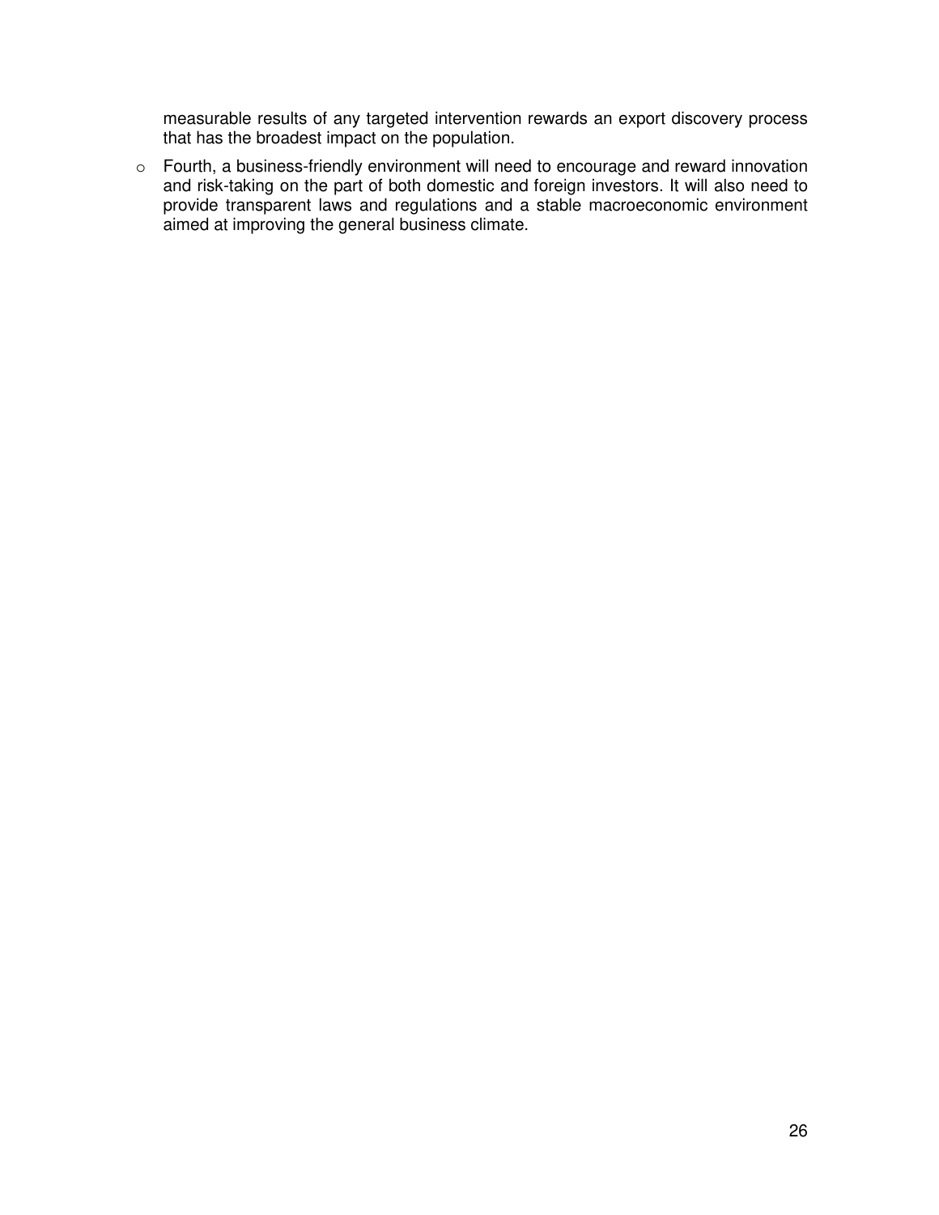measurable results of any targeted intervention rewards an export discovery process that has the broadest impact on the population.

- Fourth, a business-friendly environment will need to encourage and reward innovation and risk-taking on the part of both domestic and foreign investors. It will also need to provide transparent laws and regulations and a stable macroeconomic environment aimed at improving the general business climate.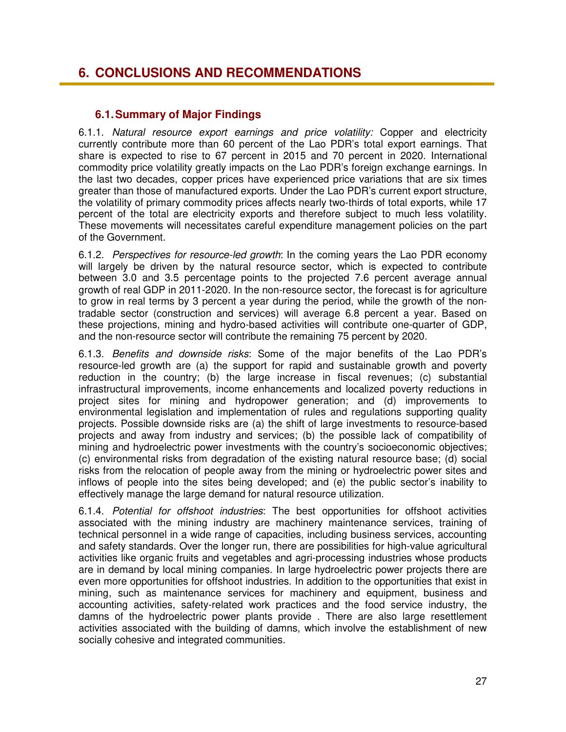# 6. CONCLUSIONS AND RECOMMENDATIONS

## 6.1. Summary of Major Findings

6.1.1. *Natural resource export earnings and price volatility:* Copper and electricity currently contribute more than 60 percent of the Lao PDR's total export earnings. That share is expected to rise to 67 percent in 2015 and 70 percent in 2020. International commodity price volatility greatly impacts on the Lao PDR's foreign exchange earnings. In the last two decades, copper prices have experienced price variations that are six times greater than those of manufactured exports. Under the Lao PDR's current export structure, the volatility of primary commodity prices affects nearly two-thirds of total exports, while 17 percent of the total are electricity exports and therefore subject to much less volatility. These movements will necessitates careful expenditure management policies on the part of the Government.

6.1.2. *Perspectives for resource-led growth*: In the coming years the Lao PDR economy will largely be driven by the natural resource sector, which is expected to contribute between 3.0 and 3.5 percentage points to the projected 7.6 percent average annual growth of real GDP in 2011-2020. In the non-resource sector, the forecast is for agriculture to grow in real terms by 3 percent a year during the period, while the growth of the non-tradable sector (construction and services) will average 6.8 percent a year. Based on these projections, mining and hydro-based activities will contribute one-quarter of GDP, and the non-resource sector will contribute the remaining 75 percent by 2020.

6.1.3. *Benefits and downside risks*: Some of the major benefits of the Lao PDR's resource-led growth are (a) the support for rapid and sustainable growth and poverty reduction in the country; (b) the large increase in fiscal revenues; (c) substantial infrastructural improvements, income enhancements and localized poverty reductions in project sites for mining and hydropower generation; and (d) improvements to environmental legislation and implementation of rules and regulations supporting quality projects. Possible downside risks are (a) the shift of large investments to resource-based projects and away from industry and services; (b) the possible lack of compatibility of mining and hydroelectric power investments with the country's socioeconomic objectives; (c) environmental risks from degradation of the existing natural resource base; (d) social risks from the relocation of people away from the mining or hydroelectric power sites and inflows of people into the sites being developed; and (e) the public sector's inability to effectively manage the large demand for natural resource utilization.

6.1.4. *Potential for offshoot industries*: The best opportunities for offshoot activities associated with the mining industry are machinery maintenance services, training of technical personnel in a wide range of capacities, including business services, accounting and safety standards. Over the longer run, there are possibilities for high-value agricultural activities like organic fruits and vegetables and agri-processing industries whose products are in demand by local mining companies. In large hydroelectric power projects there are even more opportunities for offshoot industries. In addition to the opportunities that exist in mining, such as maintenance services for machinery and equipment, business and accounting activities, safety-related work practices and the food service industry, the damns of the hydroelectric power plants provide . There are also large resettlement activities associated with the building of damns, which involve the establishment of new socially cohesive and integrated communities.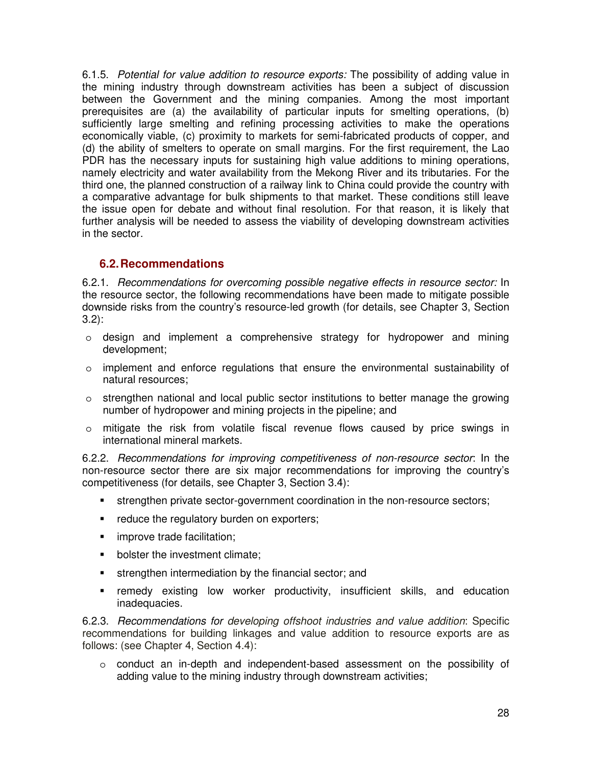6.1.5. *Potential for value addition to resource exports:* The possibility of adding value in the mining industry through downstream activities has been a subject of discussion between the Government and the mining companies. Among the most important prerequisites are (a) the availability of particular inputs for smelting operations, (b) sufficiently large smelting and refining processing activities to make the operations economically viable, (c) proximity to markets for semi-fabricated products of copper, and (d) the ability of smelters to operate on small margins. For the first requirement, the Lao PDR has the necessary inputs for sustaining high value additions to mining operations, namely electricity and water availability from the Mekong River and its tributaries. For the third one, the planned construction of a railway link to China could provide the country with a comparative advantage for bulk shipments to that market. These conditions still leave the issue open for debate and without final resolution. For that reason, it is likely that further analysis will be needed to assess the viability of developing downstream activities in the sector.

## 6.2. Recommendations

6.2.1. *Recommendations for overcoming possible negative effects in resource sector:* In the resource sector, the following recommendations have been made to mitigate possible downside risks from the country's resource-led growth (for details, see Chapter 3, Section 3.2):

- design and implement a comprehensive strategy for hydropower and mining development;
- implement and enforce regulations that ensure the environmental sustainability of natural resources;
- strengthen national and local public sector institutions to better manage the growing number of hydropower and mining projects in the pipeline; and
- mitigate the risk from volatile fiscal revenue flows caused by price swings in international mineral markets.

6.2.2. *Recommendations for improving competitiveness of non-resource sector*: In the non-resource sector there are six major recommendations for improving the country's competitiveness (for details, see Chapter 3, Section 3.4):

- strengthen private sector-government coordination in the non-resource sectors;
- reduce the regulatory burden on exporters;
- improve trade facilitation;
- bolster the investment climate;
- strengthen intermediation by the financial sector; and
- remedy existing low worker productivity, insufficient skills, and education inadequacies.

6.2.3. *Recommendations for developing offshoot industries and value addition*: Specific recommendations for building linkages and value addition to resource exports are as follows: (see Chapter 4, Section 4.4):

- conduct an in-depth and independent-based assessment on the possibility of adding value to the mining industry through downstream activities;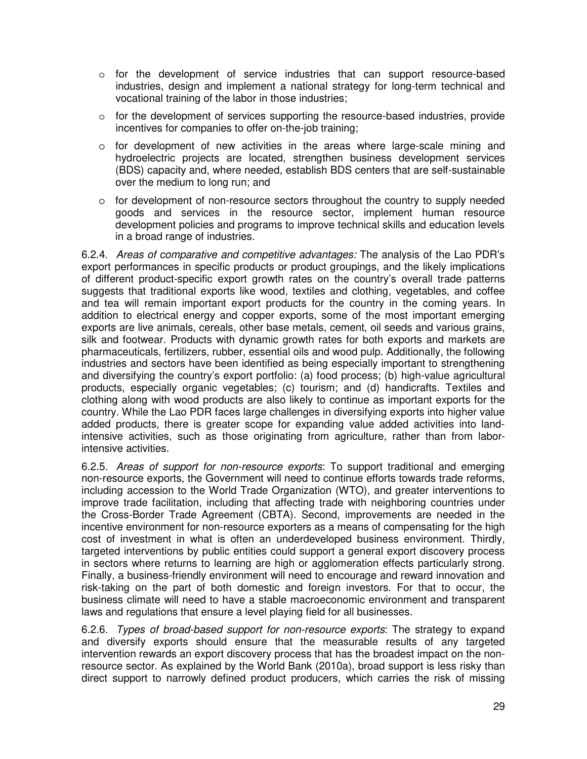- for the development of service industries that can support resource-based industries, design and implement a national strategy for long-term technical and vocational training of the labor in those industries;
- for the development of services supporting the resource-based industries, provide incentives for companies to offer on-the-job training;
- for development of new activities in the areas where large-scale mining and hydroelectric projects are located, strengthen business development services (BDS) capacity and, where needed, establish BDS centers that are self-sustainable over the medium to long run; and
- for development of non-resource sectors throughout the country to supply needed goods and services in the resource sector, implement human resource development policies and programs to improve technical skills and education levels in a broad range of industries.

6.2.4. *Areas of comparative and competitive advantages:* The analysis of the Lao PDR's export performances in specific products or product groupings, and the likely implications of different product-specific export growth rates on the country's overall trade patterns suggests that traditional exports like wood, textiles and clothing, vegetables, and coffee and tea will remain important export products for the country in the coming years. In addition to electrical energy and copper exports, some of the most important emerging exports are live animals, cereals, other base metals, cement, oil seeds and various grains, silk and footwear. Products with dynamic growth rates for both exports and markets are pharmaceuticals, fertilizers, rubber, essential oils and wood pulp. Additionally, the following industries and sectors have been identified as being especially important to strengthening and diversifying the country's export portfolio: (a) food process; (b) high-value agricultural products, especially organic vegetables; (c) tourism; and (d) handicrafts. Textiles and clothing along with wood products are also likely to continue as important exports for the country. While the Lao PDR faces large challenges in diversifying exports into higher value added products, there is greater scope for expanding value added activities into land-intensive activities, such as those originating from agriculture, rather than from labor-intensive activities.

6.2.5. *Areas of support for non-resource exports*: To support traditional and emerging non-resource exports, the Government will need to continue efforts towards trade reforms, including accession to the World Trade Organization (WTO), and greater interventions to improve trade facilitation, including that affecting trade with neighboring countries under the Cross-Border Trade Agreement (CBTA). Second, improvements are needed in the incentive environment for non-resource exporters as a means of compensating for the high cost of investment in what is often an underdeveloped business environment. Thirdly, targeted interventions by public entities could support a general export discovery process in sectors where returns to learning are high or agglomeration effects particularly strong. Finally, a business-friendly environment will need to encourage and reward innovation and risk-taking on the part of both domestic and foreign investors. For that to occur, the business climate will need to have a stable macroeconomic environment and transparent laws and regulations that ensure a level playing field for all businesses.

6.2.6. *Types of broad-based support for non-resource exports*: The strategy to expand and diversify exports should ensure that the measurable results of any targeted intervention rewards an export discovery process that has the broadest impact on the non-resource sector. As explained by the World Bank (2010a), broad support is less risky than direct support to narrowly defined product producers, which carries the risk of missing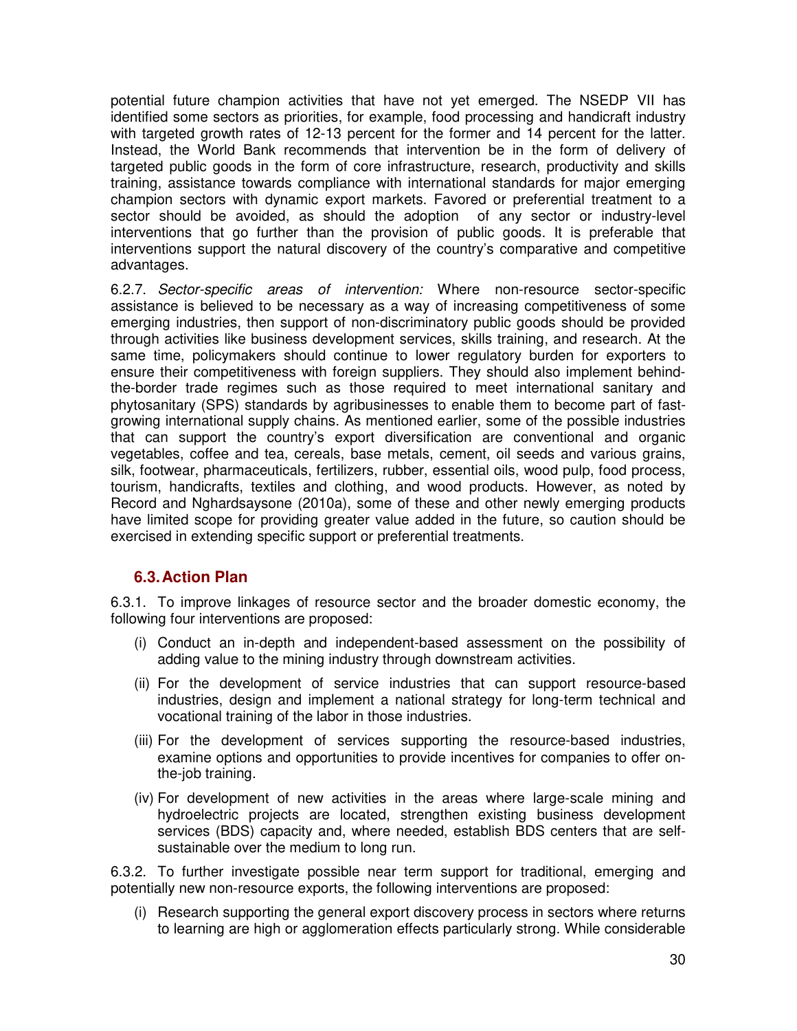potential future champion activities that have not yet emerged. The NSEDP VII has identified some sectors as priorities, for example, food processing and handicraft industry with targeted growth rates of 12-13 percent for the former and 14 percent for the latter. Instead, the World Bank recommends that intervention be in the form of delivery of targeted public goods in the form of core infrastructure, research, productivity and skills training, assistance towards compliance with international standards for major emerging champion sectors with dynamic export markets. Favored or preferential treatment to a sector should be avoided, as should the adoption of any sector or industry-level interventions that go further than the provision of public goods. It is preferable that interventions support the natural discovery of the country's comparative and competitive advantages.

6.2.7. *Sector-specific areas of intervention:* Where non-resource sector-specific assistance is believed to be necessary as a way of increasing competitiveness of some emerging industries, then support of non-discriminatory public goods should be provided through activities like business development services, skills training, and research. At the same time, policymakers should continue to lower regulatory burden for exporters to ensure their competitiveness with foreign suppliers. They should also implement behind-the-border trade regimes such as those required to meet international sanitary and phytosanitary (SPS) standards by agribusinesses to enable them to become part of fast-growing international supply chains. As mentioned earlier, some of the possible industries that can support the country's export diversification are conventional and organic vegetables, coffee and tea, cereals, base metals, cement, oil seeds and various grains, silk, footwear, pharmaceuticals, fertilizers, rubber, essential oils, wood pulp, food process, tourism, handicrafts, textiles and clothing, and wood products. However, as noted by Record and Nghardsaysone (2010a), some of these and other newly emerging products have limited scope for providing greater value added in the future, so caution should be exercised in extending specific support or preferential treatments.

## 6.3. Action Plan

6.3.1. To improve linkages of resource sector and the broader domestic economy, the following four interventions are proposed:

(i) Conduct an in-depth and independent-based assessment on the possibility of adding value to the mining industry through downstream activities.

(ii) For the development of service industries that can support resource-based industries, design and implement a national strategy for long-term technical and vocational training of the labor in those industries.

(iii) For the development of services supporting the resource-based industries, examine options and opportunities to provide incentives for companies to offer on-the-job training.

(iv) For development of new activities in the areas where large-scale mining and hydroelectric projects are located, strengthen existing business development services (BDS) capacity and, where needed, establish BDS centers that are self-sustainable over the medium to long run.

6.3.2. To further investigate possible near term support for traditional, emerging and potentially new non-resource exports, the following interventions are proposed:

(i) Research supporting the general export discovery process in sectors where returns to learning are high or agglomeration effects particularly strong. While considerable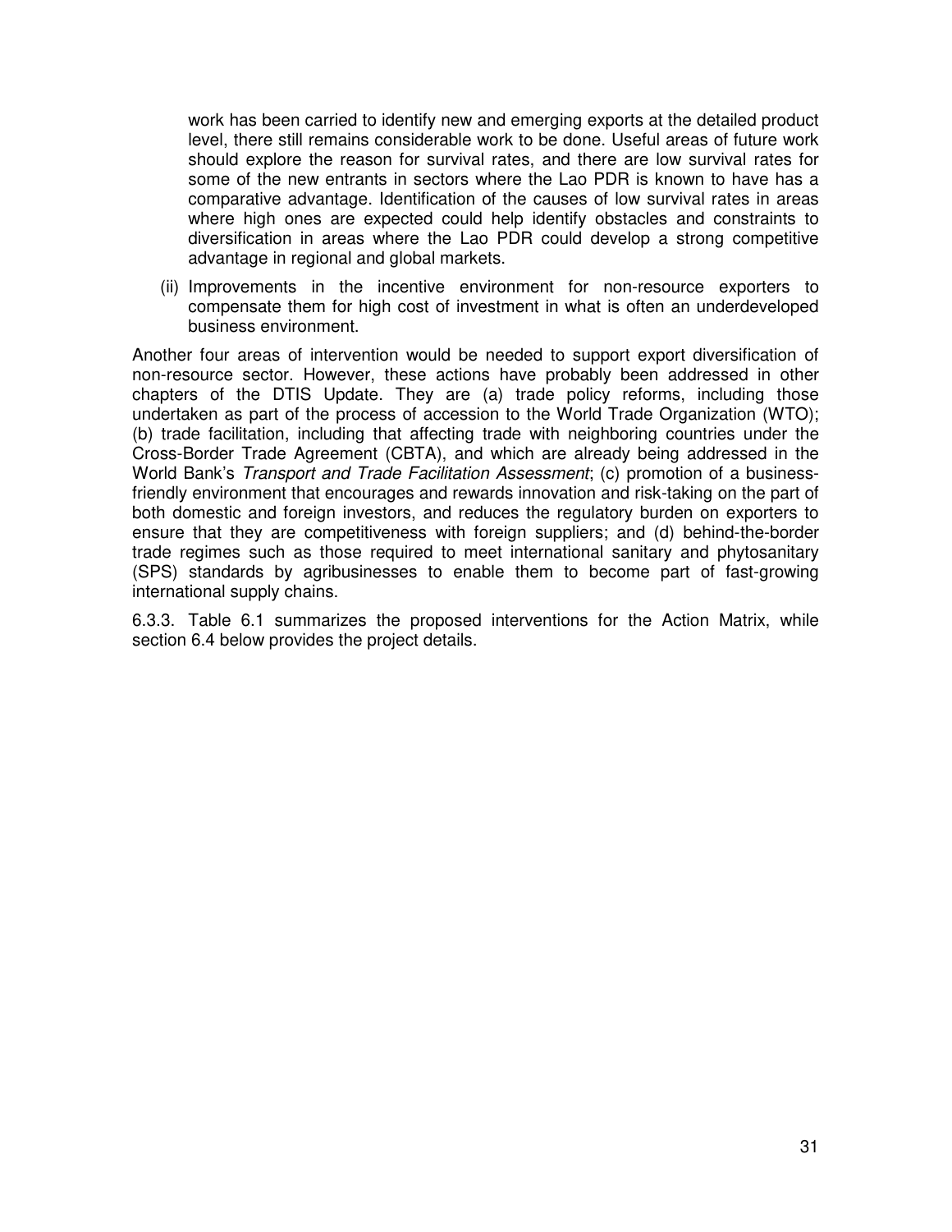work has been carried to identify new and emerging exports at the detailed product level, there still remains considerable work to be done. Useful areas of future work should explore the reason for survival rates, and there are low survival rates for some of the new entrants in sectors where the Lao PDR is known to have has a comparative advantage. Identification of the causes of low survival rates in areas where high ones are expected could help identify obstacles and constraints to diversification in areas where the Lao PDR could develop a strong competitive advantage in regional and global markets.

(ii) Improvements in the incentive environment for non-resource exporters to compensate them for high cost of investment in what is often an underdeveloped business environment.

Another four areas of intervention would be needed to support export diversification of non-resource sector. However, these actions have probably been addressed in other chapters of the DTIS Update. They are (a) trade policy reforms, including those undertaken as part of the process of accession to the World Trade Organization (WTO); (b) trade facilitation, including that affecting trade with neighboring countries under the Cross-Border Trade Agreement (CBTA), and which are already being addressed in the World Bank's *Transport and Trade Facilitation Assessment*; (c) promotion of a business-friendly environment that encourages and rewards innovation and risk-taking on the part of both domestic and foreign investors, and reduces the regulatory burden on exporters to ensure that they are competitiveness with foreign suppliers; and (d) behind-the-border trade regimes such as those required to meet international sanitary and phytosanitary (SPS) standards by agribusinesses to enable them to become part of fast-growing international supply chains.

6.3.3. Table 6.1 summarizes the proposed interventions for the Action Matrix, while section 6.4 below provides the project details.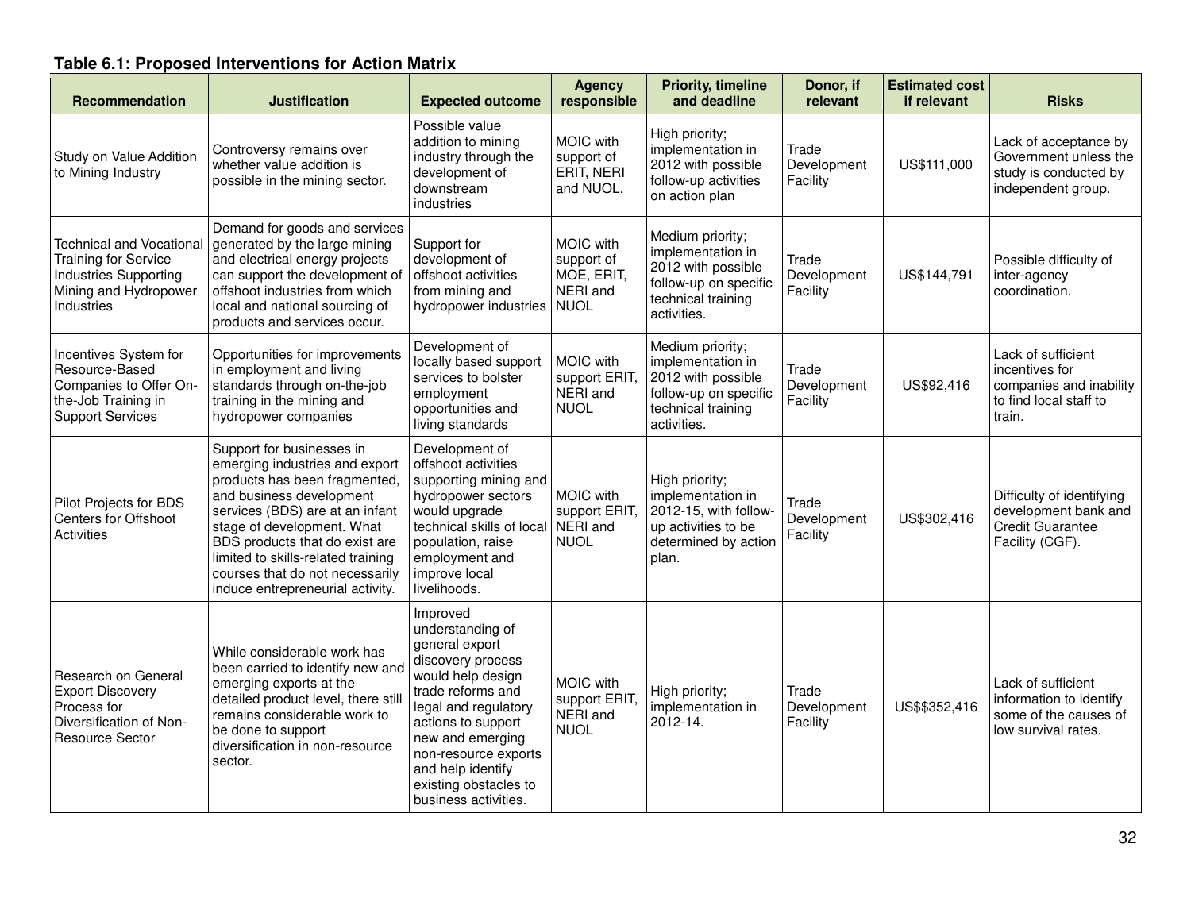**Table 6.1: Proposed Interventions for Action Matrix**

| Recommendation | Justification | Expected outcome | Agency responsible | Priority, timeline and deadline | Donor, if relevant | Estimated cost if relevant | Risks |
|---|---|---|---|---|---|---|---|
| Study on Value Addition to Mining Industry | Controversy remains over whether value addition is possible in the mining sector. | Possible value addition to mining industry through the development of downstream industries | MOIC with support of ERIT, NERI and NUOL. | High priority; implementation in 2012 with possible follow-up activities on action plan | Trade Development Facility | US$111,000 | Lack of acceptance by Government unless the study is conducted by independent group. |
| Technical and Vocational Training for Service Industries Supporting Mining and Hydropower Industries | Demand for goods and services generated by the large mining and electrical energy projects can support the development of offshoot industries from which local and national sourcing of products and services occur. | Support for development of offshoot activities from mining and hydropower industries | MOIC with support of MOE, ERIT, NERI and NUOL | Medium priority; implementation in 2012 with possible follow-up on specific technical training activities. | Trade Development Facility | US$144,791 | Possible difficulty of inter-agency coordination. |
| Incentives System for Resource-Based Companies to Offer On-the-Job Training in Support Services | Opportunities for improvements in employment and living standards through on-the-job training in the mining and hydropower companies | Development of locally based support services to bolster employment opportunities and living standards | MOIC with support ERIT, NERI and NUOL | Medium priority; implementation in 2012 with possible follow-up on specific technical training activities. | Trade Development Facility | US$92,416 | Lack of sufficient incentives for companies and inability to find local staff to train. |
| Pilot Projects for BDS Centers for Offshoot Activities | Support for businesses in emerging industries and export products has been fragmented, and business development services (BDS) are at an infant stage of development. What BDS products that do exist are limited to skills-related training courses that do not necessarily induce entrepreneurial activity. | Development of offshoot activities supporting mining and hydropower sectors would upgrade technical skills of local population, raise employment and improve local livelihoods. | MOIC with support ERIT, NERI and NUOL | High priority; implementation in 2012-15, with follow-up activities to be determined by action plan. | Trade Development Facility | US$302,416 | Difficulty of identifying development bank and Credit Guarantee Facility (CGF). |
| Research on General Export Discovery Process for Diversification of Non-Resource Sector | While considerable work has been carried to identify new and emerging exports at the detailed product level, there still remains considerable work to be done to support diversification in non-resource sector. | Improved understanding of general export discovery process would help design trade reforms and legal and regulatory actions to support new and emerging non-resource exports and help identify existing obstacles to business activities. | MOIC with support ERIT, NERI and NUOL | High priority; implementation in 2012-14. | Trade Development Facility | US$$352,416 | Lack of sufficient information to identify some of the causes of low survival rates. |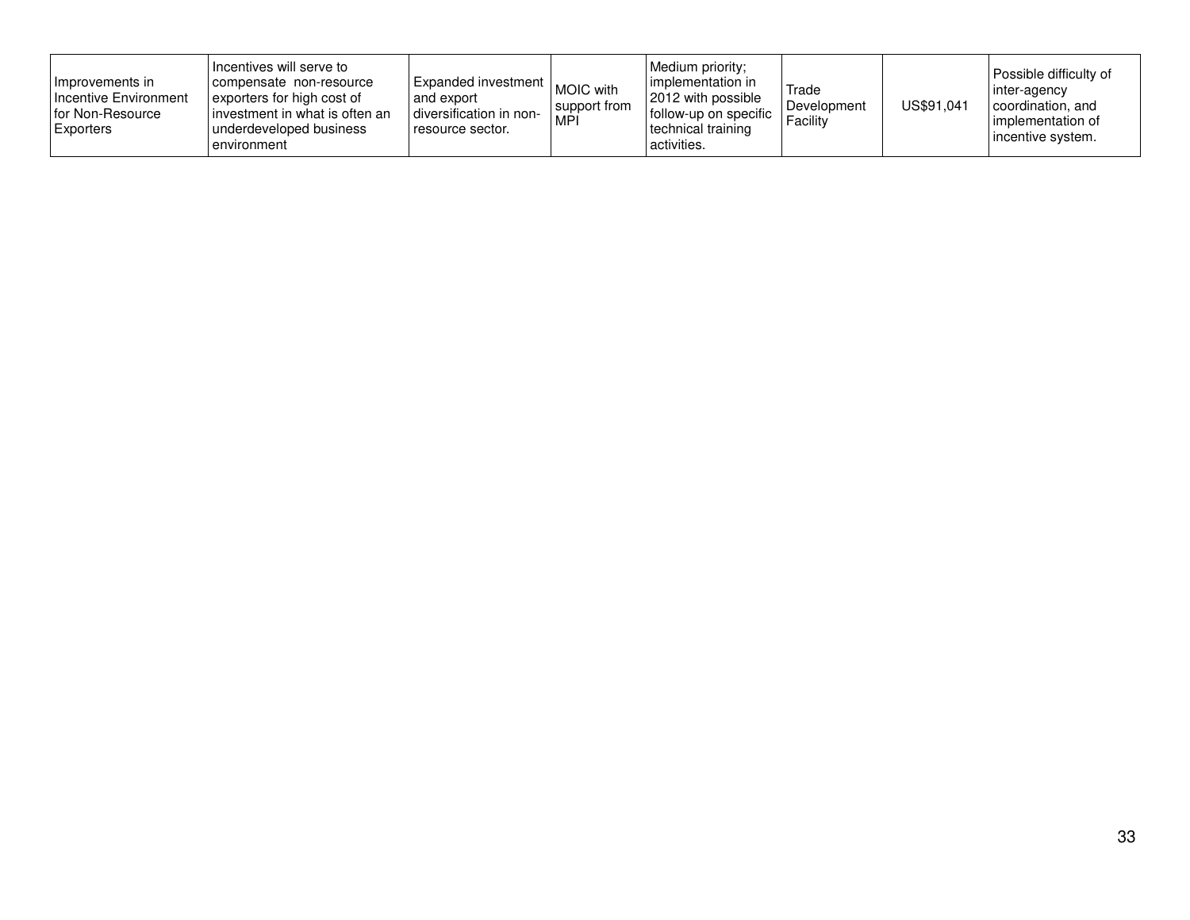| | | | | | | | |
|---|---|---|---|---|---|---|---|
| Improvements in Incentive Environment for Non-Resource Exporters | Incentives will serve to compensate non-resource exporters for high cost of investment in what is often an underdeveloped business environment | Expanded investment and export diversification in non-resource sector. | MOIC with support from MPI | Medium priority; implementation in 2012 with possible follow-up on specific technical training activities. | Trade Development Facility | US$91,041 | Possible difficulty of inter-agency coordination, and implementation of incentive system. |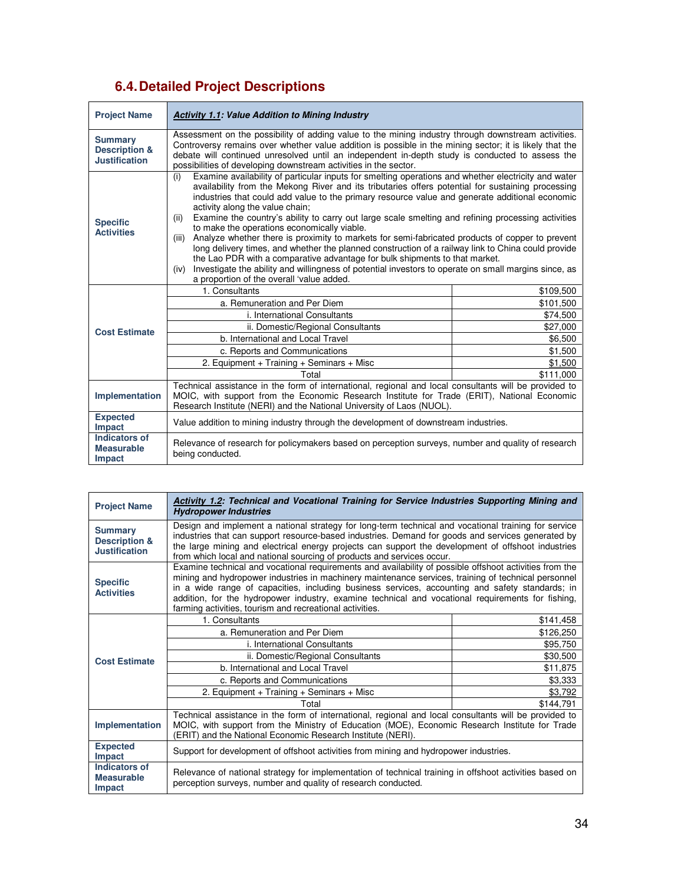## 6.4. Detailed Project Descriptions

| Project Name | ***Activity 1.1**: Value Addition to Mining Industry* | |
|---|---|---|
| **Summary Description & Justification** | Assessment on the possibility of adding value to the mining industry through downstream activities. Controversy remains over whether value addition is possible in the mining sector; it is likely that the debate will continued unresolved until an independent in-depth study is conducted to assess the possibilities of developing downstream activities in the sector. | |
| **Specific Activities** | (i) Examine availability of particular inputs for smelting operations and whether electricity and water availability from the Mekong River and its tributaries offers potential for sustaining processing industries that could add value to the primary resource value and generate additional economic activity along the value chain;<br>(ii) Examine the country's ability to carry out large scale smelting and refining processing activities to make the operations economically viable.<br>(iii) Analyze whether there is proximity to markets for semi-fabricated products of copper to prevent long delivery times, and whether the planned construction of a railway link to China could provide the Lao PDR with a comparative advantage for bulk shipments to that market.<br>(iv) Investigate the ability and willingness of potential investors to operate on small margins since, as a proportion of the overall 'value added. | |
| **Cost Estimate** | 1. Consultants | $109,500 |
| | a. Remuneration and Per Diem | $101,500 |
| | i. International Consultants | $74,500 |
| | ii. Domestic/Regional Consultants | $27,000 |
| | b. International and Local Travel | $6,500 |
| | c. Reports and Communications | $1,500 |
| | 2. Equipment + Training + Seminars + Misc | $1,500 |
| | Total | $111,000 |
| **Implementation** | Technical assistance in the form of international, regional and local consultants will be provided to MOIC, with support from the Economic Research Institute for Trade (ERIT), National Economic Research Institute (NERI) and the National University of Laos (NUOL). | |
| **Expected Impact** | Value addition to mining industry through the development of downstream industries. | |
| **Indicators of Measurable Impact** | Relevance of research for policymakers based on perception surveys, number and quality of research being conducted. | |

| Project Name | ***Activity 1.2**: Technical and Vocational Training for Service Industries Supporting Mining and Hydropower Industries* | |
|---|---|---|
| **Summary Description & Justification** | Design and implement a national strategy for long-term technical and vocational training for service industries that can support resource-based industries. Demand for goods and services generated by the large mining and electrical energy projects can support the development of offshoot industries from which local and national sourcing of products and services occur. | |
| **Specific Activities** | Examine technical and vocational requirements and availability of possible offshoot activities from the mining and hydropower industries in machinery maintenance services, training of technical personnel in a wide range of capacities, including business services, accounting and safety standards; in addition, for the hydropower industry, examine technical and vocational requirements for fishing, farming activities, tourism and recreational activities. | |
| **Cost Estimate** | 1. Consultants | $141,458 |
| | a. Remuneration and Per Diem | $126,250 |
| | i. International Consultants | $95,750 |
| | ii. Domestic/Regional Consultants | $30,500 |
| | b. International and Local Travel | $11,875 |
| | c. Reports and Communications | $3,333 |
| | 2. Equipment + Training + Seminars + Misc | $3,792 |
| | Total | $144,791 |
| **Implementation** | Technical assistance in the form of international, regional and local consultants will be provided to MOIC, with support from the Ministry of Education (MOE), Economic Research Institute for Trade (ERIT) and the National Economic Research Institute (NERI). | |
| **Expected Impact** | Support for development of offshoot activities from mining and hydropower industries. | |
| **Indicators of Measurable Impact** | Relevance of national strategy for implementation of technical training in offshoot activities based on perception surveys, number and quality of research conducted. | |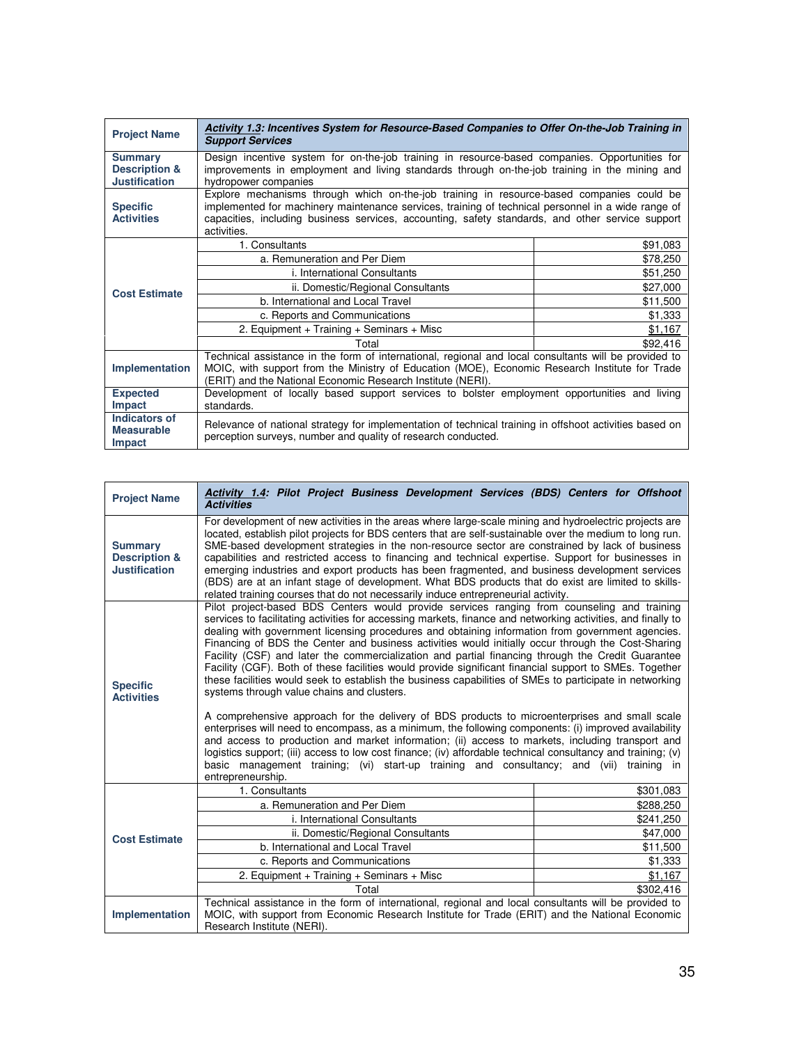| Project Name | ***Activity 1.3**: Incentives System for Resource-Based Companies to Offer On-the-Job Training in Support Services* | |
|---|---|---|
| **Summary Description & Justification** | Design incentive system for on-the-job training in resource-based companies. Opportunities for improvements in employment and living standards through on-the-job training in the mining and hydropower companies | |
| **Specific Activities** | Explore mechanisms through which on-the-job training in resource-based companies could be implemented for machinery maintenance services, training of technical personnel in a wide range of capacities, including business services, accounting, safety standards, and other service support activities. | |
| **Cost Estimate** | 1. Consultants | $91,083 |
| | a. Remuneration and Per Diem | $78,250 |
| | i. International Consultants | $51,250 |
| | ii. Domestic/Regional Consultants | $27,000 |
| | b. International and Local Travel | $11,500 |
| | c. Reports and Communications | $1,333 |
| | 2. Equipment + Training + Seminars + Misc | $1,167 |
| | Total | $92,416 |
| **Implementation** | Technical assistance in the form of international, regional and local consultants will be provided to MOIC, with support from the Ministry of Education (MOE), Economic Research Institute for Trade (ERIT) and the National Economic Research Institute (NERI). | |
| **Expected Impact** | Development of locally based support services to bolster employment opportunities and living standards. | |
| **Indicators of Measurable Impact** | Relevance of national strategy for implementation of technical training in offshoot activities based on perception surveys, number and quality of research conducted. | |

| Project Name | ***Activity 1.4**: Pilot Project Business Development Services (BDS) Centers for Offshoot Activities* | |
|---|---|---|
| **Summary Description & Justification** | For development of new activities in the areas where large-scale mining and hydroelectric projects are located, establish pilot projects for BDS centers that are self-sustainable over the medium to long run. SME-based development strategies in the non-resource sector are constrained by lack of business capabilities and restricted access to financing and technical expertise. Support for businesses in emerging industries and export products has been fragmented, and business development services (BDS) are at an infant stage of development. What BDS products that do exist are limited to skills-related training courses that do not necessarily induce entrepreneurial activity. | |
| **Specific Activities** | Pilot project-based BDS Centers would provide services ranging from counseling and training services to facilitating activities for accessing markets, finance and networking activities, and finally to dealing with government licensing procedures and obtaining information from government agencies. Financing of BDS the Center and business activities would initially occur through the Cost-Sharing Facility (CSF) and later the commercialization and partial financing through the Credit Guarantee Facility (CGF). Both of these facilities would provide significant financial support to SMEs. Together these facilities would seek to establish the business capabilities of SMEs to participate in networking systems through value chains and clusters.<br><br>A comprehensive approach for the delivery of BDS products to microenterprises and small scale enterprises will need to encompass, as a minimum, the following components: (i) improved availability and access to production and market information; (ii) access to markets, including transport and logistics support; (iii) access to low cost finance; (iv) affordable technical consultancy and training; (v) basic management training; (vi) start-up training and consultancy; and (vii) training in entrepreneurship. | |
| **Cost Estimate** | 1. Consultants | $301,083 |
| | a. Remuneration and Per Diem | $288,250 |
| | i. International Consultants | $241,250 |
| | ii. Domestic/Regional Consultants | $47,000 |
| | b. International and Local Travel | $11,500 |
| | c. Reports and Communications | $1,333 |
| | 2. Equipment + Training + Seminars + Misc | $1,167 |
| | Total | $302,416 |
| **Implementation** | Technical assistance in the form of international, regional and local consultants will be provided to MOIC, with support from Economic Research Institute for Trade (ERIT) and the National Economic Research Institute (NERI). | |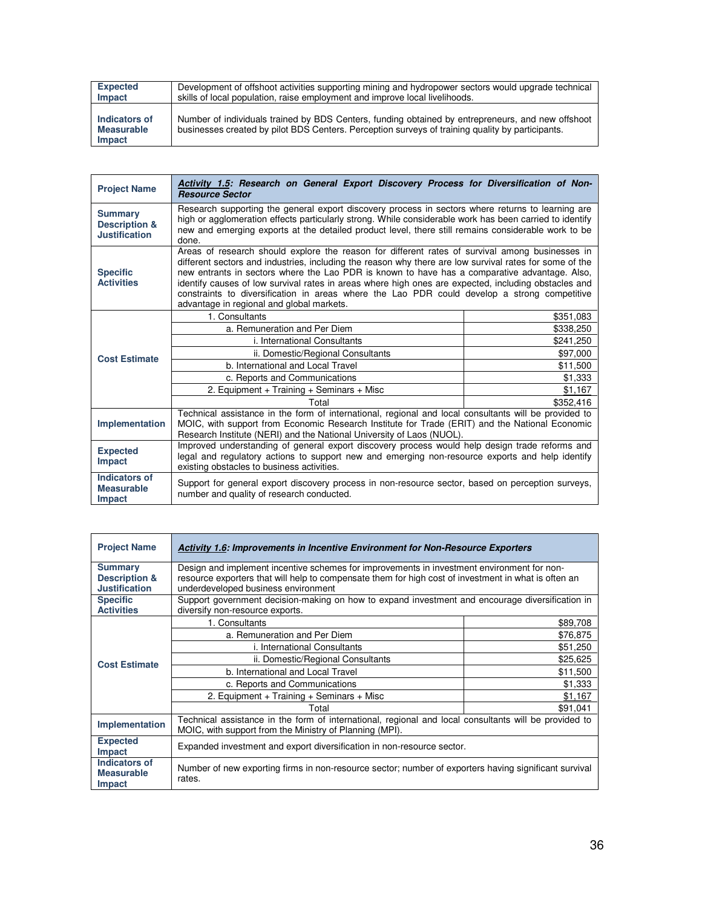| | |
|---|---|
| **Expected Impact** | Development of offshoot activities supporting mining and hydropower sectors would upgrade technical skills of local population, raise employment and improve local livelihoods. |
| **Indicators of Measurable Impact** | Number of individuals trained by BDS Centers, funding obtained by entrepreneurs, and new offshoot businesses created by pilot BDS Centers. Perception surveys of training quality by participants. |

| | | |
|---|---|---|
| **Project Name** | ***Activity 1.5: Research on General Export Discovery Process for Diversification of Non-Resource Sector*** | |
| **Summary Description & Justification** | Research supporting the general export discovery process in sectors where returns to learning are high or agglomeration effects particularly strong. While considerable work has been carried to identify new and emerging exports at the detailed product level, there still remains considerable work to be done. | |
| **Specific Activities** | Areas of research should explore the reason for different rates of survival among businesses in different sectors and industries, including the reason why there are low survival rates for some of the new entrants in sectors where the Lao PDR is known to have has a comparative advantage. Also, identify causes of low survival rates in areas where high ones are expected, including obstacles and constraints to diversification in areas where the Lao PDR could develop a strong competitive advantage in regional and global markets. | |
| **Cost Estimate** | 1. Consultants | $351,083 |
| | a. Remuneration and Per Diem | $338,250 |
| | i. International Consultants | $241,250 |
| | ii. Domestic/Regional Consultants | $97,000 |
| | b. International and Local Travel | $11,500 |
| | c. Reports and Communications | $1,333 |
| | 2. Equipment + Training + Seminars + Misc | $1,167 |
| | Total | $352,416 |
| **Implementation** | Technical assistance in the form of international, regional and local consultants will be provided to MOIC, with support from Economic Research Institute for Trade (ERIT) and the National Economic Research Institute (NERI) and the National University of Laos (NUOL). | |
| **Expected Impact** | Improved understanding of general export discovery process would help design trade reforms and legal and regulatory actions to support new and emerging non-resource exports and help identify existing obstacles to business activities. | |
| **Indicators of Measurable Impact** | Support for general export discovery process in non-resource sector, based on perception surveys, number and quality of research conducted. | |

| | | |
|---|---|---|
| **Project Name** | ***Activity 1.6: Improvements in Incentive Environment for Non-Resource Exporters*** | |
| **Summary Description & Justification** | Design and implement incentive schemes for improvements in investment environment for non-resource exporters that will help to compensate them for high cost of investment in what is often an underdeveloped business environment | |
| **Specific Activities** | Support government decision-making on how to expand investment and encourage diversification in diversify non-resource exports. | |
| **Cost Estimate** | 1. Consultants | $89,708 |
| | a. Remuneration and Per Diem | $76,875 |
| | i. International Consultants | $51,250 |
| | ii. Domestic/Regional Consultants | $25,625 |
| | b. International and Local Travel | $11,500 |
| | c. Reports and Communications | $1,333 |
| | 2. Equipment + Training + Seminars + Misc | $1,167 |
| | Total | $91,041 |
| **Implementation** | Technical assistance in the form of international, regional and local consultants will be provided to MOIC, with support from the Ministry of Planning (MPI). | |
| **Expected Impact** | Expanded investment and export diversification in non-resource sector. | |
| **Indicators of Measurable Impact** | Number of new exporting firms in non-resource sector; number of exporters having significant survival rates. | |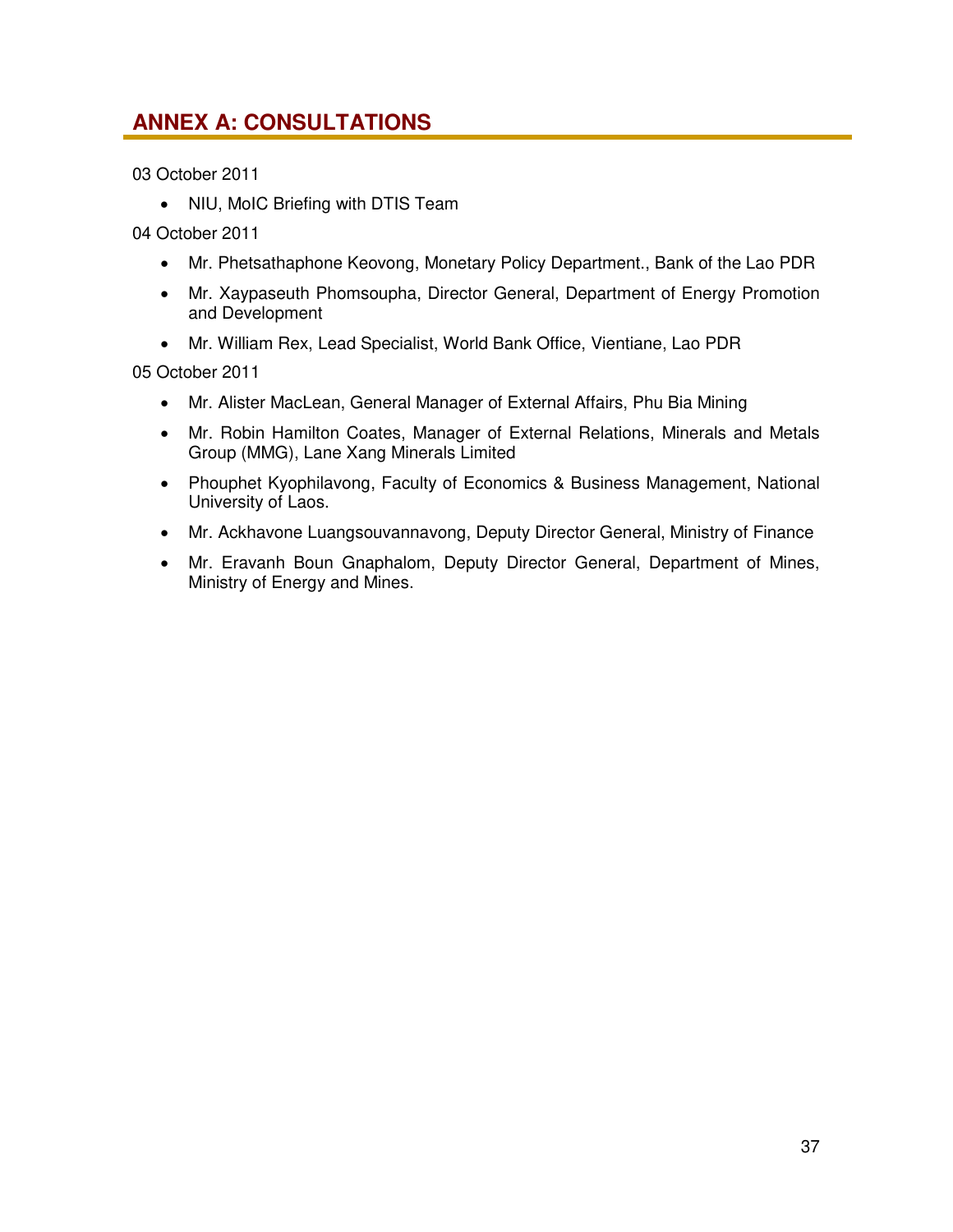## ANNEX A: CONSULTATIONS

03 October 2011

- NIU, MoIC Briefing with DTIS Team

04 October 2011

- Mr. Phetsathaphone Keovong, Monetary Policy Department., Bank of the Lao PDR
- Mr. Xaypaseuth Phomsoupha, Director General, Department of Energy Promotion and Development
- Mr. William Rex, Lead Specialist, World Bank Office, Vientiane, Lao PDR

05 October 2011

- Mr. Alister MacLean, General Manager of External Affairs, Phu Bia Mining
- Mr. Robin Hamilton Coates, Manager of External Relations, Minerals and Metals Group (MMG), Lane Xang Minerals Limited
- Phouphet Kyophilavong, Faculty of Economics & Business Management, National University of Laos.
- Mr. Ackhavone Luangsouvannavong, Deputy Director General, Ministry of Finance
- Mr. Eravanh Boun Gnaphalom, Deputy Director General, Department of Mines, Ministry of Energy and Mines.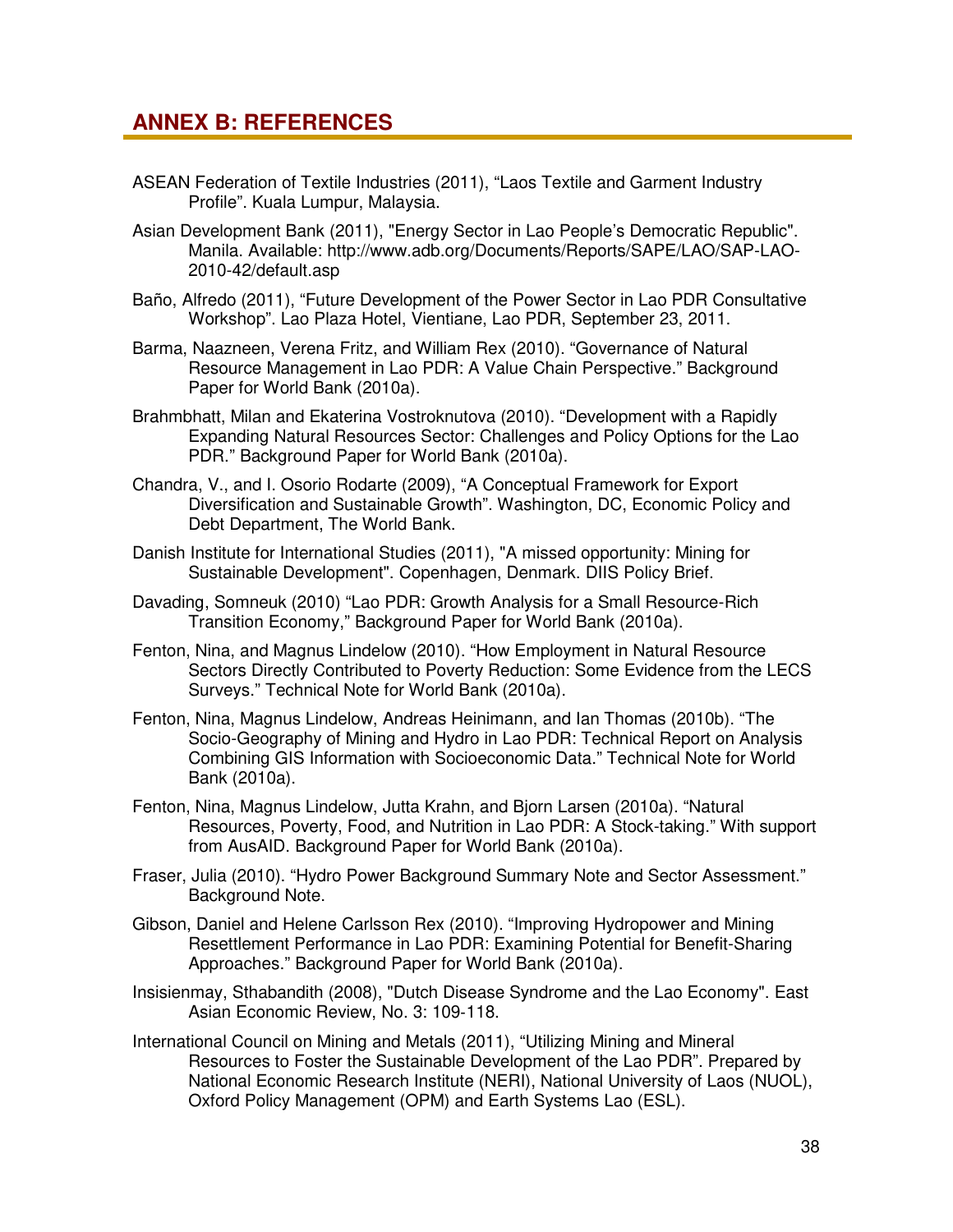## ANNEX B: REFERENCES

ASEAN Federation of Textile Industries (2011), "Laos Textile and Garment Industry Profile". Kuala Lumpur, Malaysia.

Asian Development Bank (2011), "Energy Sector in Lao People's Democratic Republic". Manila. Available: http://www.adb.org/Documents/Reports/SAPE/LAO/SAP-LAO-2010-42/default.asp

Baño, Alfredo (2011), "Future Development of the Power Sector in Lao PDR Consultative Workshop". Lao Plaza Hotel, Vientiane, Lao PDR, September 23, 2011.

Barma, Naazneen, Verena Fritz, and William Rex (2010). "Governance of Natural Resource Management in Lao PDR: A Value Chain Perspective." Background Paper for World Bank (2010a).

Brahmbhatt, Milan and Ekaterina Vostroknutova (2010). "Development with a Rapidly Expanding Natural Resources Sector: Challenges and Policy Options for the Lao PDR." Background Paper for World Bank (2010a).

Chandra, V., and I. Osorio Rodarte (2009), "A Conceptual Framework for Export Diversification and Sustainable Growth". Washington, DC, Economic Policy and Debt Department, The World Bank.

Danish Institute for International Studies (2011), "A missed opportunity: Mining for Sustainable Development". Copenhagen, Denmark. DIIS Policy Brief.

Davading, Somneuk (2010) "Lao PDR: Growth Analysis for a Small Resource-Rich Transition Economy," Background Paper for World Bank (2010a).

Fenton, Nina, and Magnus Lindelow (2010). "How Employment in Natural Resource Sectors Directly Contributed to Poverty Reduction: Some Evidence from the LECS Surveys." Technical Note for World Bank (2010a).

Fenton, Nina, Magnus Lindelow, Andreas Heinimann, and Ian Thomas (2010b). "The Socio-Geography of Mining and Hydro in Lao PDR: Technical Report on Analysis Combining GIS Information with Socioeconomic Data." Technical Note for World Bank (2010a).

Fenton, Nina, Magnus Lindelow, Jutta Krahn, and Bjorn Larsen (2010a). "Natural Resources, Poverty, Food, and Nutrition in Lao PDR: A Stock-taking." With support from AusAID. Background Paper for World Bank (2010a).

Fraser, Julia (2010). "Hydro Power Background Summary Note and Sector Assessment." Background Note.

Gibson, Daniel and Helene Carlsson Rex (2010). "Improving Hydropower and Mining Resettlement Performance in Lao PDR: Examining Potential for Benefit-Sharing Approaches." Background Paper for World Bank (2010a).

Insisienmay, Sthabandith (2008), "Dutch Disease Syndrome and the Lao Economy". East Asian Economic Review, No. 3: 109-118.

International Council on Mining and Metals (2011), "Utilizing Mining and Mineral Resources to Foster the Sustainable Development of the Lao PDR". Prepared by National Economic Research Institute (NERI), National University of Laos (NUOL), Oxford Policy Management (OPM) and Earth Systems Lao (ESL).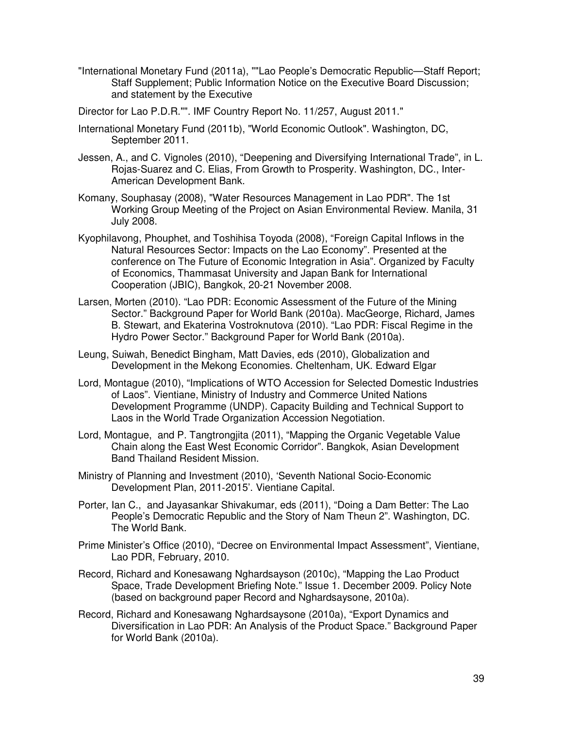"International Monetary Fund (2011a), ""Lao People's Democratic Republic—Staff Report; Staff Supplement; Public Information Notice on the Executive Board Discussion; and statement by the Executive

Director for Lao P.D.R."". IMF Country Report No. 11/257, August 2011."

International Monetary Fund (2011b), "World Economic Outlook". Washington, DC, September 2011.

Jessen, A., and C. Vignoles (2010), "Deepening and Diversifying International Trade", in L. Rojas-Suarez and C. Elias, From Growth to Prosperity. Washington, DC., Inter-American Development Bank.

Komany, Souphasay (2008), "Water Resources Management in Lao PDR". The 1st Working Group Meeting of the Project on Asian Environmental Review. Manila, 31 July 2008.

Kyophilavong, Phouphet, and Toshihisa Toyoda (2008), "Foreign Capital Inflows in the Natural Resources Sector: Impacts on the Lao Economy". Presented at the conference on The Future of Economic Integration in Asia". Organized by Faculty of Economics, Thammasat University and Japan Bank for International Cooperation (JBIC), Bangkok, 20-21 November 2008.

Larsen, Morten (2010). "Lao PDR: Economic Assessment of the Future of the Mining Sector." Background Paper for World Bank (2010a). MacGeorge, Richard, James B. Stewart, and Ekaterina Vostroknutova (2010). "Lao PDR: Fiscal Regime in the Hydro Power Sector." Background Paper for World Bank (2010a).

Leung, Suiwah, Benedict Bingham, Matt Davies, eds (2010), Globalization and Development in the Mekong Economies. Cheltenham, UK. Edward Elgar

Lord, Montague (2010), "Implications of WTO Accession for Selected Domestic Industries of Laos". Vientiane, Ministry of Industry and Commerce United Nations Development Programme (UNDP). Capacity Building and Technical Support to Laos in the World Trade Organization Accession Negotiation.

Lord, Montague, and P. Tangtrongjita (2011), "Mapping the Organic Vegetable Value Chain along the East West Economic Corridor". Bangkok, Asian Development Band Thailand Resident Mission.

Ministry of Planning and Investment (2010), 'Seventh National Socio-Economic Development Plan, 2011-2015'. Vientiane Capital.

Porter, Ian C., and Jayasankar Shivakumar, eds (2011), "Doing a Dam Better: The Lao People's Democratic Republic and the Story of Nam Theun 2". Washington, DC. The World Bank.

Prime Minister's Office (2010), "Decree on Environmental Impact Assessment", Vientiane, Lao PDR, February, 2010.

Record, Richard and Konesawang Nghardsayson (2010c), "Mapping the Lao Product Space, Trade Development Briefing Note." Issue 1. December 2009. Policy Note (based on background paper Record and Nghardsaysone, 2010a).

Record, Richard and Konesawang Nghardsaysone (2010a), "Export Dynamics and Diversification in Lao PDR: An Analysis of the Product Space." Background Paper for World Bank (2010a).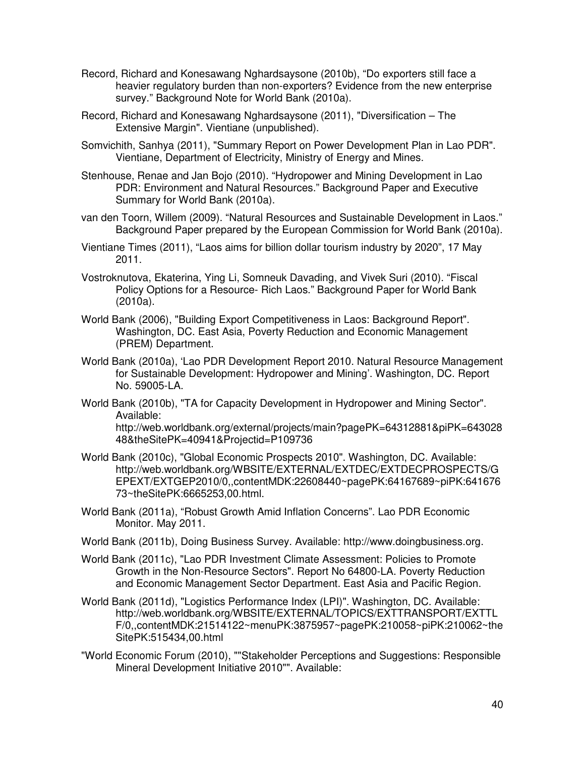Record, Richard and Konesawang Nghardsaysone (2010b), "Do exporters still face a heavier regulatory burden than non-exporters? Evidence from the new enterprise survey." Background Note for World Bank (2010a).

Record, Richard and Konesawang Nghardsaysone (2011), "Diversification – The Extensive Margin". Vientiane (unpublished).

Somvichith, Sanhya (2011), "Summary Report on Power Development Plan in Lao PDR". Vientiane, Department of Electricity, Ministry of Energy and Mines.

Stenhouse, Renae and Jan Bojo (2010). "Hydropower and Mining Development in Lao PDR: Environment and Natural Resources." Background Paper and Executive Summary for World Bank (2010a).

van den Toorn, Willem (2009). "Natural Resources and Sustainable Development in Laos." Background Paper prepared by the European Commission for World Bank (2010a).

Vientiane Times (2011), "Laos aims for billion dollar tourism industry by 2020", 17 May 2011.

Vostroknutova, Ekaterina, Ying Li, Somneuk Davading, and Vivek Suri (2010). "Fiscal Policy Options for a Resource- Rich Laos." Background Paper for World Bank (2010a).

World Bank (2006), "Building Export Competitiveness in Laos: Background Report". Washington, DC. East Asia, Poverty Reduction and Economic Management (PREM) Department.

World Bank (2010a), 'Lao PDR Development Report 2010. Natural Resource Management for Sustainable Development: Hydropower and Mining'. Washington, DC. Report No. 59005-LA.

World Bank (2010b), "TA for Capacity Development in Hydropower and Mining Sector". Available: http://web.worldbank.org/external/projects/main?pagePK=64312881&piPK=64302848&theSitePK=40941&Projectid=P109736

World Bank (2010c), "Global Economic Prospects 2010". Washington, DC. Available: http://web.worldbank.org/WBSITE/EXTERNAL/EXTDEC/EXTDECPROSPECTS/GEPEXT/EXTGEP2010/0,,contentMDK:22608440~pagePK:64167689~piPK:64167673~theSitePK:6665253,00.html.

World Bank (2011a), "Robust Growth Amid Inflation Concerns". Lao PDR Economic Monitor. May 2011.

World Bank (2011b), Doing Business Survey. Available: http://www.doingbusiness.org.

World Bank (2011c), "Lao PDR Investment Climate Assessment: Policies to Promote Growth in the Non-Resource Sectors". Report No 64800-LA. Poverty Reduction and Economic Management Sector Department. East Asia and Pacific Region.

World Bank (2011d), "Logistics Performance Index (LPI)". Washington, DC. Available: http://web.worldbank.org/WBSITE/EXTERNAL/TOPICS/EXTTRANSPORT/EXTTLF/0,,contentMDK:21514122~menuPK:3875957~pagePK:210058~piPK:210062~theSitePK:515434,00.html

"World Economic Forum (2010), ""Stakeholder Perceptions and Suggestions: Responsible Mineral Development Initiative 2010"". Available: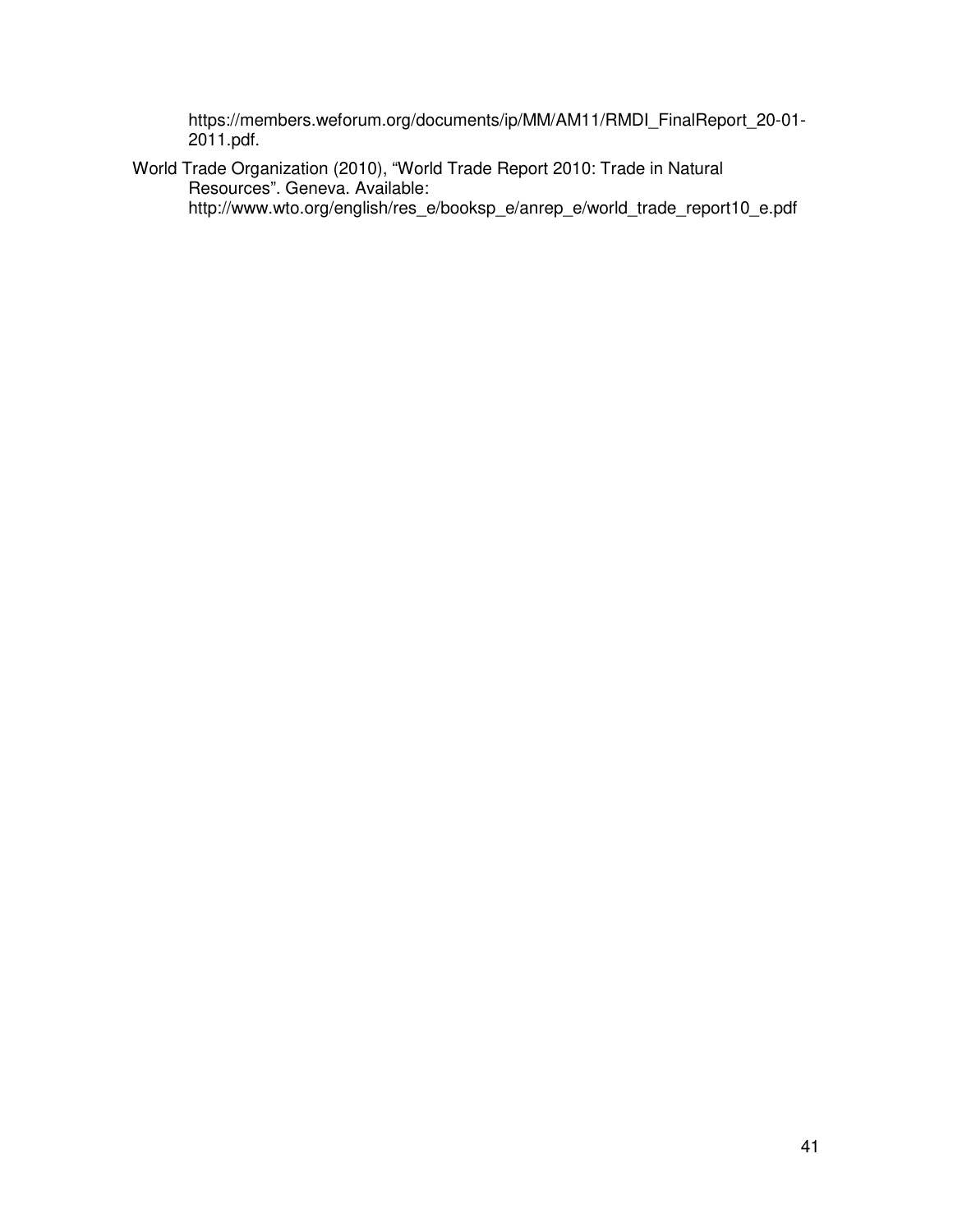https://members.weforum.org/documents/ip/MM/AM11/RMDI_FinalReport_20-01-2011.pdf.

World Trade Organization (2010), "World Trade Report 2010: Trade in Natural Resources". Geneva. Available: http://www.wto.org/english/res_e/booksp_e/anrep_e/world_trade_report10_e.pdf